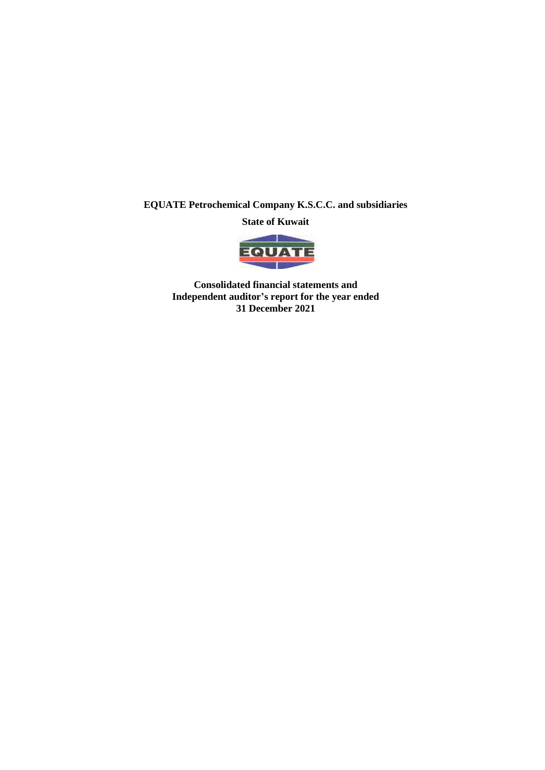**EQUATE Petrochemical Company K.S.C.C. and subsidiaries**

**State of Kuwait**

**Consolidated financial statements and Independent auditor's report for the year ended 31 December 2021**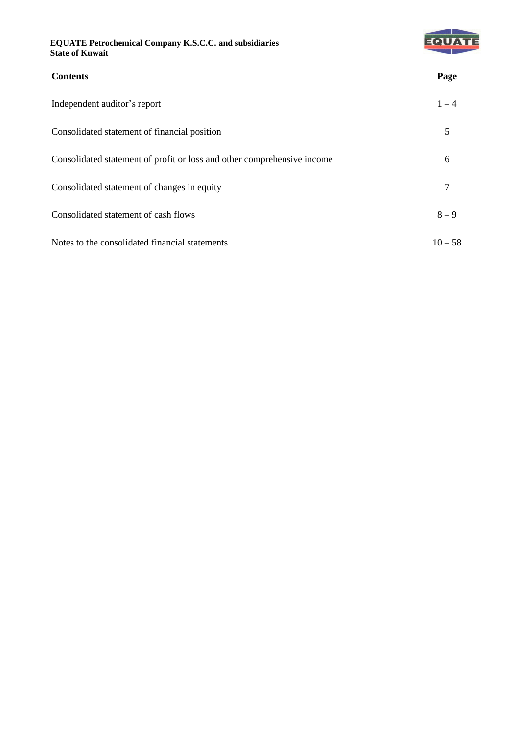| Contents | Page |
|---|---|
| Independent auditor's report | 1 – 4 |
| Consolidated statement of financial position | 5 |
| Consolidated statement of profit or loss and other comprehensive income | 6 |
| Consolidated statement of changes in equity | 7 |
| Consolidated statement of cash flows | 8 – 9 |
| Notes to the consolidated financial statements | 10 – 58 |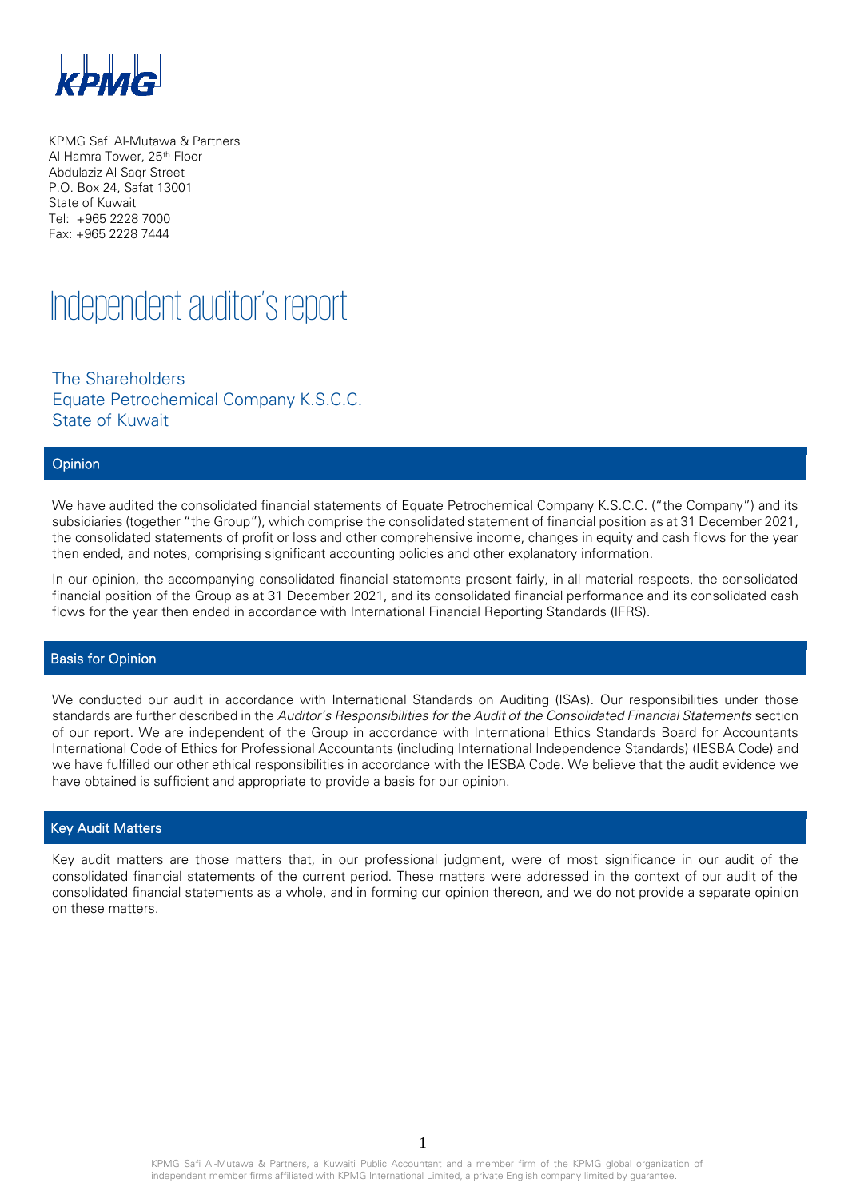KPMG Safi Al-Mutawa & Partners
Al Hamra Tower, 25th Floor
Abdulaziz Al Saqr Street
P.O. Box 24, Safat 13001
State of Kuwait
Tel: +965 2228 7000
Fax: +965 2228 7444

# Independent auditor's report

The Shareholders
Equate Petrochemical Company K.S.C.C.
State of Kuwait

## Opinion

We have audited the consolidated financial statements of Equate Petrochemical Company K.S.C.C. ("the Company") and its subsidiaries (together "the Group"), which comprise the consolidated statement of financial position as at 31 December 2021, the consolidated statements of profit or loss and other comprehensive income, changes in equity and cash flows for the year then ended, and notes, comprising significant accounting policies and other explanatory information.

In our opinion, the accompanying consolidated financial statements present fairly, in all material respects, the consolidated financial position of the Group as at 31 December 2021, and its consolidated financial performance and its consolidated cash flows for the year then ended in accordance with International Financial Reporting Standards (IFRS).

## Basis for Opinion

We conducted our audit in accordance with International Standards on Auditing (ISAs). Our responsibilities under those standards are further described in the *Auditor's Responsibilities for the Audit of the Consolidated Financial Statements* section of our report. We are independent of the Group in accordance with International Ethics Standards Board for Accountants International Code of Ethics for Professional Accountants (including International Independence Standards) (IESBA Code) and we have fulfilled our other ethical responsibilities in accordance with the IESBA Code. We believe that the audit evidence we have obtained is sufficient and appropriate to provide a basis for our opinion.

## Key Audit Matters

Key audit matters are those matters that, in our professional judgment, were of most significance in our audit of the consolidated financial statements of the current period. These matters were addressed in the context of our audit of the consolidated financial statements as a whole, and in forming our opinion thereon, and we do not provide a separate opinion on these matters.

KPMG Safi Al-Mutawa & Partners, a Kuwaiti Public Accountant and a member firm of the KPMG global organization of independent member firms affiliated with KPMG International Limited, a private English company limited by guarantee.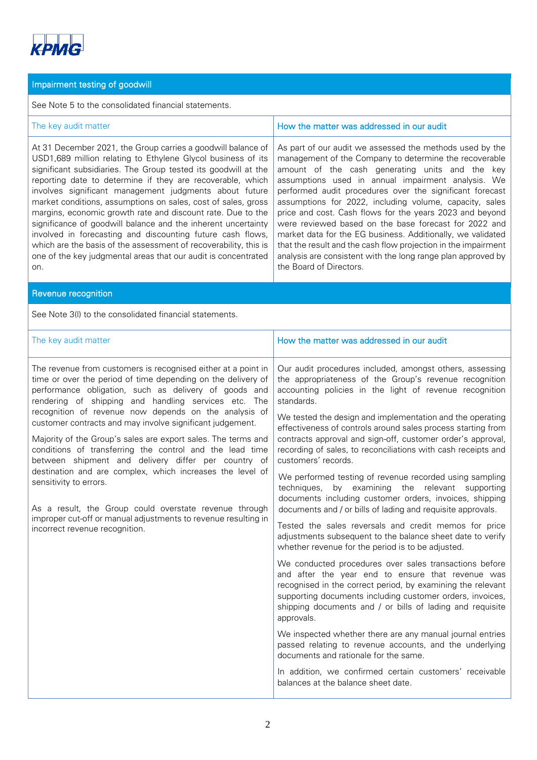## Impairment testing of goodwill

See Note 5 to the consolidated financial statements.

| The key audit matter | How the matter was addressed in our audit |
|---|---|
| At 31 December 2021, the Group carries a goodwill balance of USD1,689 million relating to Ethylene Glycol business of its significant subsidiaries. The Group tested its goodwill at the reporting date to determine if they are recoverable, which involves significant management judgments about future market conditions, assumptions on sales, cost of sales, gross margins, economic growth rate and discount rate. Due to the significance of goodwill balance and the inherent uncertainty involved in forecasting and discounting future cash flows, which are the basis of the assessment of recoverability, this is one of the key judgmental areas that our audit is concentrated on. | As part of our audit we assessed the methods used by the management of the Company to determine the recoverable amount of the cash generating units and the key assumptions used in annual impairment analysis. We performed audit procedures over the significant forecast assumptions for 2022, including volume, capacity, sales price and cost. Cash flows for the years 2023 and beyond were reviewed based on the base forecast for 2022 and market data for the EG business. Additionally, we validated that the result and the cash flow projection in the impairment analysis are consistent with the long range plan approved by the Board of Directors. |

## Revenue recognition

See Note 3(l) to the consolidated financial statements.

| The key audit matter | How the matter was addressed in our audit |
|---|---|
| The revenue from customers is recognised either at a point in time or over the period of time depending on the delivery of performance obligation, such as delivery of goods and rendering of shipping and handling services etc. The recognition of revenue now depends on the analysis of customer contracts and may involve significant judgement.<br><br>Majority of the Group's sales are export sales. The terms and conditions of transferring the control and the lead time between shipment and delivery differ per country of destination and are complex, which increases the level of sensitivity to errors.<br><br>As a result, the Group could overstate revenue through improper cut-off or manual adjustments to revenue resulting in incorrect revenue recognition. | Our audit procedures included, amongst others, assessing the appropriateness of the Group's revenue recognition accounting policies in the light of revenue recognition standards.<br><br>We tested the design and implementation and the operating effectiveness of controls around sales process starting from contracts approval and sign-off, customer order's approval, recording of sales, to reconciliations with cash receipts and customers' records.<br><br>We performed testing of revenue recorded using sampling techniques, by examining the relevant supporting documents including customer orders, invoices, shipping documents and / or bills of lading and requisite approvals.<br><br>Tested the sales reversals and credit memos for price adjustments subsequent to the balance sheet date to verify whether revenue for the period is to be adjusted.<br><br>We conducted procedures over sales transactions before and after the year end to ensure that revenue was recognised in the correct period, by examining the relevant supporting documents including customer orders, invoices, shipping documents and / or bills of lading and requisite approvals.<br><br>We inspected whether there are any manual journal entries passed relating to revenue accounts, and the underlying documents and rationale for the same.<br><br>In addition, we confirmed certain customers' receivable balances at the balance sheet date. |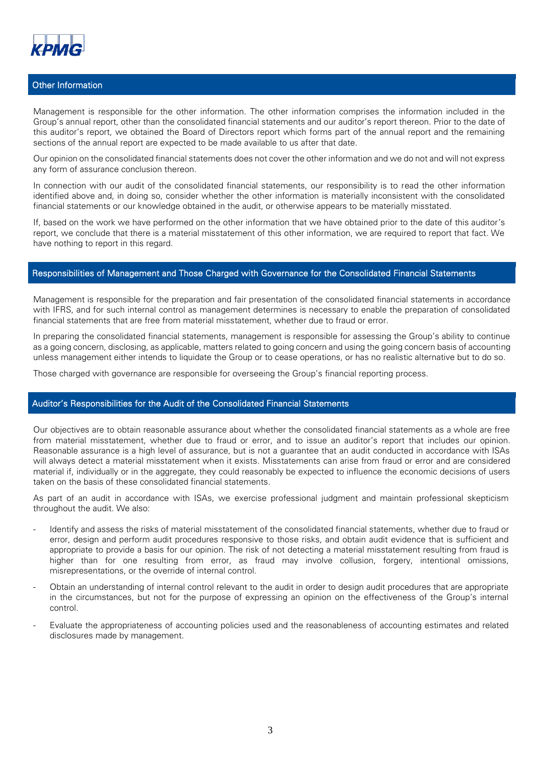## Other Information

Management is responsible for the other information. The other information comprises the information included in the Group's annual report, other than the consolidated financial statements and our auditor's report thereon. Prior to the date of this auditor's report, we obtained the Board of Directors report which forms part of the annual report and the remaining sections of the annual report are expected to be made available to us after that date.

Our opinion on the consolidated financial statements does not cover the other information and we do not and will not express any form of assurance conclusion thereon.

In connection with our audit of the consolidated financial statements, our responsibility is to read the other information identified above and, in doing so, consider whether the other information is materially inconsistent with the consolidated financial statements or our knowledge obtained in the audit, or otherwise appears to be materially misstated.

If, based on the work we have performed on the other information that we have obtained prior to the date of this auditor's report, we conclude that there is a material misstatement of this other information, we are required to report that fact. We have nothing to report in this regard.

## Responsibilities of Management and Those Charged with Governance for the Consolidated Financial Statements

Management is responsible for the preparation and fair presentation of the consolidated financial statements in accordance with IFRS, and for such internal control as management determines is necessary to enable the preparation of consolidated financial statements that are free from material misstatement, whether due to fraud or error.

In preparing the consolidated financial statements, management is responsible for assessing the Group's ability to continue as a going concern, disclosing, as applicable, matters related to going concern and using the going concern basis of accounting unless management either intends to liquidate the Group or to cease operations, or has no realistic alternative but to do so.

Those charged with governance are responsible for overseeing the Group's financial reporting process.

## Auditor's Responsibilities for the Audit of the Consolidated Financial Statements

Our objectives are to obtain reasonable assurance about whether the consolidated financial statements as a whole are free from material misstatement, whether due to fraud or error, and to issue an auditor's report that includes our opinion. Reasonable assurance is a high level of assurance, but is not a guarantee that an audit conducted in accordance with ISAs will always detect a material misstatement when it exists. Misstatements can arise from fraud or error and are considered material if, individually or in the aggregate, they could reasonably be expected to influence the economic decisions of users taken on the basis of these consolidated financial statements.

As part of an audit in accordance with ISAs, we exercise professional judgment and maintain professional skepticism throughout the audit. We also:

- Identify and assess the risks of material misstatement of the consolidated financial statements, whether due to fraud or error, design and perform audit procedures responsive to those risks, and obtain audit evidence that is sufficient and appropriate to provide a basis for our opinion. The risk of not detecting a material misstatement resulting from fraud is higher than for one resulting from error, as fraud may involve collusion, forgery, intentional omissions, misrepresentations, or the override of internal control.
- Obtain an understanding of internal control relevant to the audit in order to design audit procedures that are appropriate in the circumstances, but not for the purpose of expressing an opinion on the effectiveness of the Group's internal control.
- Evaluate the appropriateness of accounting policies used and the reasonableness of accounting estimates and related disclosures made by management.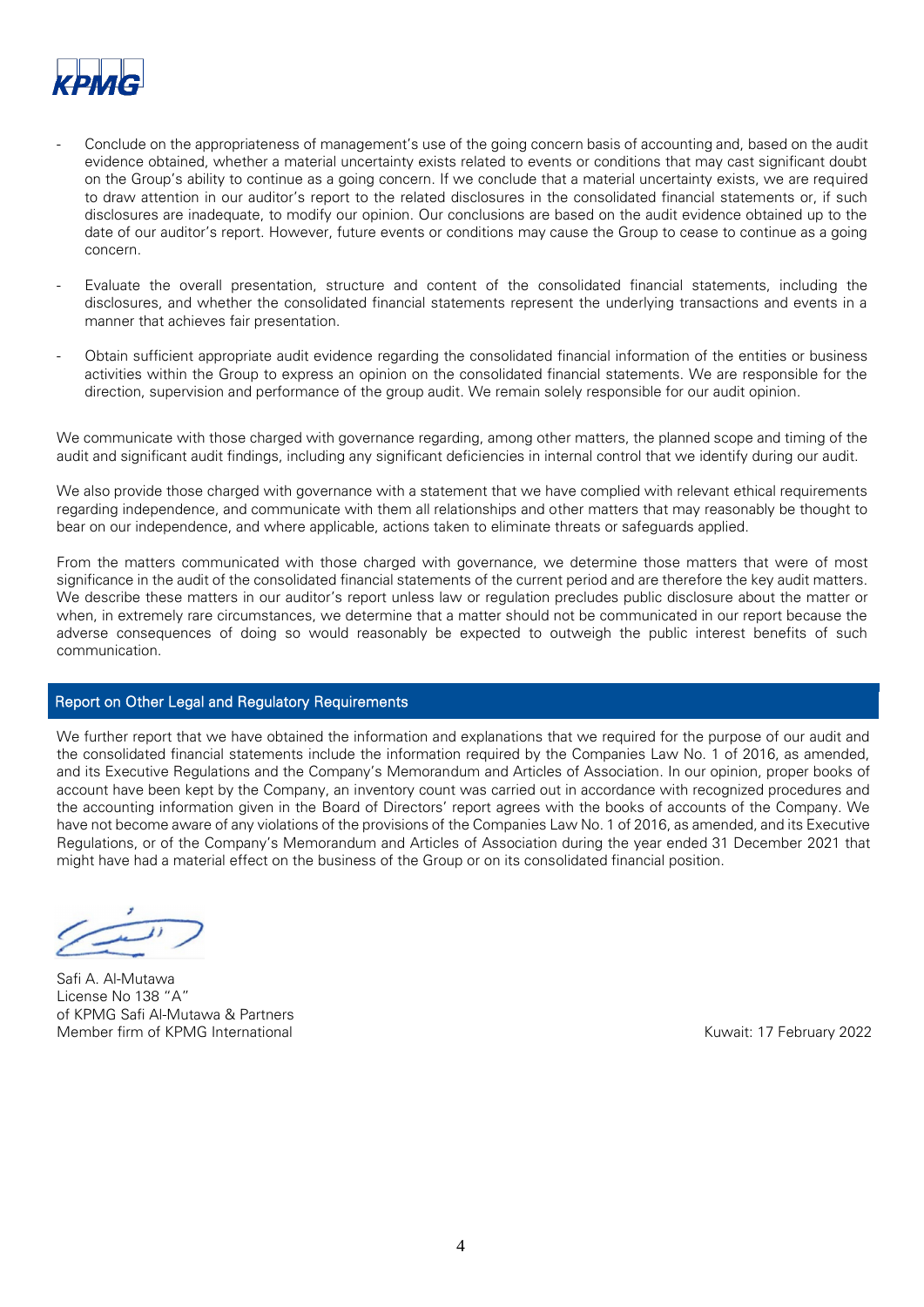- Conclude on the appropriateness of management's use of the going concern basis of accounting and, based on the audit evidence obtained, whether a material uncertainty exists related to events or conditions that may cast significant doubt on the Group's ability to continue as a going concern. If we conclude that a material uncertainty exists, we are required to draw attention in our auditor's report to the related disclosures in the consolidated financial statements or, if such disclosures are inadequate, to modify our opinion. Our conclusions are based on the audit evidence obtained up to the date of our auditor's report. However, future events or conditions may cause the Group to cease to continue as a going concern.

- Evaluate the overall presentation, structure and content of the consolidated financial statements, including the disclosures, and whether the consolidated financial statements represent the underlying transactions and events in a manner that achieves fair presentation.

- Obtain sufficient appropriate audit evidence regarding the consolidated financial information of the entities or business activities within the Group to express an opinion on the consolidated financial statements. We are responsible for the direction, supervision and performance of the group audit. We remain solely responsible for our audit opinion.

We communicate with those charged with governance regarding, among other matters, the planned scope and timing of the audit and significant audit findings, including any significant deficiencies in internal control that we identify during our audit.

We also provide those charged with governance with a statement that we have complied with relevant ethical requirements regarding independence, and communicate with them all relationships and other matters that may reasonably be thought to bear on our independence, and where applicable, actions taken to eliminate threats or safeguards applied.

From the matters communicated with those charged with governance, we determine those matters that were of most significance in the audit of the consolidated financial statements of the current period and are therefore the key audit matters. We describe these matters in our auditor's report unless law or regulation precludes public disclosure about the matter or when, in extremely rare circumstances, we determine that a matter should not be communicated in our report because the adverse consequences of doing so would reasonably be expected to outweigh the public interest benefits of such communication.

## Report on Other Legal and Regulatory Requirements

We further report that we have obtained the information and explanations that we required for the purpose of our audit and the consolidated financial statements include the information required by the Companies Law No. 1 of 2016, as amended, and its Executive Regulations and the Company's Memorandum and Articles of Association. In our opinion, proper books of account have been kept by the Company, an inventory count was carried out in accordance with recognized procedures and the accounting information given in the Board of Directors' report agrees with the books of accounts of the Company. We have not become aware of any violations of the provisions of the Companies Law No. 1 of 2016, as amended, and its Executive Regulations, or of the Company's Memorandum and Articles of Association during the year ended 31 December 2021 that might have had a material effect on the business of the Group or on its consolidated financial position.

Safi A. Al-Mutawa
License No 138 "A"
of KPMG Safi Al-Mutawa & Partners
Member firm of KPMG International

Kuwait: 17 February 2022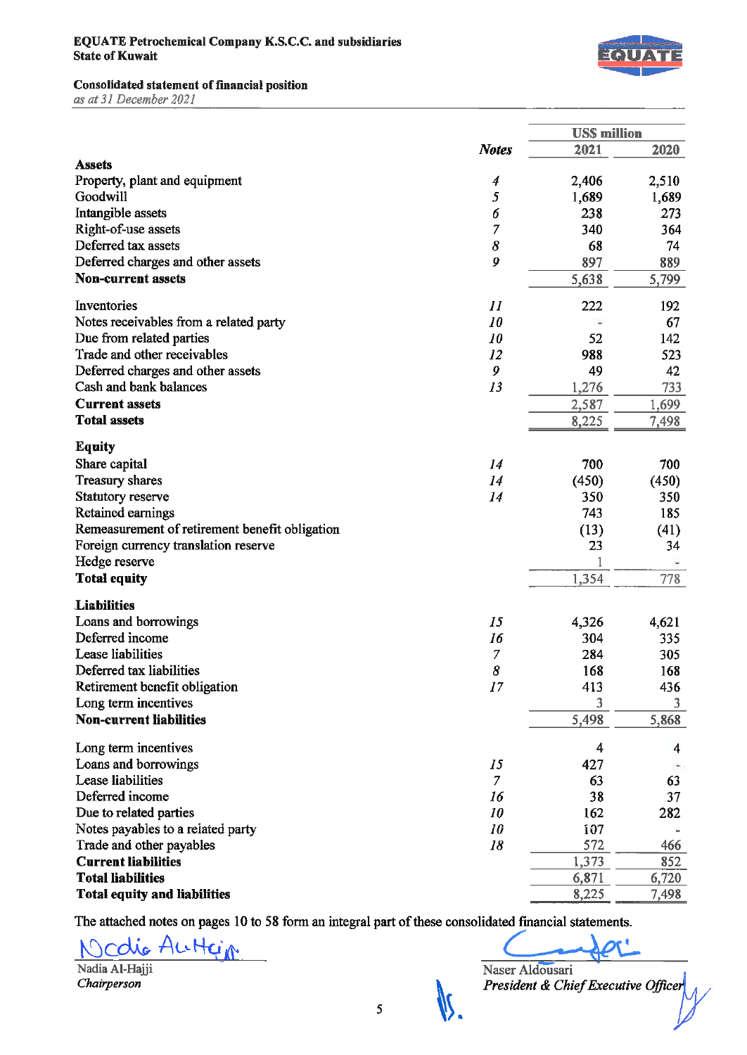**EQUATE Petrochemical Company K.S.C.C. and subsidiaries**
**State of Kuwait**

**Consolidated statement of financial position**
*as at 31 December 2021*

| | *Notes* | US$ million 2021 | 2020 |
|---|---|---|---|
| **Assets** | | | |
| Property, plant and equipment | 4 | 2,406 | 2,510 |
| Goodwill | 5 | 1,689 | 1,689 |
| Intangible assets | 6 | 238 | 273 |
| Right-of-use assets | 7 | 340 | 364 |
| Deferred tax assets | 8 | 68 | 74 |
| Deferred charges and other assets | 9 | 897 | 889 |
| **Non-current assets** | | 5,638 | 5,799 |
| Inventories | 11 | 222 | 192 |
| Notes receivables from a related party | 10 | - | 67 |
| Due from related parties | 10 | 52 | 142 |
| Trade and other receivables | 12 | 988 | 523 |
| Deferred charges and other assets | 9 | 49 | 42 |
| Cash and bank balances | 13 | 1,276 | 733 |
| **Current assets** | | 2,587 | 1,699 |
| **Total assets** | | 8,225 | 7,498 |
| **Equity** | | | |
| Share capital | 14 | 700 | 700 |
| Treasury shares | 14 | (450) | (450) |
| Statutory reserve | 14 | 350 | 350 |
| Retained earnings | | 743 | 185 |
| Remeasurement of retirement benefit obligation | | (13) | (41) |
| Foreign currency translation reserve | | 23 | 34 |
| Hedge reserve | | 1 | - |
| **Total equity** | | 1,354 | 778 |
| **Liabilities** | | | |
| Loans and borrowings | 15 | 4,326 | 4,621 |
| Deferred income | 16 | 304 | 335 |
| Lease liabilities | 7 | 284 | 305 |
| Deferred tax liabilities | 8 | 168 | 168 |
| Retirement benefit obligation | 17 | 413 | 436 |
| Long term incentives | | 3 | 3 |
| **Non-current liabilities** | | 5,498 | 5,868 |
| Long term incentives | | 4 | 4 |
| Loans and borrowings | 15 | 427 | - |
| Lease liabilities | 7 | 63 | 63 |
| Deferred income | 16 | 38 | 37 |
| Due to related parties | 10 | 162 | 282 |
| Notes payables to a related party | 10 | 107 | - |
| Trade and other payables | 18 | 572 | 466 |
| **Current liabilities** | | 1,373 | 852 |
| **Total liabilities** | | 6,871 | 6,720 |
| **Total equity and liabilities** | | 8,225 | 7,498 |

The attached notes on pages 10 to 58 form an integral part of these consolidated financial statements.

Nadia Al-Hajji
*Chairperson*

Naser Aldousari
*President & Chief Executive Officer*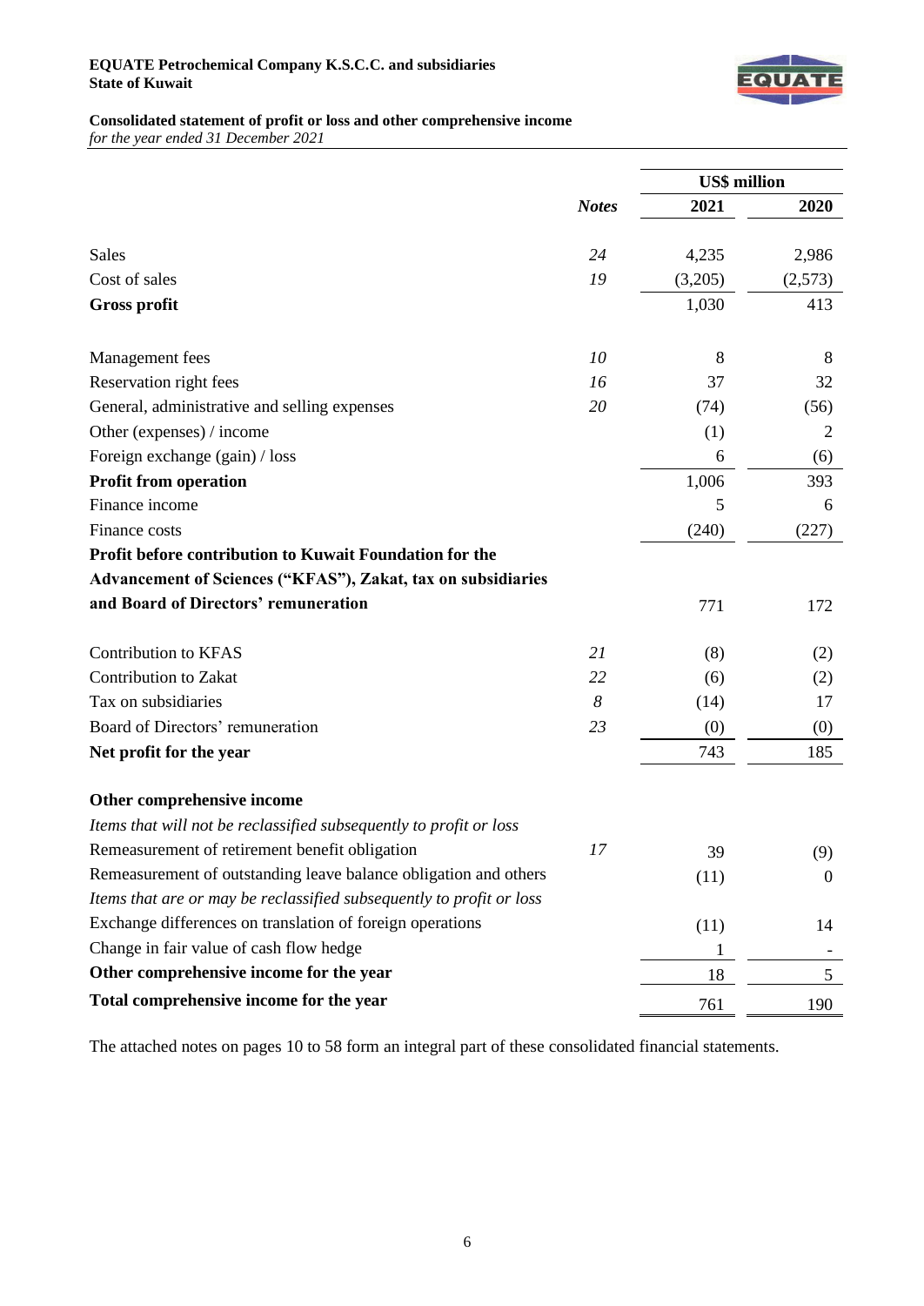**EQUATE Petrochemical Company K.S.C.C. and subsidiaries**
**State of Kuwait**

**Consolidated statement of profit or loss and other comprehensive income**
*for the year ended 31 December 2021*

| | *Notes* | US$ million 2021 | US$ million 2020 |
|---|---|---|---|
| Sales | *24* | 4,235 | 2,986 |
| Cost of sales | *19* | (3,205) | (2,573) |
| **Gross profit** | | 1,030 | 413 |
| | | | |
| Management fees | *10* | 8 | 8 |
| Reservation right fees | *16* | 37 | 32 |
| General, administrative and selling expenses | *20* | (74) | (56) |
| Other (expenses) / income | | (1) | 2 |
| Foreign exchange (gain) / loss | | 6 | (6) |
| **Profit from operation** | | 1,006 | 393 |
| Finance income | | 5 | 6 |
| Finance costs | | (240) | (227) |
| **Profit before contribution to Kuwait Foundation for the Advancement of Sciences ("KFAS"), Zakat, tax on subsidiaries and Board of Directors' remuneration** | | 771 | 172 |
| | | | |
| Contribution to KFAS | *21* | (8) | (2) |
| Contribution to Zakat | *22* | (6) | (2) |
| Tax on subsidiaries | *8* | (14) | 17 |
| Board of Directors' remuneration | *23* | (0) | (0) |
| **Net profit for the year** | | 743 | 185 |
| | | | |
| **Other comprehensive income** | | | |
| *Items that will not be reclassified subsequently to profit or loss* | | | |
| Remeasurement of retirement benefit obligation | *17* | 39 | (9) |
| Remeasurement of outstanding leave balance obligation and others | | (11) | 0 |
| *Items that are or may be reclassified subsequently to profit or loss* | | | |
| Exchange differences on translation of foreign operations | | (11) | 14 |
| Change in fair value of cash flow hedge | | 1 | - |
| **Other comprehensive income for the year** | | 18 | 5 |
| **Total comprehensive income for the year** | | 761 | 190 |

The attached notes on pages 10 to 58 form an integral part of these consolidated financial statements.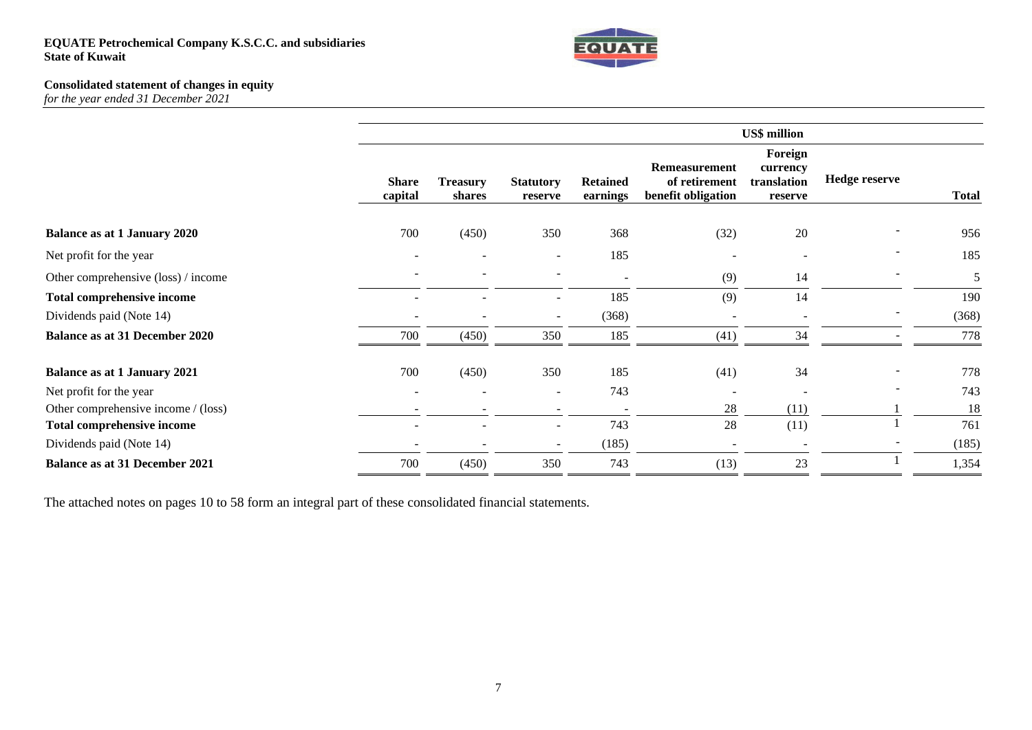**EQUATE Petrochemical Company K.S.C.C. and subsidiaries**
**State of Kuwait**

**Consolidated statement of changes in equity**
*for the year ended 31 December 2021*

| | US$ million | | | | | | | |
|---|---|---|---|---|---|---|---|---|
| | **Share capital** | **Treasury shares** | **Statutory reserve** | **Retained earnings** | **Remeasurement of retirement benefit obligation** | **Foreign currency translation reserve** | **Hedge reserve** | **Total** |
| **Balance as at 1 January 2020** | 700 | (450) | 350 | 368 | (32) | 20 | - | 956 |
| Net profit for the year | - | - | - | 185 | - | - | - | 185 |
| Other comprehensive (loss) / income | - | - | - | - | (9) | 14 | - | 5 |
| **Total comprehensive income** | - | - | - | 185 | (9) | 14 | | 190 |
| Dividends paid (Note 14) | - | - | - | (368) | - | - | - | (368) |
| **Balance as at 31 December 2020** | 700 | (450) | 350 | 185 | (41) | 34 | - | 778 |
| **Balance as at 1 January 2021** | 700 | (450) | 350 | 185 | (41) | 34 | - | 778 |
| Net profit for the year | - | - | - | 743 | - | - | - | 743 |
| Other comprehensive income / (loss) | - | - | - | - | 28 | (11) | 1 | 18 |
| **Total comprehensive income** | - | - | - | 743 | 28 | (11) | 1 | 761 |
| Dividends paid (Note 14) | - | - | - | (185) | - | - | - | (185) |
| **Balance as at 31 December 2021** | 700 | (450) | 350 | 743 | (13) | 23 | 1 | 1,354 |

The attached notes on pages 10 to 58 form an integral part of these consolidated financial statements.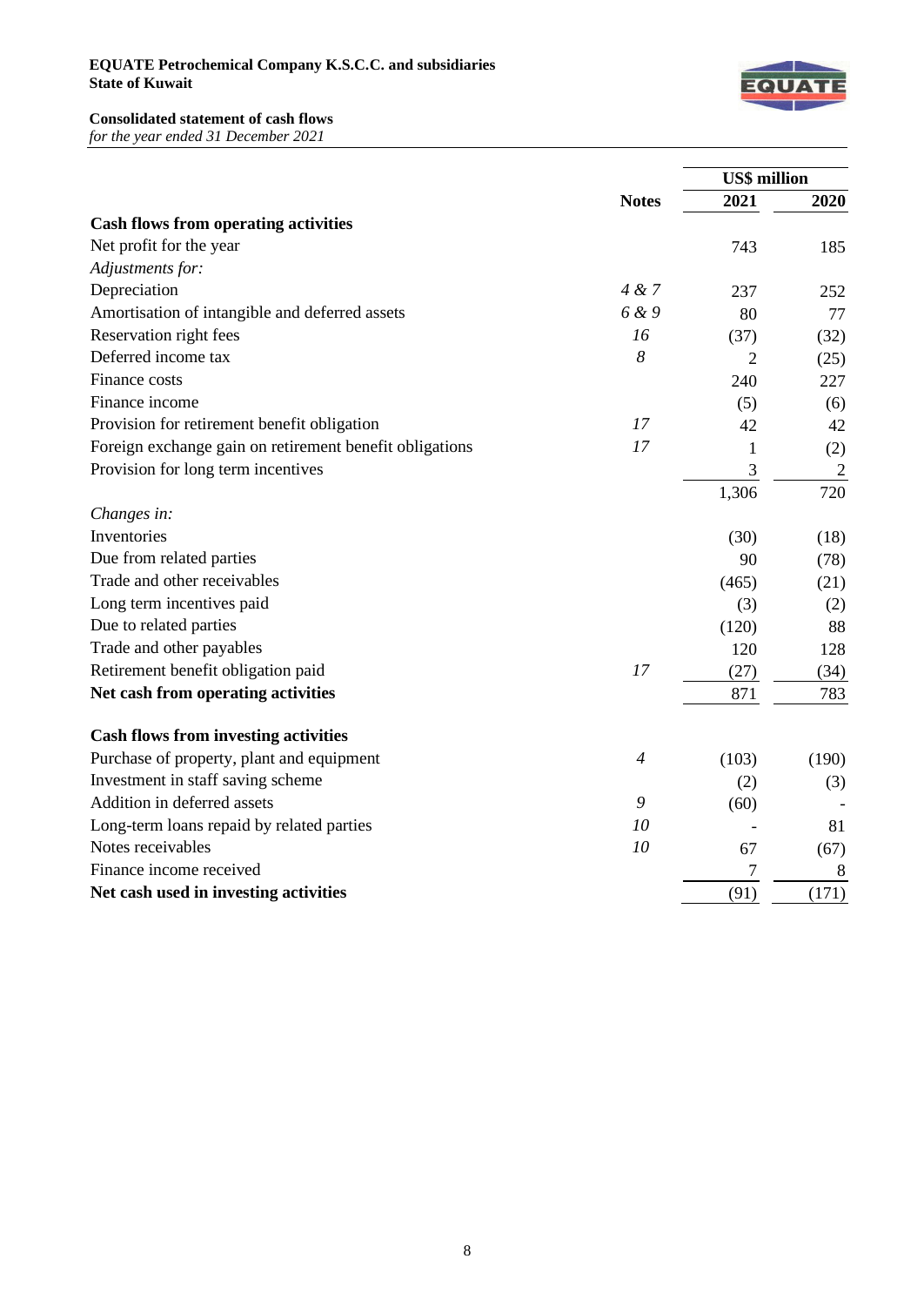**EQUATE Petrochemical Company K.S.C.C. and subsidiaries**
**State of Kuwait**

**Consolidated statement of cash flows**
*for the year ended 31 December 2021*

| | Notes | US$ million | |
|---|---|---|---|
| | | **2021** | **2020** |
| **Cash flows from operating activities** | | | |
| Net profit for the year | | 743 | 185 |
| *Adjustments for:* | | | |
| Depreciation | *4 & 7* | 237 | 252 |
| Amortisation of intangible and deferred assets | *6 & 9* | 80 | 77 |
| Reservation right fees | *16* | (37) | (32) |
| Deferred income tax | *8* | 2 | (25) |
| Finance costs | | 240 | 227 |
| Finance income | | (5) | (6) |
| Provision for retirement benefit obligation | *17* | 42 | 42 |
| Foreign exchange gain on retirement benefit obligations | *17* | 1 | (2) |
| Provision for long term incentives | | 3 | 2 |
| | | 1,306 | 720 |
| *Changes in:* | | | |
| Inventories | | (30) | (18) |
| Due from related parties | | 90 | (78) |
| Trade and other receivables | | (465) | (21) |
| Long term incentives paid | | (3) | (2) |
| Due to related parties | | (120) | 88 |
| Trade and other payables | | 120 | 128 |
| Retirement benefit obligation paid | *17* | (27) | (34) |
| **Net cash from operating activities** | | 871 | 783 |
| | | | |
| **Cash flows from investing activities** | | | |
| Purchase of property, plant and equipment | *4* | (103) | (190) |
| Investment in staff saving scheme | | (2) | (3) |
| Addition in deferred assets | *9* | (60) | - |
| Long-term loans repaid by related parties | *10* | - | 81 |
| Notes receivables | *10* | 67 | (67) |
| Finance income received | | 7 | 8 |
| **Net cash used in investing activities** | | (91) | (171) |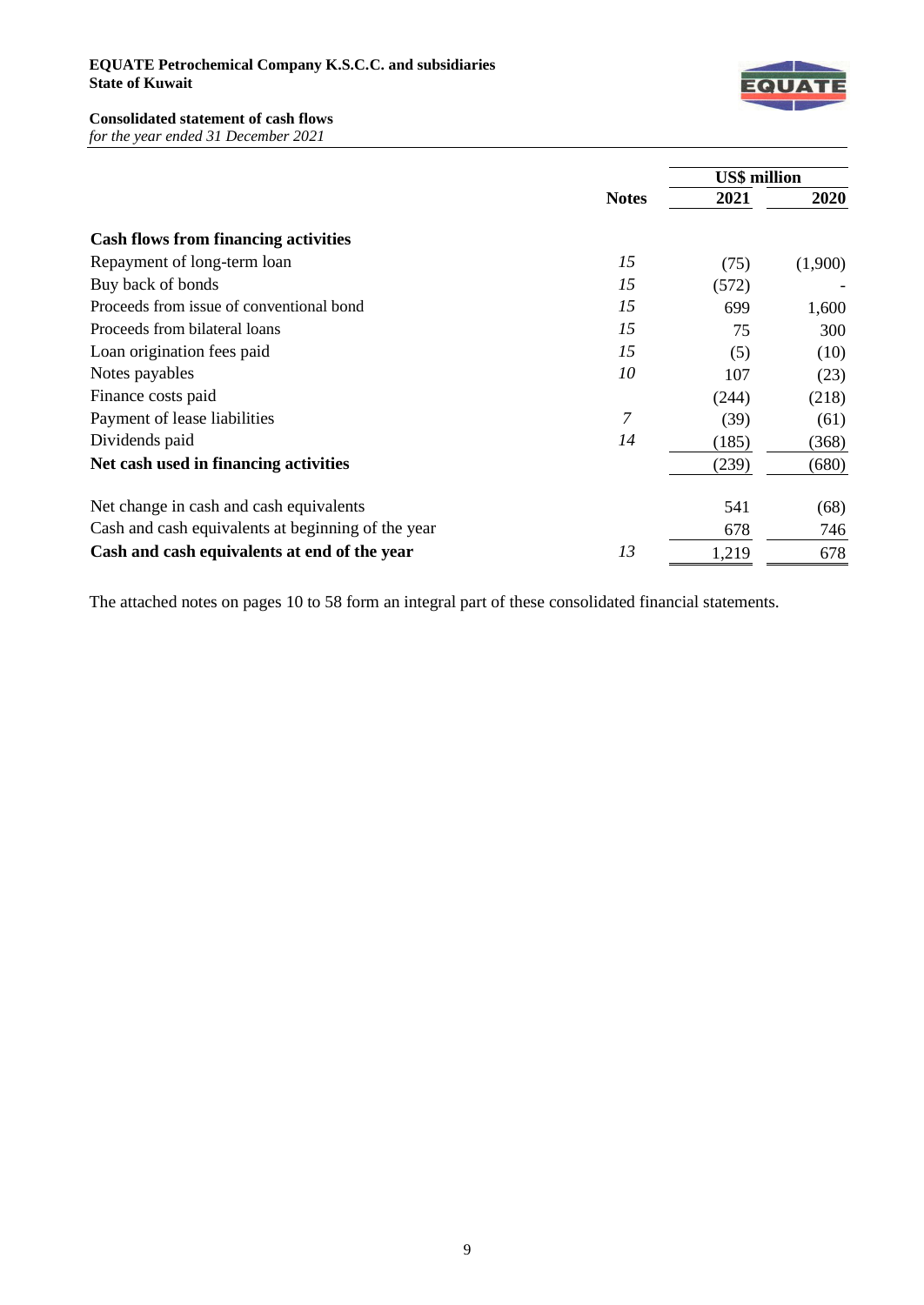**EQUATE Petrochemical Company K.S.C.C. and subsidiaries**
**State of Kuwait**

**Consolidated statement of cash flows**
*for the year ended 31 December 2021*

| | Notes | US$ million 2021 | US$ million 2020 |
|---|---|---|---|
| **Cash flows from financing activities** | | | |
| Repayment of long-term loan | *15* | (75) | (1,900) |
| Buy back of bonds | *15* | (572) | - |
| Proceeds from issue of conventional bond | *15* | 699 | 1,600 |
| Proceeds from bilateral loans | *15* | 75 | 300 |
| Loan origination fees paid | *15* | (5) | (10) |
| Notes payables | *10* | 107 | (23) |
| Finance costs paid | | (244) | (218) |
| Payment of lease liabilities | *7* | (39) | (61) |
| Dividends paid | *14* | (185) | (368) |
| **Net cash used in financing activities** | | (239) | (680) |
| | | | |
| Net change in cash and cash equivalents | | 541 | (68) |
| Cash and cash equivalents at beginning of the year | | 678 | 746 |
| **Cash and cash equivalents at end of the year** | *13* | 1,219 | 678 |

The attached notes on pages 10 to 58 form an integral part of these consolidated financial statements.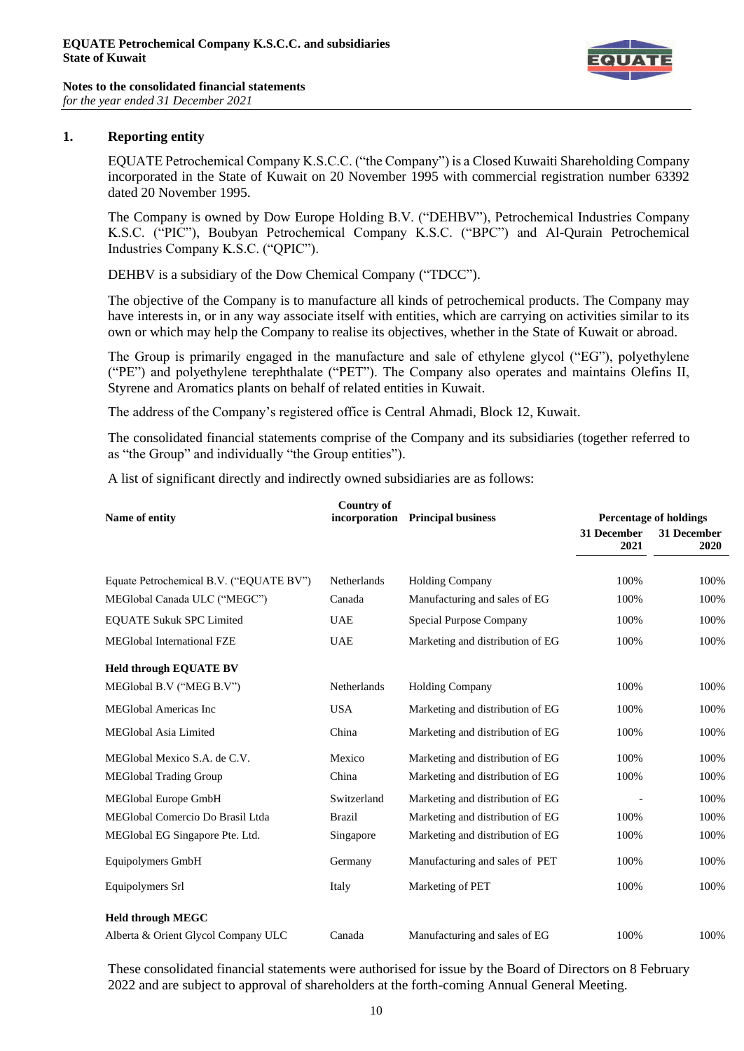## 1. Reporting entity

EQUATE Petrochemical Company K.S.C.C. ("the Company") is a Closed Kuwaiti Shareholding Company incorporated in the State of Kuwait on 20 November 1995 with commercial registration number 63392 dated 20 November 1995.

The Company is owned by Dow Europe Holding B.V. ("DEHBV"), Petrochemical Industries Company K.S.C. ("PIC"), Boubyan Petrochemical Company K.S.C. ("BPC") and Al-Qurain Petrochemical Industries Company K.S.C. ("QPIC").

DEHBV is a subsidiary of the Dow Chemical Company ("TDCC").

The objective of the Company is to manufacture all kinds of petrochemical products. The Company may have interests in, or in any way associate itself with entities, which are carrying on activities similar to its own or which may help the Company to realise its objectives, whether in the State of Kuwait or abroad.

The Group is primarily engaged in the manufacture and sale of ethylene glycol ("EG"), polyethylene ("PE") and polyethylene terephthalate ("PET"). The Company also operates and maintains Olefins II, Styrene and Aromatics plants on behalf of related entities in Kuwait.

The address of the Company's registered office is Central Ahmadi, Block 12, Kuwait.

The consolidated financial statements comprise of the Company and its subsidiaries (together referred to as "the Group" and individually "the Group entities").

A list of significant directly and indirectly owned subsidiaries are as follows:

| Name of entity | Country of incorporation | Principal business | Percentage of holdings | |
|---|---|---|---|---|
| | | | 31 December 2021 | 31 December 2020 |
| Equate Petrochemical B.V. ("EQUATE BV") | Netherlands | Holding Company | 100% | 100% |
| MEGlobal Canada ULC ("MEGC") | Canada | Manufacturing and sales of EG | 100% | 100% |
| EQUATE Sukuk SPC Limited | UAE | Special Purpose Company | 100% | 100% |
| MEGlobal International FZE | UAE | Marketing and distribution of EG | 100% | 100% |
| **Held through EQUATE BV** | | | | |
| MEGlobal B.V ("MEG B.V") | Netherlands | Holding Company | 100% | 100% |
| MEGlobal Americas Inc | USA | Marketing and distribution of EG | 100% | 100% |
| MEGlobal Asia Limited | China | Marketing and distribution of EG | 100% | 100% |
| MEGlobal Mexico S.A. de C.V. | Mexico | Marketing and distribution of EG | 100% | 100% |
| MEGlobal Trading Group | China | Marketing and distribution of EG | 100% | 100% |
| MEGlobal Europe GmbH | Switzerland | Marketing and distribution of EG | - | 100% |
| MEGlobal Comercio Do Brasil Ltda | Brazil | Marketing and distribution of EG | 100% | 100% |
| MEGlobal EG Singapore Pte. Ltd. | Singapore | Marketing and distribution of EG | 100% | 100% |
| Equipolymers GmbH | Germany | Manufacturing and sales of PET | 100% | 100% |
| Equipolymers Srl | Italy | Marketing of PET | 100% | 100% |
| **Held through MEGC** | | | | |
| Alberta & Orient Glycol Company ULC | Canada | Manufacturing and sales of EG | 100% | 100% |

These consolidated financial statements were authorised for issue by the Board of Directors on 8 February 2022 and are subject to approval of shareholders at the forth-coming Annual General Meeting.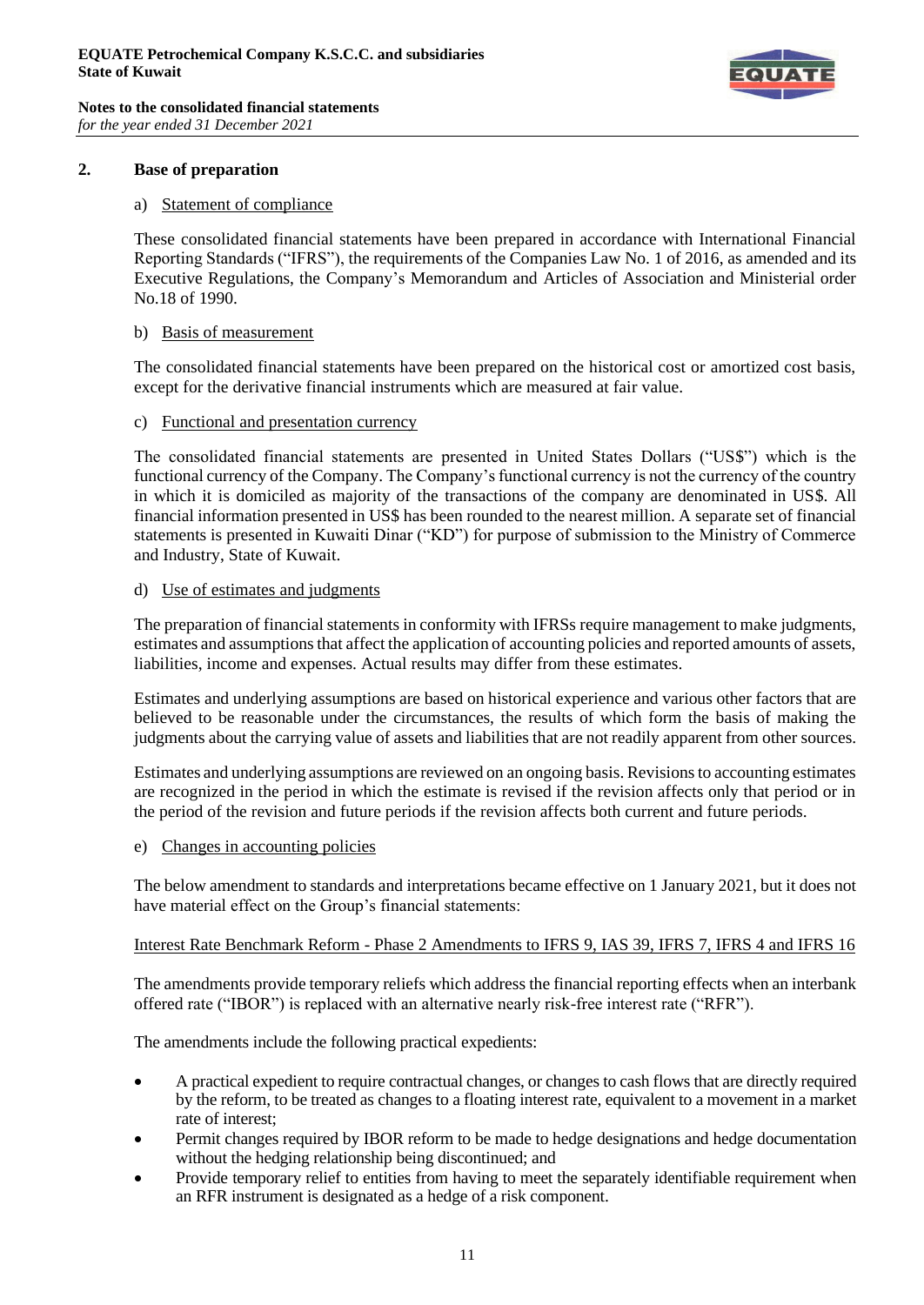## 2. Base of preparation

a) Statement of compliance

These consolidated financial statements have been prepared in accordance with International Financial Reporting Standards ("IFRS"), the requirements of the Companies Law No. 1 of 2016, as amended and its Executive Regulations, the Company's Memorandum and Articles of Association and Ministerial order No.18 of 1990.

b) Basis of measurement

The consolidated financial statements have been prepared on the historical cost or amortized cost basis, except for the derivative financial instruments which are measured at fair value.

c) Functional and presentation currency

The consolidated financial statements are presented in United States Dollars ("US$") which is the functional currency of the Company. The Company's functional currency is not the currency of the country in which it is domiciled as majority of the transactions of the company are denominated in US$. All financial information presented in US$ has been rounded to the nearest million. A separate set of financial statements is presented in Kuwaiti Dinar ("KD") for purpose of submission to the Ministry of Commerce and Industry, State of Kuwait.

d) Use of estimates and judgments

The preparation of financial statements in conformity with IFRSs require management to make judgments, estimates and assumptions that affect the application of accounting policies and reported amounts of assets, liabilities, income and expenses. Actual results may differ from these estimates.

Estimates and underlying assumptions are based on historical experience and various other factors that are believed to be reasonable under the circumstances, the results of which form the basis of making the judgments about the carrying value of assets and liabilities that are not readily apparent from other sources.

Estimates and underlying assumptions are reviewed on an ongoing basis. Revisions to accounting estimates are recognized in the period in which the estimate is revised if the revision affects only that period or in the period of the revision and future periods if the revision affects both current and future periods.

e) Changes in accounting policies

The below amendment to standards and interpretations became effective on 1 January 2021, but it does not have material effect on the Group's financial statements:

Interest Rate Benchmark Reform - Phase 2 Amendments to IFRS 9, IAS 39, IFRS 7, IFRS 4 and IFRS 16

The amendments provide temporary reliefs which address the financial reporting effects when an interbank offered rate ("IBOR") is replaced with an alternative nearly risk-free interest rate ("RFR").

The amendments include the following practical expedients:

- A practical expedient to require contractual changes, or changes to cash flows that are directly required by the reform, to be treated as changes to a floating interest rate, equivalent to a movement in a market rate of interest;
- Permit changes required by IBOR reform to be made to hedge designations and hedge documentation without the hedging relationship being discontinued; and
- Provide temporary relief to entities from having to meet the separately identifiable requirement when an RFR instrument is designated as a hedge of a risk component.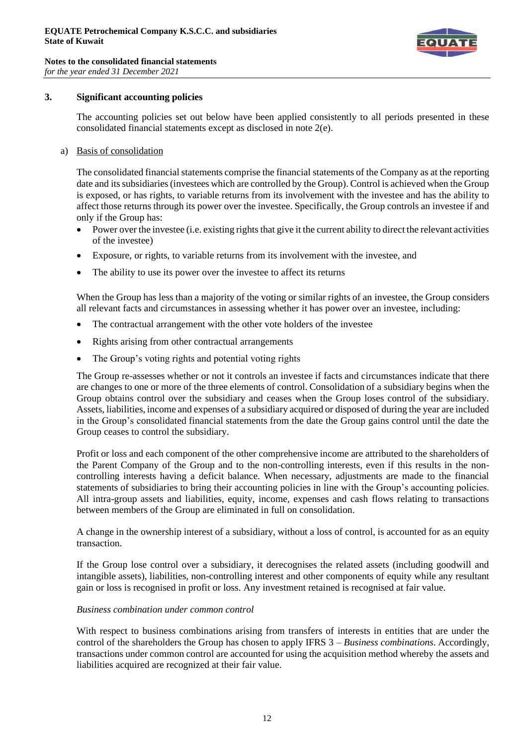## 3. Significant accounting policies

The accounting policies set out below have been applied consistently to all periods presented in these consolidated financial statements except as disclosed in note 2(e).

### a) Basis of consolidation

The consolidated financial statements comprise the financial statements of the Company as at the reporting date and its subsidiaries (investees which are controlled by the Group). Control is achieved when the Group is exposed, or has rights, to variable returns from its involvement with the investee and has the ability to affect those returns through its power over the investee. Specifically, the Group controls an investee if and only if the Group has:

- Power over the investee (i.e. existing rights that give it the current ability to direct the relevant activities of the investee)
- Exposure, or rights, to variable returns from its involvement with the investee, and
- The ability to use its power over the investee to affect its returns

When the Group has less than a majority of the voting or similar rights of an investee, the Group considers all relevant facts and circumstances in assessing whether it has power over an investee, including:

- The contractual arrangement with the other vote holders of the investee
- Rights arising from other contractual arrangements
- The Group's voting rights and potential voting rights

The Group re-assesses whether or not it controls an investee if facts and circumstances indicate that there are changes to one or more of the three elements of control. Consolidation of a subsidiary begins when the Group obtains control over the subsidiary and ceases when the Group loses control of the subsidiary. Assets, liabilities, income and expenses of a subsidiary acquired or disposed of during the year are included in the Group's consolidated financial statements from the date the Group gains control until the date the Group ceases to control the subsidiary.

Profit or loss and each component of the other comprehensive income are attributed to the shareholders of the Parent Company of the Group and to the non-controlling interests, even if this results in the non-controlling interests having a deficit balance. When necessary, adjustments are made to the financial statements of subsidiaries to bring their accounting policies in line with the Group's accounting policies. All intra-group assets and liabilities, equity, income, expenses and cash flows relating to transactions between members of the Group are eliminated in full on consolidation.

A change in the ownership interest of a subsidiary, without a loss of control, is accounted for as an equity transaction.

If the Group lose control over a subsidiary, it derecognises the related assets (including goodwill and intangible assets), liabilities, non-controlling interest and other components of equity while any resultant gain or loss is recognised in profit or loss. Any investment retained is recognised at fair value.

*Business combination under common control*

With respect to business combinations arising from transfers of interests in entities that are under the control of the shareholders the Group has chosen to apply IFRS 3 – *Business combinations*. Accordingly, transactions under common control are accounted for using the acquisition method whereby the assets and liabilities acquired are recognized at their fair value.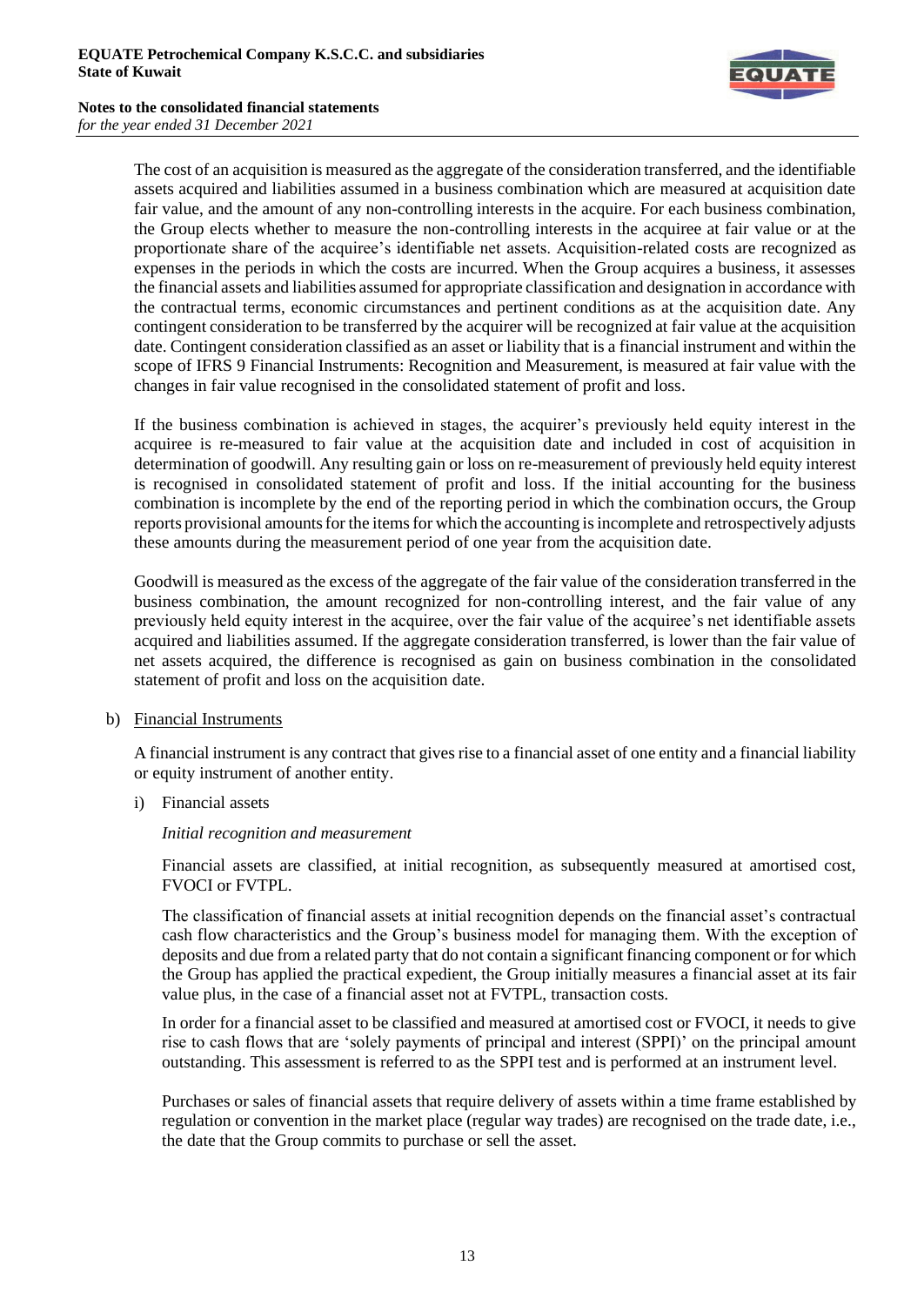The cost of an acquisition is measured as the aggregate of the consideration transferred, and the identifiable assets acquired and liabilities assumed in a business combination which are measured at acquisition date fair value, and the amount of any non-controlling interests in the acquire. For each business combination, the Group elects whether to measure the non-controlling interests in the acquiree at fair value or at the proportionate share of the acquiree's identifiable net assets. Acquisition-related costs are recognized as expenses in the periods in which the costs are incurred. When the Group acquires a business, it assesses the financial assets and liabilities assumed for appropriate classification and designation in accordance with the contractual terms, economic circumstances and pertinent conditions as at the acquisition date. Any contingent consideration to be transferred by the acquirer will be recognized at fair value at the acquisition date. Contingent consideration classified as an asset or liability that is a financial instrument and within the scope of IFRS 9 Financial Instruments: Recognition and Measurement, is measured at fair value with the changes in fair value recognised in the consolidated statement of profit and loss.

If the business combination is achieved in stages, the acquirer's previously held equity interest in the acquiree is re-measured to fair value at the acquisition date and included in cost of acquisition in determination of goodwill. Any resulting gain or loss on re-measurement of previously held equity interest is recognised in consolidated statement of profit and loss. If the initial accounting for the business combination is incomplete by the end of the reporting period in which the combination occurs, the Group reports provisional amounts for the items for which the accounting is incomplete and retrospectively adjusts these amounts during the measurement period of one year from the acquisition date.

Goodwill is measured as the excess of the aggregate of the fair value of the consideration transferred in the business combination, the amount recognized for non-controlling interest, and the fair value of any previously held equity interest in the acquiree, over the fair value of the acquiree's net identifiable assets acquired and liabilities assumed. If the aggregate consideration transferred, is lower than the fair value of net assets acquired, the difference is recognised as gain on business combination in the consolidated statement of profit and loss on the acquisition date.

b) Financial Instruments

A financial instrument is any contract that gives rise to a financial asset of one entity and a financial liability or equity instrument of another entity.

i) Financial assets

*Initial recognition and measurement*

Financial assets are classified, at initial recognition, as subsequently measured at amortised cost, FVOCI or FVTPL.

The classification of financial assets at initial recognition depends on the financial asset's contractual cash flow characteristics and the Group's business model for managing them. With the exception of deposits and due from a related party that do not contain a significant financing component or for which the Group has applied the practical expedient, the Group initially measures a financial asset at its fair value plus, in the case of a financial asset not at FVTPL, transaction costs.

In order for a financial asset to be classified and measured at amortised cost or FVOCI, it needs to give rise to cash flows that are 'solely payments of principal and interest (SPPI)' on the principal amount outstanding. This assessment is referred to as the SPPI test and is performed at an instrument level.

Purchases or sales of financial assets that require delivery of assets within a time frame established by regulation or convention in the market place (regular way trades) are recognised on the trade date, i.e., the date that the Group commits to purchase or sell the asset.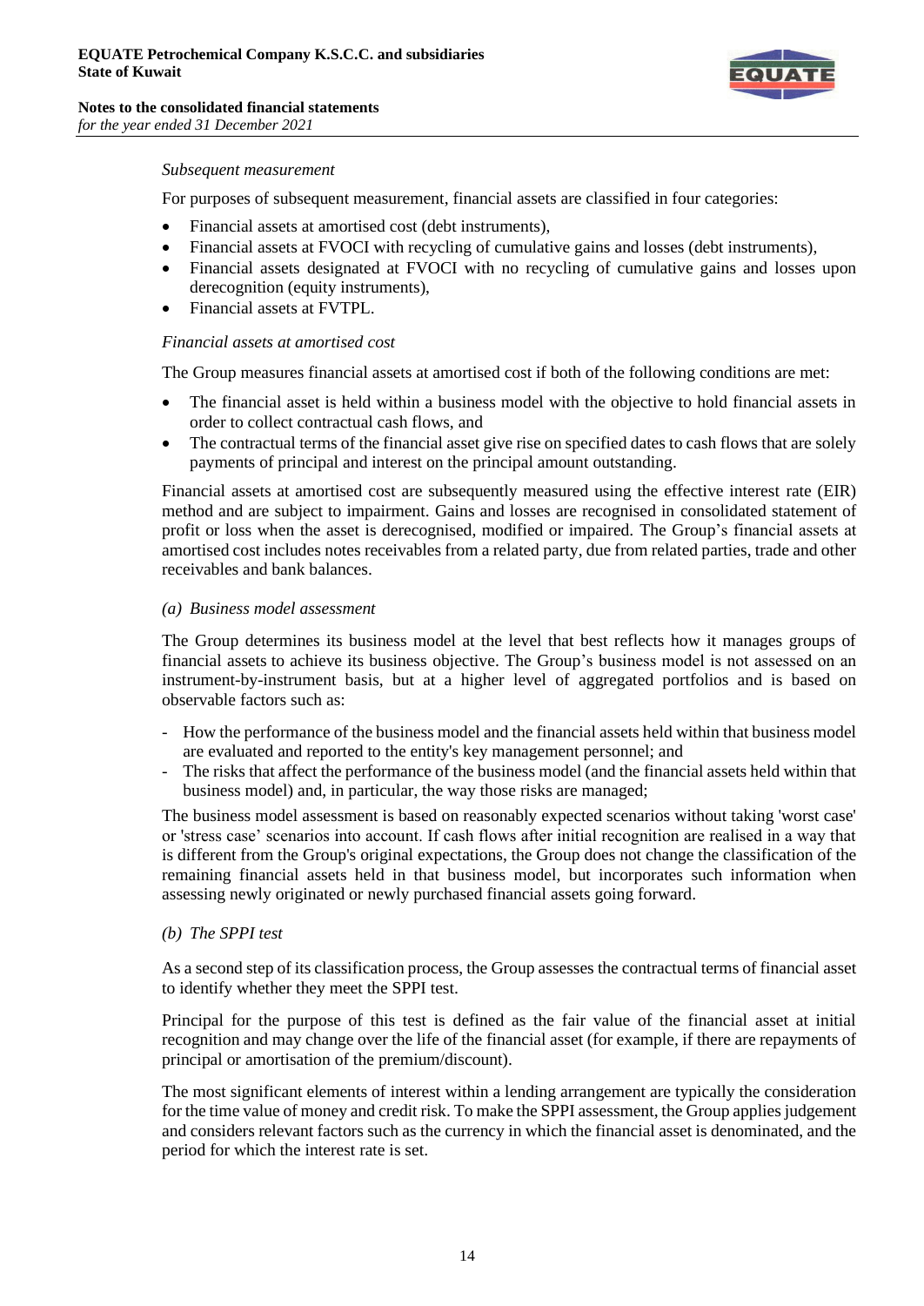*Subsequent measurement*

For purposes of subsequent measurement, financial assets are classified in four categories:

- Financial assets at amortised cost (debt instruments),
- Financial assets at FVOCI with recycling of cumulative gains and losses (debt instruments),
- Financial assets designated at FVOCI with no recycling of cumulative gains and losses upon derecognition (equity instruments),
- Financial assets at FVTPL.

*Financial assets at amortised cost*

The Group measures financial assets at amortised cost if both of the following conditions are met:

- The financial asset is held within a business model with the objective to hold financial assets in order to collect contractual cash flows, and
- The contractual terms of the financial asset give rise on specified dates to cash flows that are solely payments of principal and interest on the principal amount outstanding.

Financial assets at amortised cost are subsequently measured using the effective interest rate (EIR) method and are subject to impairment. Gains and losses are recognised in consolidated statement of profit or loss when the asset is derecognised, modified or impaired. The Group's financial assets at amortised cost includes notes receivables from a related party, due from related parties, trade and other receivables and bank balances.

*(a) Business model assessment*

The Group determines its business model at the level that best reflects how it manages groups of financial assets to achieve its business objective. The Group's business model is not assessed on an instrument-by-instrument basis, but at a higher level of aggregated portfolios and is based on observable factors such as:

- How the performance of the business model and the financial assets held within that business model are evaluated and reported to the entity's key management personnel; and
- The risks that affect the performance of the business model (and the financial assets held within that business model) and, in particular, the way those risks are managed;

The business model assessment is based on reasonably expected scenarios without taking 'worst case' or 'stress case' scenarios into account. If cash flows after initial recognition are realised in a way that is different from the Group's original expectations, the Group does not change the classification of the remaining financial assets held in that business model, but incorporates such information when assessing newly originated or newly purchased financial assets going forward.

*(b) The SPPI test*

As a second step of its classification process, the Group assesses the contractual terms of financial asset to identify whether they meet the SPPI test.

Principal for the purpose of this test is defined as the fair value of the financial asset at initial recognition and may change over the life of the financial asset (for example, if there are repayments of principal or amortisation of the premium/discount).

The most significant elements of interest within a lending arrangement are typically the consideration for the time value of money and credit risk. To make the SPPI assessment, the Group applies judgement and considers relevant factors such as the currency in which the financial asset is denominated, and the period for which the interest rate is set.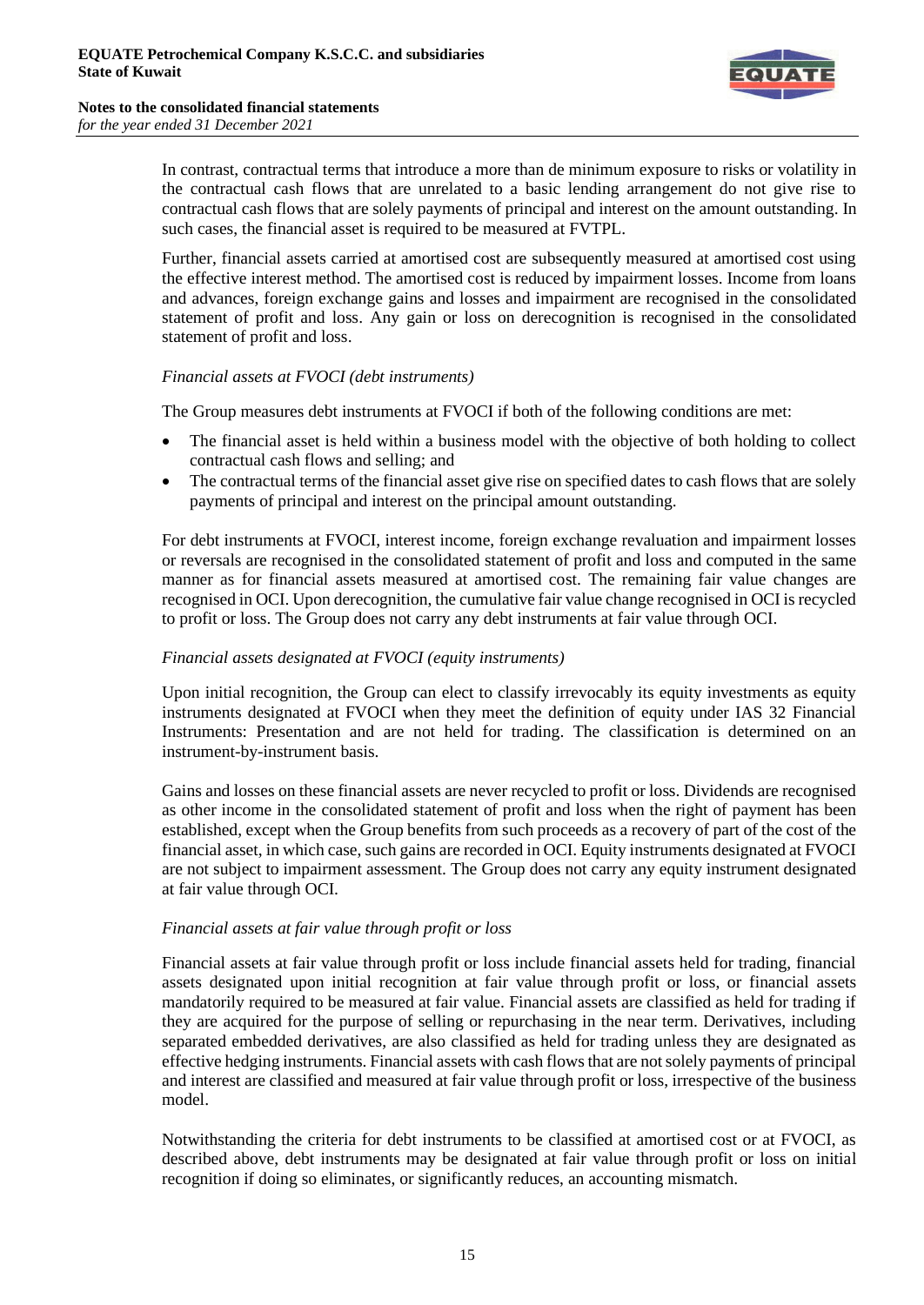In contrast, contractual terms that introduce a more than de minimum exposure to risks or volatility in the contractual cash flows that are unrelated to a basic lending arrangement do not give rise to contractual cash flows that are solely payments of principal and interest on the amount outstanding. In such cases, the financial asset is required to be measured at FVTPL.

Further, financial assets carried at amortised cost are subsequently measured at amortised cost using the effective interest method. The amortised cost is reduced by impairment losses. Income from loans and advances, foreign exchange gains and losses and impairment are recognised in the consolidated statement of profit and loss. Any gain or loss on derecognition is recognised in the consolidated statement of profit and loss.

*Financial assets at FVOCI (debt instruments)*

The Group measures debt instruments at FVOCI if both of the following conditions are met:

- The financial asset is held within a business model with the objective of both holding to collect contractual cash flows and selling; and
- The contractual terms of the financial asset give rise on specified dates to cash flows that are solely payments of principal and interest on the principal amount outstanding.

For debt instruments at FVOCI, interest income, foreign exchange revaluation and impairment losses or reversals are recognised in the consolidated statement of profit and loss and computed in the same manner as for financial assets measured at amortised cost. The remaining fair value changes are recognised in OCI. Upon derecognition, the cumulative fair value change recognised in OCI is recycled to profit or loss. The Group does not carry any debt instruments at fair value through OCI.

*Financial assets designated at FVOCI (equity instruments)*

Upon initial recognition, the Group can elect to classify irrevocably its equity investments as equity instruments designated at FVOCI when they meet the definition of equity under IAS 32 Financial Instruments: Presentation and are not held for trading. The classification is determined on an instrument-by-instrument basis.

Gains and losses on these financial assets are never recycled to profit or loss. Dividends are recognised as other income in the consolidated statement of profit and loss when the right of payment has been established, except when the Group benefits from such proceeds as a recovery of part of the cost of the financial asset, in which case, such gains are recorded in OCI. Equity instruments designated at FVOCI are not subject to impairment assessment. The Group does not carry any equity instrument designated at fair value through OCI.

*Financial assets at fair value through profit or loss*

Financial assets at fair value through profit or loss include financial assets held for trading, financial assets designated upon initial recognition at fair value through profit or loss, or financial assets mandatorily required to be measured at fair value. Financial assets are classified as held for trading if they are acquired for the purpose of selling or repurchasing in the near term. Derivatives, including separated embedded derivatives, are also classified as held for trading unless they are designated as effective hedging instruments. Financial assets with cash flows that are not solely payments of principal and interest are classified and measured at fair value through profit or loss, irrespective of the business model.

Notwithstanding the criteria for debt instruments to be classified at amortised cost or at FVOCI, as described above, debt instruments may be designated at fair value through profit or loss on initial recognition if doing so eliminates, or significantly reduces, an accounting mismatch.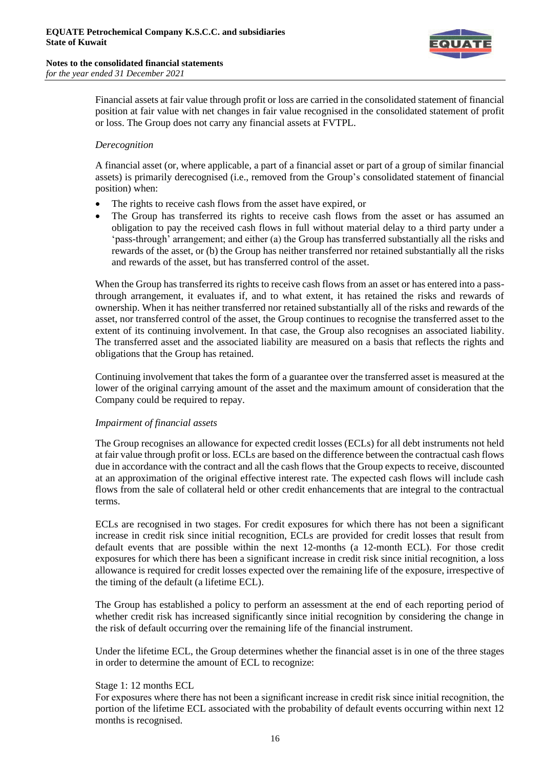Financial assets at fair value through profit or loss are carried in the consolidated statement of financial position at fair value with net changes in fair value recognised in the consolidated statement of profit or loss. The Group does not carry any financial assets at FVTPL.

*Derecognition*

A financial asset (or, where applicable, a part of a financial asset or part of a group of similar financial assets) is primarily derecognised (i.e., removed from the Group's consolidated statement of financial position) when:

- The rights to receive cash flows from the asset have expired, or
- The Group has transferred its rights to receive cash flows from the asset or has assumed an obligation to pay the received cash flows in full without material delay to a third party under a 'pass-through' arrangement; and either (a) the Group has transferred substantially all the risks and rewards of the asset, or (b) the Group has neither transferred nor retained substantially all the risks and rewards of the asset, but has transferred control of the asset.

When the Group has transferred its rights to receive cash flows from an asset or has entered into a pass-through arrangement, it evaluates if, and to what extent, it has retained the risks and rewards of ownership. When it has neither transferred nor retained substantially all of the risks and rewards of the asset, nor transferred control of the asset, the Group continues to recognise the transferred asset to the extent of its continuing involvement. In that case, the Group also recognises an associated liability. The transferred asset and the associated liability are measured on a basis that reflects the rights and obligations that the Group has retained.

Continuing involvement that takes the form of a guarantee over the transferred asset is measured at the lower of the original carrying amount of the asset and the maximum amount of consideration that the Company could be required to repay.

*Impairment of financial assets*

The Group recognises an allowance for expected credit losses (ECLs) for all debt instruments not held at fair value through profit or loss. ECLs are based on the difference between the contractual cash flows due in accordance with the contract and all the cash flows that the Group expects to receive, discounted at an approximation of the original effective interest rate. The expected cash flows will include cash flows from the sale of collateral held or other credit enhancements that are integral to the contractual terms.

ECLs are recognised in two stages. For credit exposures for which there has not been a significant increase in credit risk since initial recognition, ECLs are provided for credit losses that result from default events that are possible within the next 12-months (a 12-month ECL). For those credit exposures for which there has been a significant increase in credit risk since initial recognition, a loss allowance is required for credit losses expected over the remaining life of the exposure, irrespective of the timing of the default (a lifetime ECL).

The Group has established a policy to perform an assessment at the end of each reporting period of whether credit risk has increased significantly since initial recognition by considering the change in the risk of default occurring over the remaining life of the financial instrument.

Under the lifetime ECL, the Group determines whether the financial asset is in one of the three stages in order to determine the amount of ECL to recognize:

Stage 1: 12 months ECL
For exposures where there has not been a significant increase in credit risk since initial recognition, the portion of the lifetime ECL associated with the probability of default events occurring within next 12 months is recognised.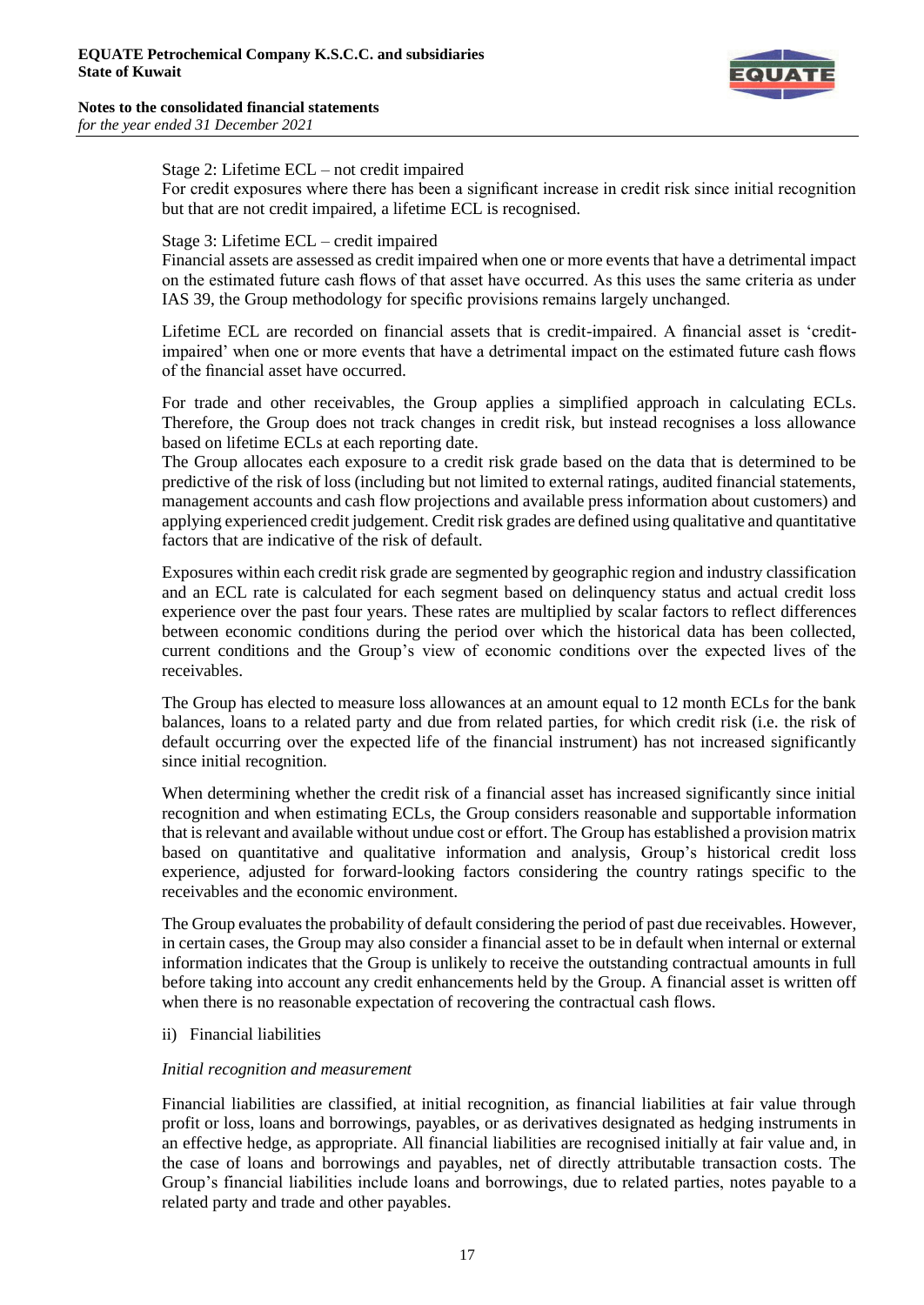Stage 2: Lifetime ECL – not credit impaired

For credit exposures where there has been a significant increase in credit risk since initial recognition but that are not credit impaired, a lifetime ECL is recognised.

Stage 3: Lifetime ECL – credit impaired

Financial assets are assessed as credit impaired when one or more events that have a detrimental impact on the estimated future cash flows of that asset have occurred. As this uses the same criteria as under IAS 39, the Group methodology for specific provisions remains largely unchanged.

Lifetime ECL are recorded on financial assets that is credit-impaired. A financial asset is 'credit-impaired' when one or more events that have a detrimental impact on the estimated future cash flows of the financial asset have occurred.

For trade and other receivables, the Group applies a simplified approach in calculating ECLs. Therefore, the Group does not track changes in credit risk, but instead recognises a loss allowance based on lifetime ECLs at each reporting date.

The Group allocates each exposure to a credit risk grade based on the data that is determined to be predictive of the risk of loss (including but not limited to external ratings, audited financial statements, management accounts and cash flow projections and available press information about customers) and applying experienced credit judgement. Credit risk grades are defined using qualitative and quantitative factors that are indicative of the risk of default.

Exposures within each credit risk grade are segmented by geographic region and industry classification and an ECL rate is calculated for each segment based on delinquency status and actual credit loss experience over the past four years. These rates are multiplied by scalar factors to reflect differences between economic conditions during the period over which the historical data has been collected, current conditions and the Group's view of economic conditions over the expected lives of the receivables.

The Group has elected to measure loss allowances at an amount equal to 12 month ECLs for the bank balances, loans to a related party and due from related parties, for which credit risk (i.e. the risk of default occurring over the expected life of the financial instrument) has not increased significantly since initial recognition.

When determining whether the credit risk of a financial asset has increased significantly since initial recognition and when estimating ECLs, the Group considers reasonable and supportable information that is relevant and available without undue cost or effort. The Group has established a provision matrix based on quantitative and qualitative information and analysis, Group's historical credit loss experience, adjusted for forward-looking factors considering the country ratings specific to the receivables and the economic environment.

The Group evaluates the probability of default considering the period of past due receivables. However, in certain cases, the Group may also consider a financial asset to be in default when internal or external information indicates that the Group is unlikely to receive the outstanding contractual amounts in full before taking into account any credit enhancements held by the Group. A financial asset is written off when there is no reasonable expectation of recovering the contractual cash flows.

ii) Financial liabilities

*Initial recognition and measurement*

Financial liabilities are classified, at initial recognition, as financial liabilities at fair value through profit or loss, loans and borrowings, payables, or as derivatives designated as hedging instruments in an effective hedge, as appropriate. All financial liabilities are recognised initially at fair value and, in the case of loans and borrowings and payables, net of directly attributable transaction costs. The Group's financial liabilities include loans and borrowings, due to related parties, notes payable to a related party and trade and other payables.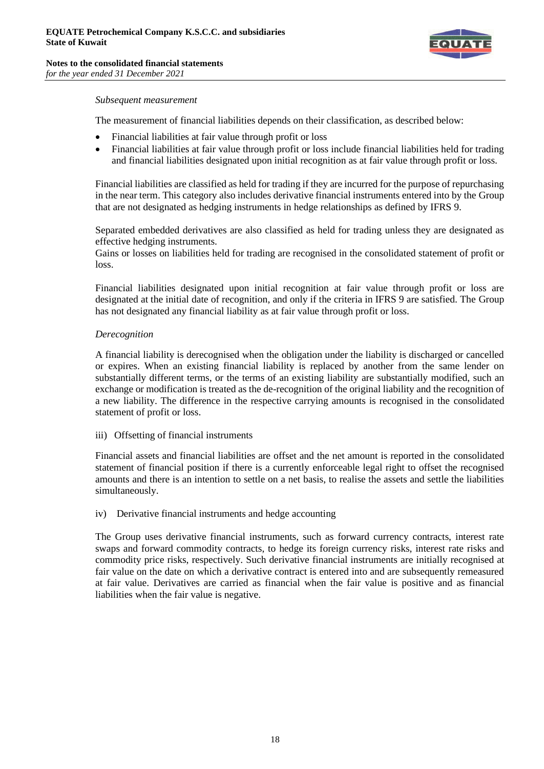*Subsequent measurement*

The measurement of financial liabilities depends on their classification, as described below:

- Financial liabilities at fair value through profit or loss
- Financial liabilities at fair value through profit or loss include financial liabilities held for trading and financial liabilities designated upon initial recognition as at fair value through profit or loss.

Financial liabilities are classified as held for trading if they are incurred for the purpose of repurchasing in the near term. This category also includes derivative financial instruments entered into by the Group that are not designated as hedging instruments in hedge relationships as defined by IFRS 9.

Separated embedded derivatives are also classified as held for trading unless they are designated as effective hedging instruments.
Gains or losses on liabilities held for trading are recognised in the consolidated statement of profit or loss.

Financial liabilities designated upon initial recognition at fair value through profit or loss are designated at the initial date of recognition, and only if the criteria in IFRS 9 are satisfied. The Group has not designated any financial liability as at fair value through profit or loss.

*Derecognition*

A financial liability is derecognised when the obligation under the liability is discharged or cancelled or expires. When an existing financial liability is replaced by another from the same lender on substantially different terms, or the terms of an existing liability are substantially modified, such an exchange or modification is treated as the de-recognition of the original liability and the recognition of a new liability. The difference in the respective carrying amounts is recognised in the consolidated statement of profit or loss.

iii) Offsetting of financial instruments

Financial assets and financial liabilities are offset and the net amount is reported in the consolidated statement of financial position if there is a currently enforceable legal right to offset the recognised amounts and there is an intention to settle on a net basis, to realise the assets and settle the liabilities simultaneously.

iv) Derivative financial instruments and hedge accounting

The Group uses derivative financial instruments, such as forward currency contracts, interest rate swaps and forward commodity contracts, to hedge its foreign currency risks, interest rate risks and commodity price risks, respectively. Such derivative financial instruments are initially recognised at fair value on the date on which a derivative contract is entered into and are subsequently remeasured at fair value. Derivatives are carried as financial when the fair value is positive and as financial liabilities when the fair value is negative.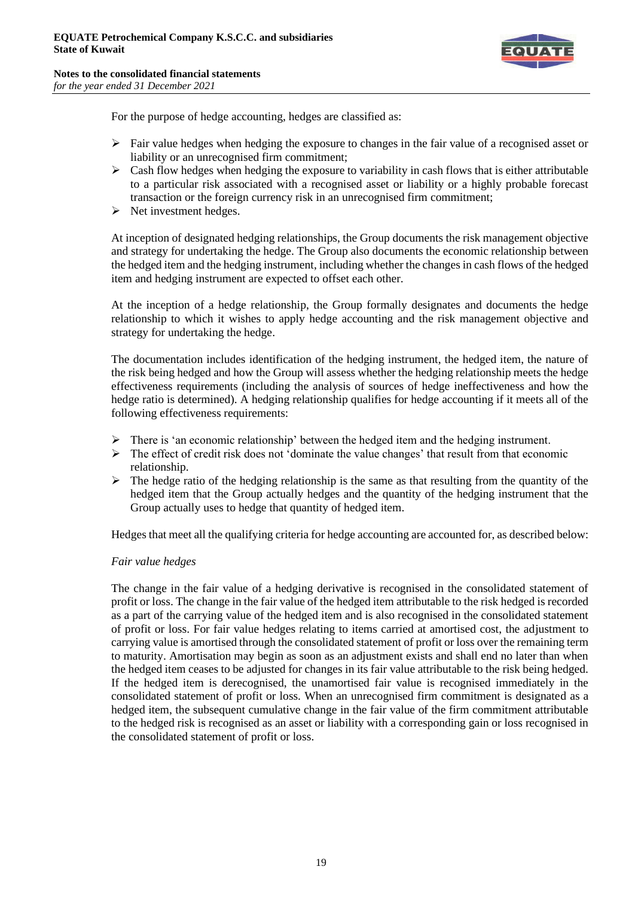For the purpose of hedge accounting, hedges are classified as:

- Fair value hedges when hedging the exposure to changes in the fair value of a recognised asset or liability or an unrecognised firm commitment;
- Cash flow hedges when hedging the exposure to variability in cash flows that is either attributable to a particular risk associated with a recognised asset or liability or a highly probable forecast transaction or the foreign currency risk in an unrecognised firm commitment;
- Net investment hedges.

At inception of designated hedging relationships, the Group documents the risk management objective and strategy for undertaking the hedge. The Group also documents the economic relationship between the hedged item and the hedging instrument, including whether the changes in cash flows of the hedged item and hedging instrument are expected to offset each other.

At the inception of a hedge relationship, the Group formally designates and documents the hedge relationship to which it wishes to apply hedge accounting and the risk management objective and strategy for undertaking the hedge.

The documentation includes identification of the hedging instrument, the hedged item, the nature of the risk being hedged and how the Group will assess whether the hedging relationship meets the hedge effectiveness requirements (including the analysis of sources of hedge ineffectiveness and how the hedge ratio is determined). A hedging relationship qualifies for hedge accounting if it meets all of the following effectiveness requirements:

- There is 'an economic relationship' between the hedged item and the hedging instrument.
- The effect of credit risk does not 'dominate the value changes' that result from that economic relationship.
- The hedge ratio of the hedging relationship is the same as that resulting from the quantity of the hedged item that the Group actually hedges and the quantity of the hedging instrument that the Group actually uses to hedge that quantity of hedged item.

Hedges that meet all the qualifying criteria for hedge accounting are accounted for, as described below:

*Fair value hedges*

The change in the fair value of a hedging derivative is recognised in the consolidated statement of profit or loss. The change in the fair value of the hedged item attributable to the risk hedged is recorded as a part of the carrying value of the hedged item and is also recognised in the consolidated statement of profit or loss. For fair value hedges relating to items carried at amortised cost, the adjustment to carrying value is amortised through the consolidated statement of profit or loss over the remaining term to maturity. Amortisation may begin as soon as an adjustment exists and shall end no later than when the hedged item ceases to be adjusted for changes in its fair value attributable to the risk being hedged. If the hedged item is derecognised, the unamortised fair value is recognised immediately in the consolidated statement of profit or loss. When an unrecognised firm commitment is designated as a hedged item, the subsequent cumulative change in the fair value of the firm commitment attributable to the hedged risk is recognised as an asset or liability with a corresponding gain or loss recognised in the consolidated statement of profit or loss.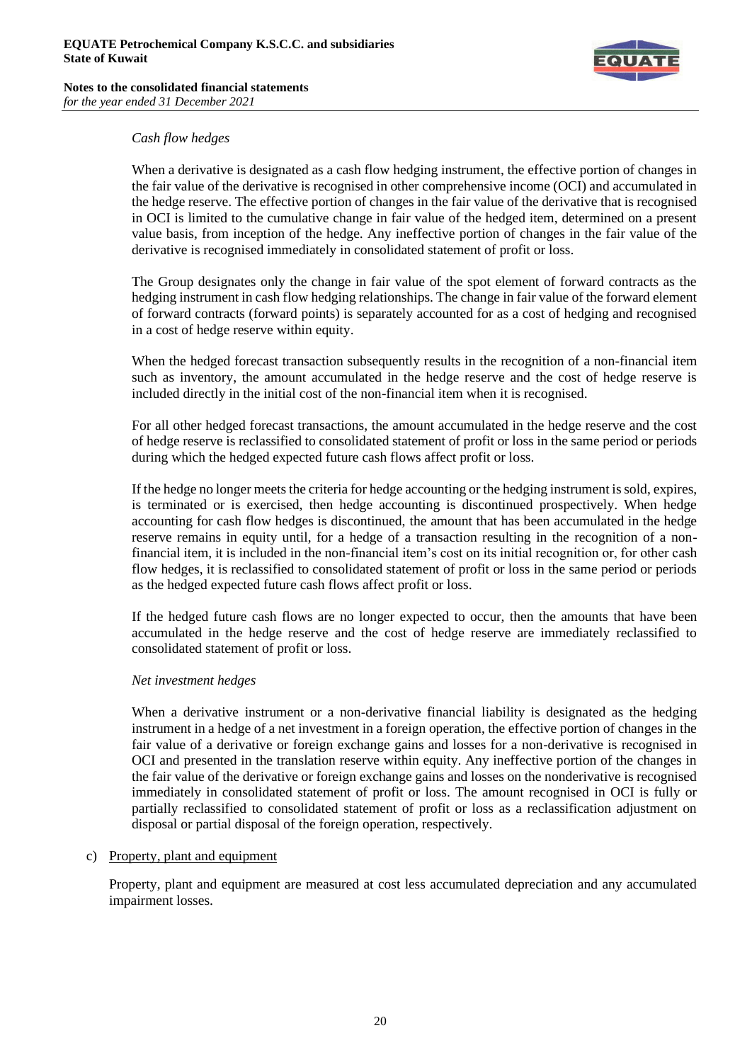*Cash flow hedges*

When a derivative is designated as a cash flow hedging instrument, the effective portion of changes in the fair value of the derivative is recognised in other comprehensive income (OCI) and accumulated in the hedge reserve. The effective portion of changes in the fair value of the derivative that is recognised in OCI is limited to the cumulative change in fair value of the hedged item, determined on a present value basis, from inception of the hedge. Any ineffective portion of changes in the fair value of the derivative is recognised immediately in consolidated statement of profit or loss.

The Group designates only the change in fair value of the spot element of forward contracts as the hedging instrument in cash flow hedging relationships. The change in fair value of the forward element of forward contracts (forward points) is separately accounted for as a cost of hedging and recognised in a cost of hedge reserve within equity.

When the hedged forecast transaction subsequently results in the recognition of a non-financial item such as inventory, the amount accumulated in the hedge reserve and the cost of hedge reserve is included directly in the initial cost of the non-financial item when it is recognised.

For all other hedged forecast transactions, the amount accumulated in the hedge reserve and the cost of hedge reserve is reclassified to consolidated statement of profit or loss in the same period or periods during which the hedged expected future cash flows affect profit or loss.

If the hedge no longer meets the criteria for hedge accounting or the hedging instrument is sold, expires, is terminated or is exercised, then hedge accounting is discontinued prospectively. When hedge accounting for cash flow hedges is discontinued, the amount that has been accumulated in the hedge reserve remains in equity until, for a hedge of a transaction resulting in the recognition of a non-financial item, it is included in the non-financial item's cost on its initial recognition or, for other cash flow hedges, it is reclassified to consolidated statement of profit or loss in the same period or periods as the hedged expected future cash flows affect profit or loss.

If the hedged future cash flows are no longer expected to occur, then the amounts that have been accumulated in the hedge reserve and the cost of hedge reserve are immediately reclassified to consolidated statement of profit or loss.

*Net investment hedges*

When a derivative instrument or a non-derivative financial liability is designated as the hedging instrument in a hedge of a net investment in a foreign operation, the effective portion of changes in the fair value of a derivative or foreign exchange gains and losses for a non-derivative is recognised in OCI and presented in the translation reserve within equity. Any ineffective portion of the changes in the fair value of the derivative or foreign exchange gains and losses on the nonderivative is recognised immediately in consolidated statement of profit or loss. The amount recognised in OCI is fully or partially reclassified to consolidated statement of profit or loss as a reclassification adjustment on disposal or partial disposal of the foreign operation, respectively.

c) Property, plant and equipment

Property, plant and equipment are measured at cost less accumulated depreciation and any accumulated impairment losses.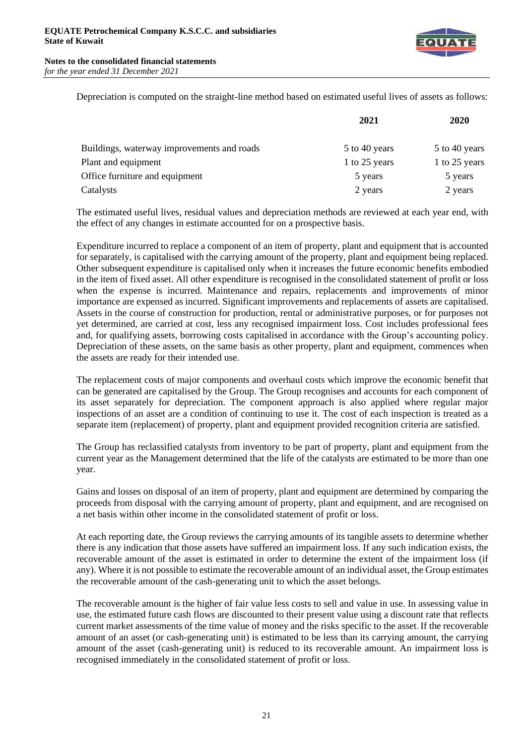Depreciation is computed on the straight-line method based on estimated useful lives of assets as follows:

| | 2021 | 2020 |
|---|---|---|
| Buildings, waterway improvements and roads | 5 to 40 years | 5 to 40 years |
| Plant and equipment | 1 to 25 years | 1 to 25 years |
| Office furniture and equipment | 5 years | 5 years |
| Catalysts | 2 years | 2 years |

The estimated useful lives, residual values and depreciation methods are reviewed at each year end, with the effect of any changes in estimate accounted for on a prospective basis.

Expenditure incurred to replace a component of an item of property, plant and equipment that is accounted for separately, is capitalised with the carrying amount of the property, plant and equipment being replaced. Other subsequent expenditure is capitalised only when it increases the future economic benefits embodied in the item of fixed asset. All other expenditure is recognised in the consolidated statement of profit or loss when the expense is incurred. Maintenance and repairs, replacements and improvements of minor importance are expensed as incurred. Significant improvements and replacements of assets are capitalised. Assets in the course of construction for production, rental or administrative purposes, or for purposes not yet determined, are carried at cost, less any recognised impairment loss. Cost includes professional fees and, for qualifying assets, borrowing costs capitalised in accordance with the Group's accounting policy. Depreciation of these assets, on the same basis as other property, plant and equipment, commences when the assets are ready for their intended use.

The replacement costs of major components and overhaul costs which improve the economic benefit that can be generated are capitalised by the Group. The Group recognises and accounts for each component of its asset separately for depreciation. The component approach is also applied where regular major inspections of an asset are a condition of continuing to use it. The cost of each inspection is treated as a separate item (replacement) of property, plant and equipment provided recognition criteria are satisfied.

The Group has reclassified catalysts from inventory to be part of property, plant and equipment from the current year as the Management determined that the life of the catalysts are estimated to be more than one year.

Gains and losses on disposal of an item of property, plant and equipment are determined by comparing the proceeds from disposal with the carrying amount of property, plant and equipment, and are recognised on a net basis within other income in the consolidated statement of profit or loss.

At each reporting date, the Group reviews the carrying amounts of its tangible assets to determine whether there is any indication that those assets have suffered an impairment loss. If any such indication exists, the recoverable amount of the asset is estimated in order to determine the extent of the impairment loss (if any). Where it is not possible to estimate the recoverable amount of an individual asset, the Group estimates the recoverable amount of the cash-generating unit to which the asset belongs.

The recoverable amount is the higher of fair value less costs to sell and value in use. In assessing value in use, the estimated future cash flows are discounted to their present value using a discount rate that reflects current market assessments of the time value of money and the risks specific to the asset. If the recoverable amount of an asset (or cash-generating unit) is estimated to be less than its carrying amount, the carrying amount of the asset (cash-generating unit) is reduced to its recoverable amount. An impairment loss is recognised immediately in the consolidated statement of profit or loss.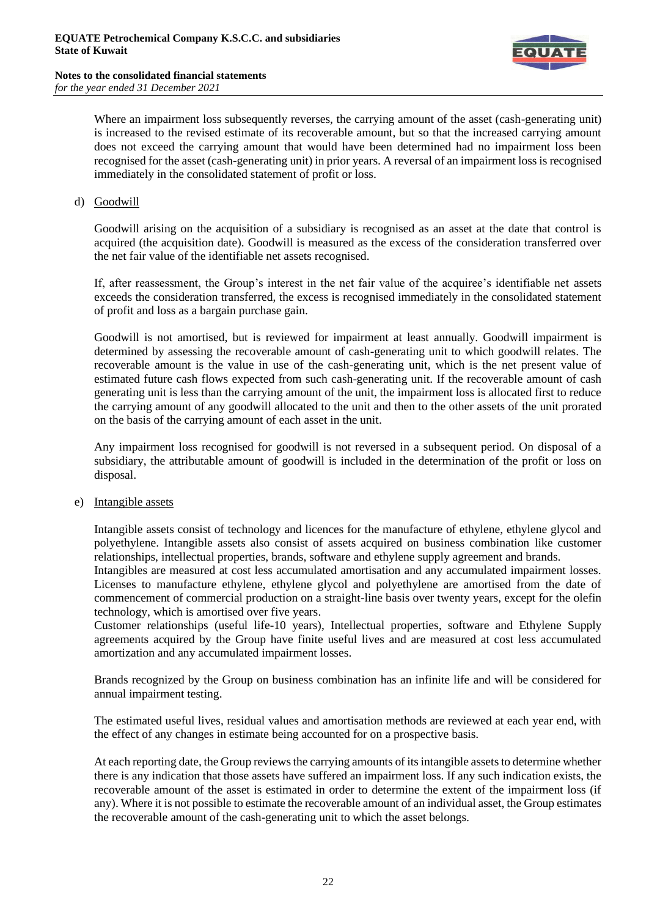Where an impairment loss subsequently reverses, the carrying amount of the asset (cash-generating unit) is increased to the revised estimate of its recoverable amount, but so that the increased carrying amount does not exceed the carrying amount that would have been determined had no impairment loss been recognised for the asset (cash-generating unit) in prior years. A reversal of an impairment loss is recognised immediately in the consolidated statement of profit or loss.

d) Goodwill

Goodwill arising on the acquisition of a subsidiary is recognised as an asset at the date that control is acquired (the acquisition date). Goodwill is measured as the excess of the consideration transferred over the net fair value of the identifiable net assets recognised.

If, after reassessment, the Group's interest in the net fair value of the acquiree's identifiable net assets exceeds the consideration transferred, the excess is recognised immediately in the consolidated statement of profit and loss as a bargain purchase gain.

Goodwill is not amortised, but is reviewed for impairment at least annually. Goodwill impairment is determined by assessing the recoverable amount of cash-generating unit to which goodwill relates. The recoverable amount is the value in use of the cash-generating unit, which is the net present value of estimated future cash flows expected from such cash-generating unit. If the recoverable amount of cash generating unit is less than the carrying amount of the unit, the impairment loss is allocated first to reduce the carrying amount of any goodwill allocated to the unit and then to the other assets of the unit prorated on the basis of the carrying amount of each asset in the unit.

Any impairment loss recognised for goodwill is not reversed in a subsequent period. On disposal of a subsidiary, the attributable amount of goodwill is included in the determination of the profit or loss on disposal.

e) Intangible assets

Intangible assets consist of technology and licences for the manufacture of ethylene, ethylene glycol and polyethylene. Intangible assets also consist of assets acquired on business combination like customer relationships, intellectual properties, brands, software and ethylene supply agreement and brands.
Intangibles are measured at cost less accumulated amortisation and any accumulated impairment losses. Licenses to manufacture ethylene, ethylene glycol and polyethylene are amortised from the date of commencement of commercial production on a straight-line basis over twenty years, except for the olefin technology, which is amortised over five years.
Customer relationships (useful life-10 years), Intellectual properties, software and Ethylene Supply agreements acquired by the Group have finite useful lives and are measured at cost less accumulated amortization and any accumulated impairment losses.

Brands recognized by the Group on business combination has an infinite life and will be considered for annual impairment testing.

The estimated useful lives, residual values and amortisation methods are reviewed at each year end, with the effect of any changes in estimate being accounted for on a prospective basis.

At each reporting date, the Group reviews the carrying amounts of its intangible assets to determine whether there is any indication that those assets have suffered an impairment loss. If any such indication exists, the recoverable amount of the asset is estimated in order to determine the extent of the impairment loss (if any). Where it is not possible to estimate the recoverable amount of an individual asset, the Group estimates the recoverable amount of the cash-generating unit to which the asset belongs.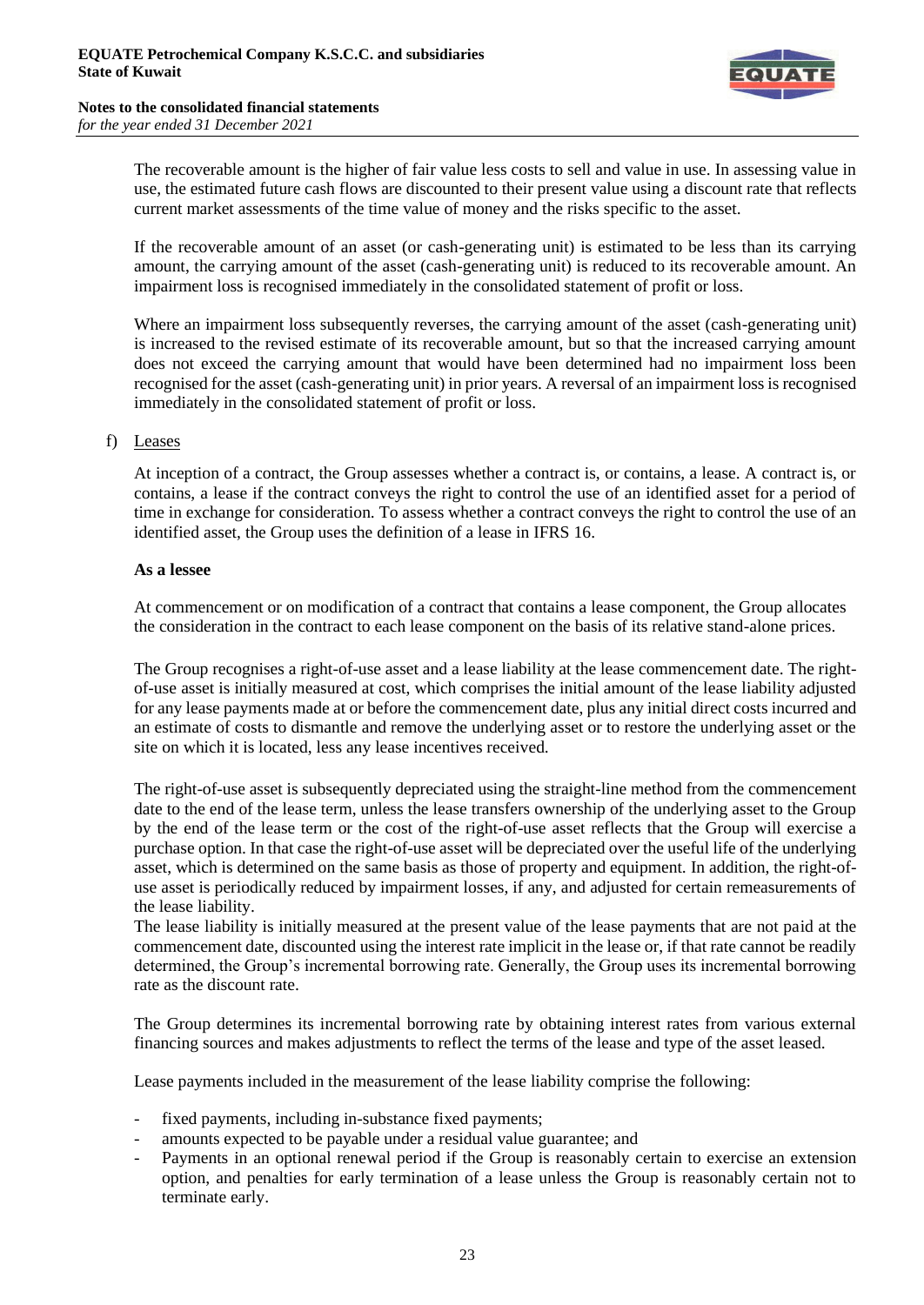The recoverable amount is the higher of fair value less costs to sell and value in use. In assessing value in use, the estimated future cash flows are discounted to their present value using a discount rate that reflects current market assessments of the time value of money and the risks specific to the asset.

If the recoverable amount of an asset (or cash-generating unit) is estimated to be less than its carrying amount, the carrying amount of the asset (cash-generating unit) is reduced to its recoverable amount. An impairment loss is recognised immediately in the consolidated statement of profit or loss.

Where an impairment loss subsequently reverses, the carrying amount of the asset (cash-generating unit) is increased to the revised estimate of its recoverable amount, but so that the increased carrying amount does not exceed the carrying amount that would have been determined had no impairment loss been recognised for the asset (cash-generating unit) in prior years. A reversal of an impairment loss is recognised immediately in the consolidated statement of profit or loss.

f) Leases

At inception of a contract, the Group assesses whether a contract is, or contains, a lease. A contract is, or contains, a lease if the contract conveys the right to control the use of an identified asset for a period of time in exchange for consideration. To assess whether a contract conveys the right to control the use of an identified asset, the Group uses the definition of a lease in IFRS 16.

**As a lessee**

At commencement or on modification of a contract that contains a lease component, the Group allocates the consideration in the contract to each lease component on the basis of its relative stand-alone prices.

The Group recognises a right-of-use asset and a lease liability at the lease commencement date. The right-of-use asset is initially measured at cost, which comprises the initial amount of the lease liability adjusted for any lease payments made at or before the commencement date, plus any initial direct costs incurred and an estimate of costs to dismantle and remove the underlying asset or to restore the underlying asset or the site on which it is located, less any lease incentives received.

The right-of-use asset is subsequently depreciated using the straight-line method from the commencement date to the end of the lease term, unless the lease transfers ownership of the underlying asset to the Group by the end of the lease term or the cost of the right-of-use asset reflects that the Group will exercise a purchase option. In that case the right-of-use asset will be depreciated over the useful life of the underlying asset, which is determined on the same basis as those of property and equipment. In addition, the right-of-use asset is periodically reduced by impairment losses, if any, and adjusted for certain remeasurements of the lease liability.
The lease liability is initially measured at the present value of the lease payments that are not paid at the commencement date, discounted using the interest rate implicit in the lease or, if that rate cannot be readily determined, the Group's incremental borrowing rate. Generally, the Group uses its incremental borrowing rate as the discount rate.

The Group determines its incremental borrowing rate by obtaining interest rates from various external financing sources and makes adjustments to reflect the terms of the lease and type of the asset leased.

Lease payments included in the measurement of the lease liability comprise the following:

- fixed payments, including in-substance fixed payments;
- amounts expected to be payable under a residual value guarantee; and
- Payments in an optional renewal period if the Group is reasonably certain to exercise an extension option, and penalties for early termination of a lease unless the Group is reasonably certain not to terminate early.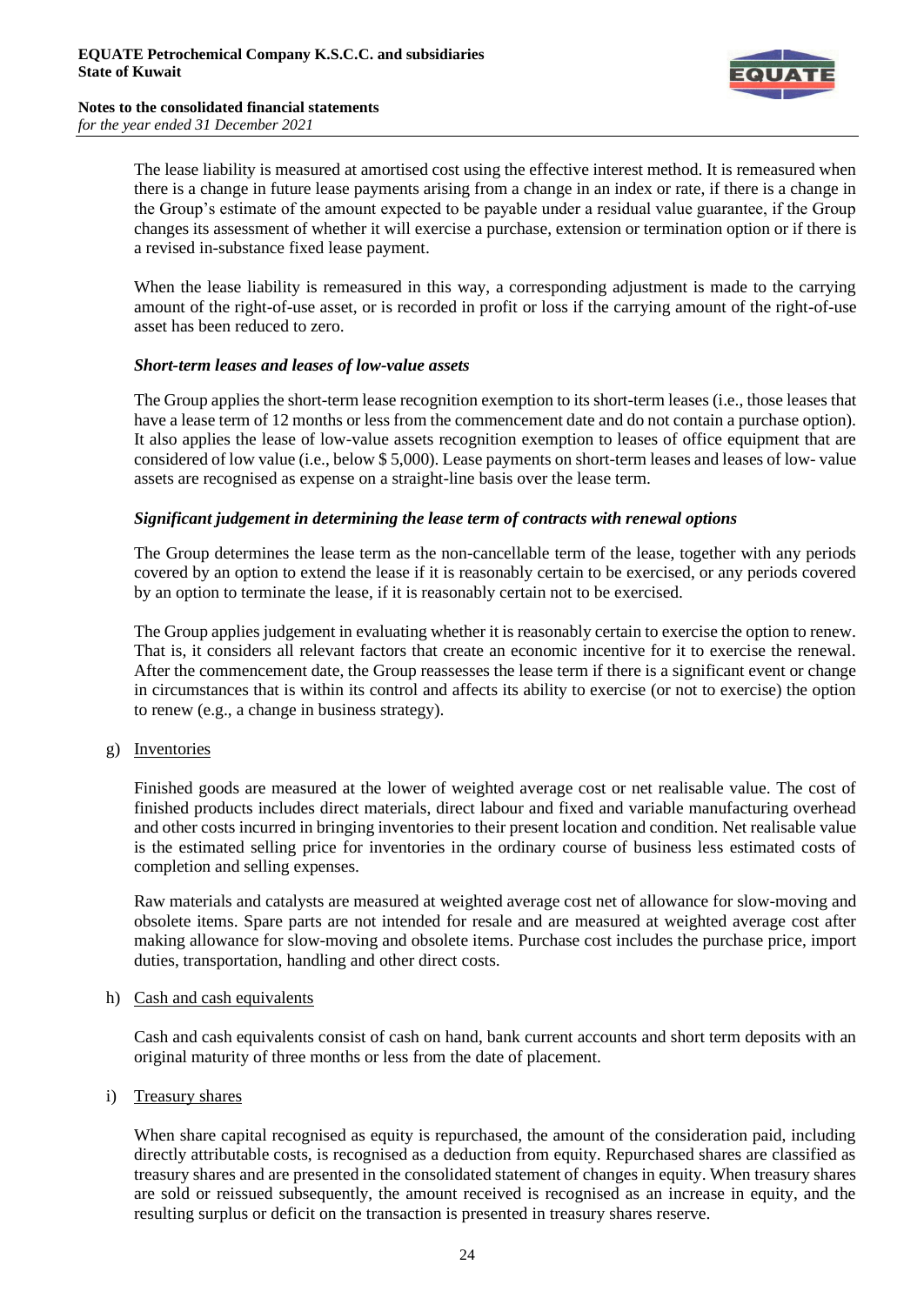The lease liability is measured at amortised cost using the effective interest method. It is remeasured when there is a change in future lease payments arising from a change in an index or rate, if there is a change in the Group's estimate of the amount expected to be payable under a residual value guarantee, if the Group changes its assessment of whether it will exercise a purchase, extension or termination option or if there is a revised in-substance fixed lease payment.

When the lease liability is remeasured in this way, a corresponding adjustment is made to the carrying amount of the right-of-use asset, or is recorded in profit or loss if the carrying amount of the right-of-use asset has been reduced to zero.

***Short-term leases and leases of low-value assets***

The Group applies the short-term lease recognition exemption to its short-term leases (i.e., those leases that have a lease term of 12 months or less from the commencement date and do not contain a purchase option). It also applies the lease of low-value assets recognition exemption to leases of office equipment that are considered of low value (i.e., below $ 5,000). Lease payments on short-term leases and leases of low- value assets are recognised as expense on a straight-line basis over the lease term.

***Significant judgement in determining the lease term of contracts with renewal options***

The Group determines the lease term as the non-cancellable term of the lease, together with any periods covered by an option to extend the lease if it is reasonably certain to be exercised, or any periods covered by an option to terminate the lease, if it is reasonably certain not to be exercised.

The Group applies judgement in evaluating whether it is reasonably certain to exercise the option to renew. That is, it considers all relevant factors that create an economic incentive for it to exercise the renewal. After the commencement date, the Group reassesses the lease term if there is a significant event or change in circumstances that is within its control and affects its ability to exercise (or not to exercise) the option to renew (e.g., a change in business strategy).

g) Inventories

Finished goods are measured at the lower of weighted average cost or net realisable value. The cost of finished products includes direct materials, direct labour and fixed and variable manufacturing overhead and other costs incurred in bringing inventories to their present location and condition. Net realisable value is the estimated selling price for inventories in the ordinary course of business less estimated costs of completion and selling expenses.

Raw materials and catalysts are measured at weighted average cost net of allowance for slow-moving and obsolete items. Spare parts are not intended for resale and are measured at weighted average cost after making allowance for slow-moving and obsolete items. Purchase cost includes the purchase price, import duties, transportation, handling and other direct costs.

h) Cash and cash equivalents

Cash and cash equivalents consist of cash on hand, bank current accounts and short term deposits with an original maturity of three months or less from the date of placement.

i) Treasury shares

When share capital recognised as equity is repurchased, the amount of the consideration paid, including directly attributable costs, is recognised as a deduction from equity. Repurchased shares are classified as treasury shares and are presented in the consolidated statement of changes in equity. When treasury shares are sold or reissued subsequently, the amount received is recognised as an increase in equity, and the resulting surplus or deficit on the transaction is presented in treasury shares reserve.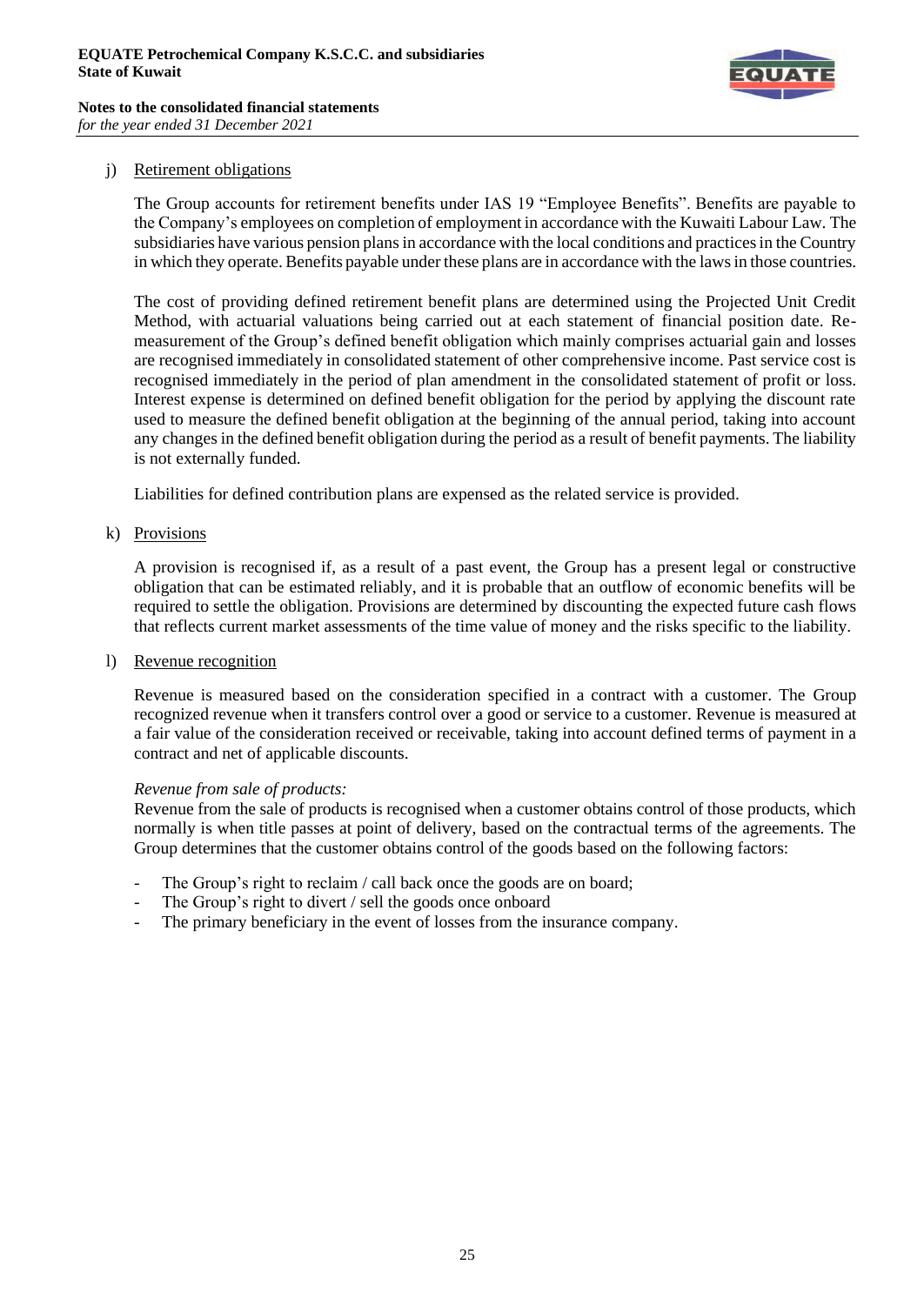j) Retirement obligations

The Group accounts for retirement benefits under IAS 19 "Employee Benefits". Benefits are payable to the Company's employees on completion of employment in accordance with the Kuwaiti Labour Law. The subsidiaries have various pension plans in accordance with the local conditions and practices in the Country in which they operate. Benefits payable under these plans are in accordance with the laws in those countries.

The cost of providing defined retirement benefit plans are determined using the Projected Unit Credit Method, with actuarial valuations being carried out at each statement of financial position date. Re-measurement of the Group's defined benefit obligation which mainly comprises actuarial gain and losses are recognised immediately in consolidated statement of other comprehensive income. Past service cost is recognised immediately in the period of plan amendment in the consolidated statement of profit or loss. Interest expense is determined on defined benefit obligation for the period by applying the discount rate used to measure the defined benefit obligation at the beginning of the annual period, taking into account any changes in the defined benefit obligation during the period as a result of benefit payments. The liability is not externally funded.

Liabilities for defined contribution plans are expensed as the related service is provided.

k) Provisions

A provision is recognised if, as a result of a past event, the Group has a present legal or constructive obligation that can be estimated reliably, and it is probable that an outflow of economic benefits will be required to settle the obligation. Provisions are determined by discounting the expected future cash flows that reflects current market assessments of the time value of money and the risks specific to the liability.

l) Revenue recognition

Revenue is measured based on the consideration specified in a contract with a customer. The Group recognized revenue when it transfers control over a good or service to a customer. Revenue is measured at a fair value of the consideration received or receivable, taking into account defined terms of payment in a contract and net of applicable discounts.

*Revenue from sale of products:*
Revenue from the sale of products is recognised when a customer obtains control of those products, which normally is when title passes at point of delivery, based on the contractual terms of the agreements. The Group determines that the customer obtains control of the goods based on the following factors:

- The Group's right to reclaim / call back once the goods are on board;
- The Group's right to divert / sell the goods once onboard
- The primary beneficiary in the event of losses from the insurance company.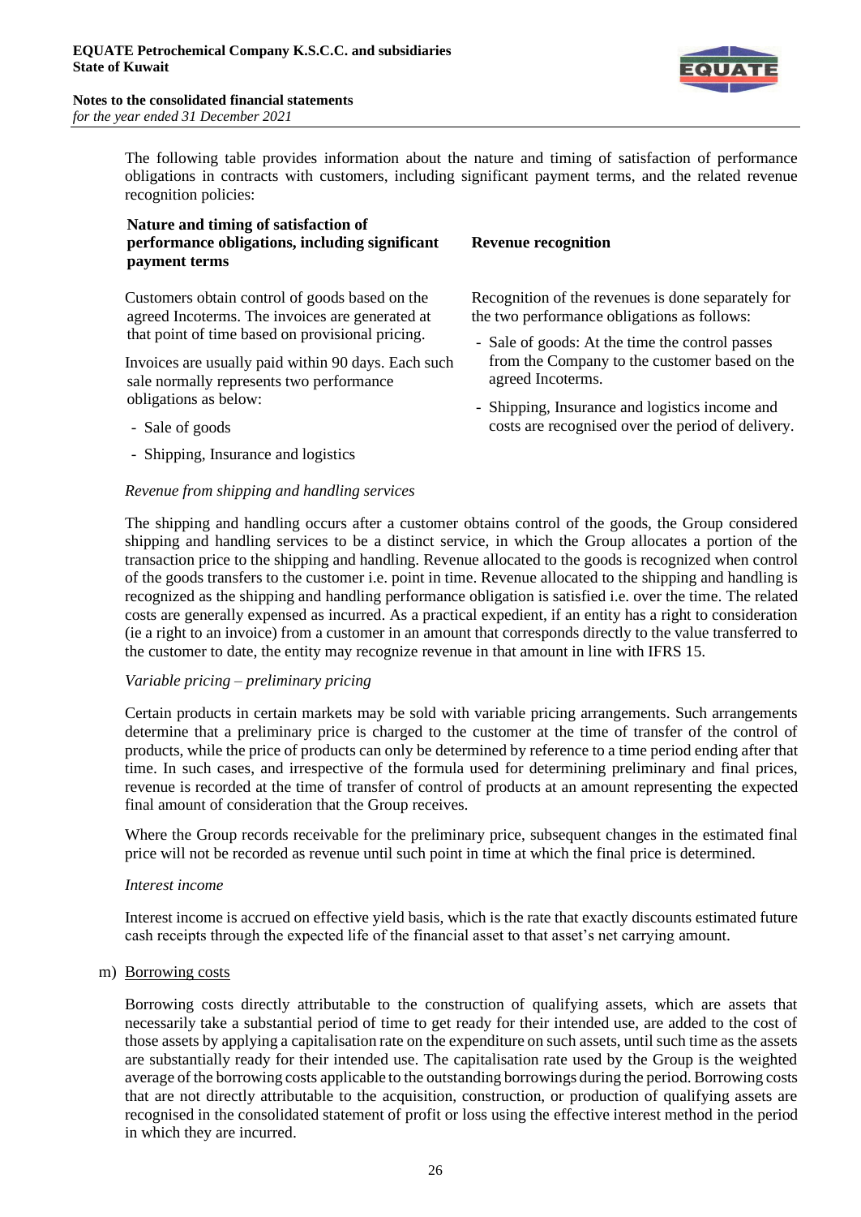The following table provides information about the nature and timing of satisfaction of performance obligations in contracts with customers, including significant payment terms, and the related revenue recognition policies:

| Nature and timing of satisfaction of performance obligations, including significant payment terms | Revenue recognition |
|---|---|
| Customers obtain control of goods based on the agreed Incoterms. The invoices are generated at that point of time based on provisional pricing.<br><br>Invoices are usually paid within 90 days. Each such sale normally represents two performance obligations as below:<br>- Sale of goods<br>- Shipping, Insurance and logistics | Recognition of the revenues is done separately for the two performance obligations as follows:<br>- Sale of goods: At the time the control passes from the Company to the customer based on the agreed Incoterms.<br>- Shipping, Insurance and logistics income and costs are recognised over the period of delivery. |

*Revenue from shipping and handling services*

The shipping and handling occurs after a customer obtains control of the goods, the Group considered shipping and handling services to be a distinct service, in which the Group allocates a portion of the transaction price to the shipping and handling. Revenue allocated to the goods is recognized when control of the goods transfers to the customer i.e. point in time. Revenue allocated to the shipping and handling is recognized as the shipping and handling performance obligation is satisfied i.e. over the time. The related costs are generally expensed as incurred. As a practical expedient, if an entity has a right to consideration (ie a right to an invoice) from a customer in an amount that corresponds directly to the value transferred to the customer to date, the entity may recognize revenue in that amount in line with IFRS 15.

*Variable pricing – preliminary pricing*

Certain products in certain markets may be sold with variable pricing arrangements. Such arrangements determine that a preliminary price is charged to the customer at the time of transfer of the control of products, while the price of products can only be determined by reference to a time period ending after that time. In such cases, and irrespective of the formula used for determining preliminary and final prices, revenue is recorded at the time of transfer of control of products at an amount representing the expected final amount of consideration that the Group receives.

Where the Group records receivable for the preliminary price, subsequent changes in the estimated final price will not be recorded as revenue until such point in time at which the final price is determined.

*Interest income*

Interest income is accrued on effective yield basis, which is the rate that exactly discounts estimated future cash receipts through the expected life of the financial asset to that asset's net carrying amount.

m) Borrowing costs

Borrowing costs directly attributable to the construction of qualifying assets, which are assets that necessarily take a substantial period of time to get ready for their intended use, are added to the cost of those assets by applying a capitalisation rate on the expenditure on such assets, until such time as the assets are substantially ready for their intended use. The capitalisation rate used by the Group is the weighted average of the borrowing costs applicable to the outstanding borrowings during the period. Borrowing costs that are not directly attributable to the acquisition, construction, or production of qualifying assets are recognised in the consolidated statement of profit or loss using the effective interest method in the period in which they are incurred.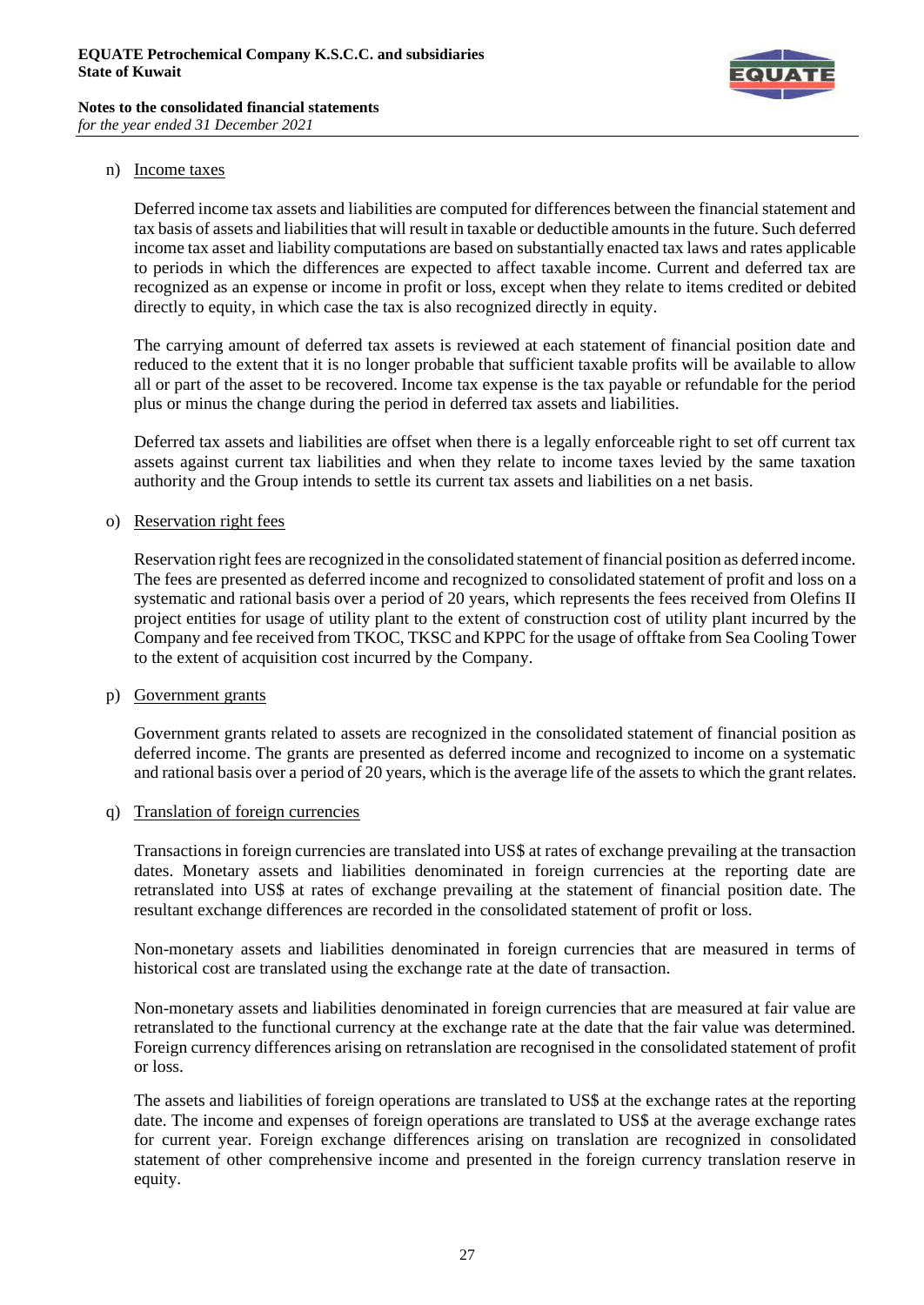n) Income taxes

Deferred income tax assets and liabilities are computed for differences between the financial statement and tax basis of assets and liabilities that will result in taxable or deductible amounts in the future. Such deferred income tax asset and liability computations are based on substantially enacted tax laws and rates applicable to periods in which the differences are expected to affect taxable income. Current and deferred tax are recognized as an expense or income in profit or loss, except when they relate to items credited or debited directly to equity, in which case the tax is also recognized directly in equity.

The carrying amount of deferred tax assets is reviewed at each statement of financial position date and reduced to the extent that it is no longer probable that sufficient taxable profits will be available to allow all or part of the asset to be recovered. Income tax expense is the tax payable or refundable for the period plus or minus the change during the period in deferred tax assets and liabilities.

Deferred tax assets and liabilities are offset when there is a legally enforceable right to set off current tax assets against current tax liabilities and when they relate to income taxes levied by the same taxation authority and the Group intends to settle its current tax assets and liabilities on a net basis.

o) Reservation right fees

Reservation right fees are recognized in the consolidated statement of financial position as deferred income. The fees are presented as deferred income and recognized to consolidated statement of profit and loss on a systematic and rational basis over a period of 20 years, which represents the fees received from Olefins II project entities for usage of utility plant to the extent of construction cost of utility plant incurred by the Company and fee received from TKOC, TKSC and KPPC for the usage of offtake from Sea Cooling Tower to the extent of acquisition cost incurred by the Company.

p) Government grants

Government grants related to assets are recognized in the consolidated statement of financial position as deferred income. The grants are presented as deferred income and recognized to income on a systematic and rational basis over a period of 20 years, which is the average life of the assets to which the grant relates.

q) Translation of foreign currencies

Transactions in foreign currencies are translated into US$ at rates of exchange prevailing at the transaction dates. Monetary assets and liabilities denominated in foreign currencies at the reporting date are retranslated into US$ at rates of exchange prevailing at the statement of financial position date. The resultant exchange differences are recorded in the consolidated statement of profit or loss.

Non-monetary assets and liabilities denominated in foreign currencies that are measured in terms of historical cost are translated using the exchange rate at the date of transaction.

Non-monetary assets and liabilities denominated in foreign currencies that are measured at fair value are retranslated to the functional currency at the exchange rate at the date that the fair value was determined. Foreign currency differences arising on retranslation are recognised in the consolidated statement of profit or loss.

The assets and liabilities of foreign operations are translated to US$ at the exchange rates at the reporting date. The income and expenses of foreign operations are translated to US$ at the average exchange rates for current year. Foreign exchange differences arising on translation are recognized in consolidated statement of other comprehensive income and presented in the foreign currency translation reserve in equity.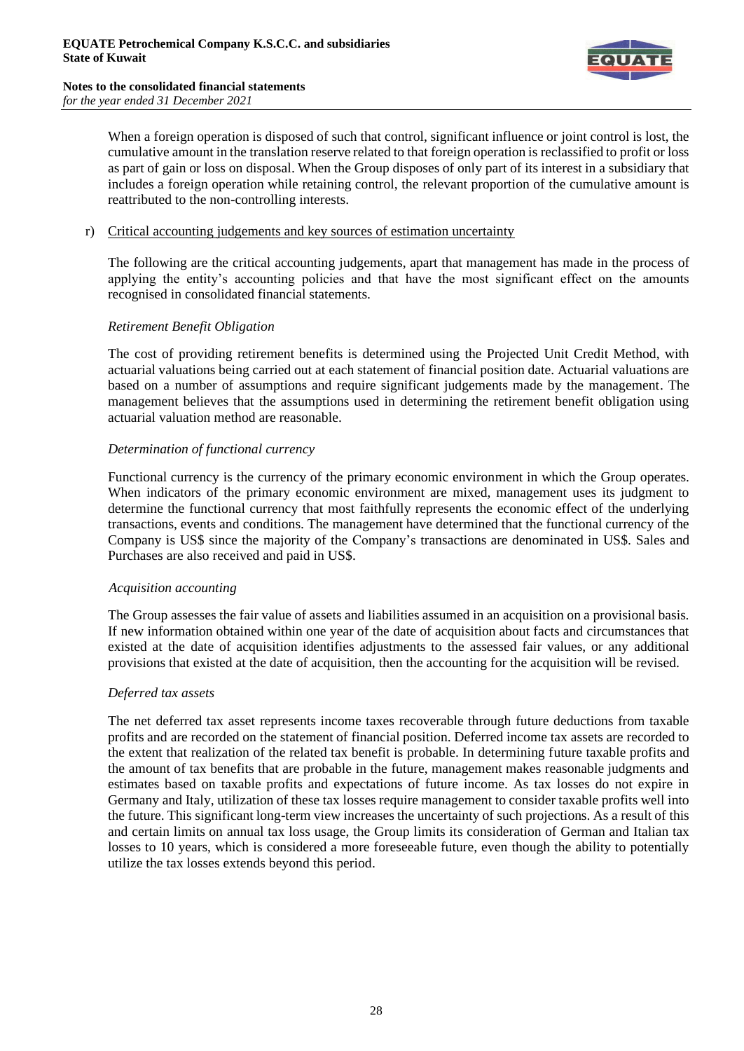When a foreign operation is disposed of such that control, significant influence or joint control is lost, the cumulative amount in the translation reserve related to that foreign operation is reclassified to profit or loss as part of gain or loss on disposal. When the Group disposes of only part of its interest in a subsidiary that includes a foreign operation while retaining control, the relevant proportion of the cumulative amount is reattributed to the non-controlling interests.

r) Critical accounting judgements and key sources of estimation uncertainty

The following are the critical accounting judgements, apart that management has made in the process of applying the entity's accounting policies and that have the most significant effect on the amounts recognised in consolidated financial statements.

*Retirement Benefit Obligation*

The cost of providing retirement benefits is determined using the Projected Unit Credit Method, with actuarial valuations being carried out at each statement of financial position date. Actuarial valuations are based on a number of assumptions and require significant judgements made by the management. The management believes that the assumptions used in determining the retirement benefit obligation using actuarial valuation method are reasonable.

*Determination of functional currency*

Functional currency is the currency of the primary economic environment in which the Group operates. When indicators of the primary economic environment are mixed, management uses its judgment to determine the functional currency that most faithfully represents the economic effect of the underlying transactions, events and conditions. The management have determined that the functional currency of the Company is US$ since the majority of the Company's transactions are denominated in US$. Sales and Purchases are also received and paid in US$.

*Acquisition accounting*

The Group assesses the fair value of assets and liabilities assumed in an acquisition on a provisional basis. If new information obtained within one year of the date of acquisition about facts and circumstances that existed at the date of acquisition identifies adjustments to the assessed fair values, or any additional provisions that existed at the date of acquisition, then the accounting for the acquisition will be revised.

*Deferred tax assets*

The net deferred tax asset represents income taxes recoverable through future deductions from taxable profits and are recorded on the statement of financial position. Deferred income tax assets are recorded to the extent that realization of the related tax benefit is probable. In determining future taxable profits and the amount of tax benefits that are probable in the future, management makes reasonable judgments and estimates based on taxable profits and expectations of future income. As tax losses do not expire in Germany and Italy, utilization of these tax losses require management to consider taxable profits well into the future. This significant long-term view increases the uncertainty of such projections. As a result of this and certain limits on annual tax loss usage, the Group limits its consideration of German and Italian tax losses to 10 years, which is considered a more foreseeable future, even though the ability to potentially utilize the tax losses extends beyond this period.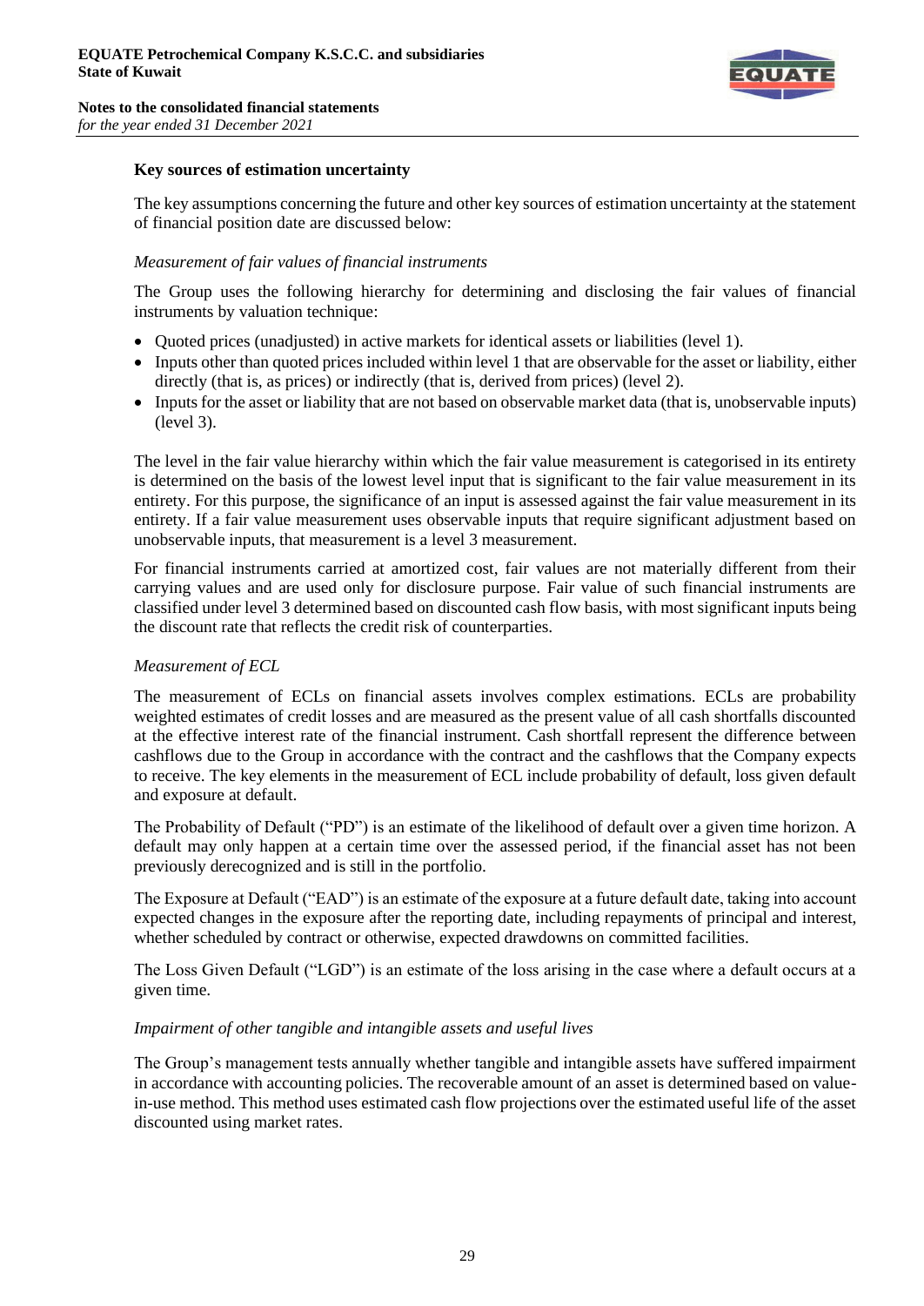### Key sources of estimation uncertainty

The key assumptions concerning the future and other key sources of estimation uncertainty at the statement of financial position date are discussed below:

*Measurement of fair values of financial instruments*

The Group uses the following hierarchy for determining and disclosing the fair values of financial instruments by valuation technique:

- Quoted prices (unadjusted) in active markets for identical assets or liabilities (level 1).
- Inputs other than quoted prices included within level 1 that are observable for the asset or liability, either directly (that is, as prices) or indirectly (that is, derived from prices) (level 2).
- Inputs for the asset or liability that are not based on observable market data (that is, unobservable inputs) (level 3).

The level in the fair value hierarchy within which the fair value measurement is categorised in its entirety is determined on the basis of the lowest level input that is significant to the fair value measurement in its entirety. For this purpose, the significance of an input is assessed against the fair value measurement in its entirety. If a fair value measurement uses observable inputs that require significant adjustment based on unobservable inputs, that measurement is a level 3 measurement.

For financial instruments carried at amortized cost, fair values are not materially different from their carrying values and are used only for disclosure purpose. Fair value of such financial instruments are classified under level 3 determined based on discounted cash flow basis, with most significant inputs being the discount rate that reflects the credit risk of counterparties.

*Measurement of ECL*

The measurement of ECLs on financial assets involves complex estimations. ECLs are probability weighted estimates of credit losses and are measured as the present value of all cash shortfalls discounted at the effective interest rate of the financial instrument. Cash shortfall represent the difference between cashflows due to the Group in accordance with the contract and the cashflows that the Company expects to receive. The key elements in the measurement of ECL include probability of default, loss given default and exposure at default.

The Probability of Default ("PD") is an estimate of the likelihood of default over a given time horizon. A default may only happen at a certain time over the assessed period, if the financial asset has not been previously derecognized and is still in the portfolio.

The Exposure at Default ("EAD") is an estimate of the exposure at a future default date, taking into account expected changes in the exposure after the reporting date, including repayments of principal and interest, whether scheduled by contract or otherwise, expected drawdowns on committed facilities.

The Loss Given Default ("LGD") is an estimate of the loss arising in the case where a default occurs at a given time.

*Impairment of other tangible and intangible assets and useful lives*

The Group's management tests annually whether tangible and intangible assets have suffered impairment in accordance with accounting policies. The recoverable amount of an asset is determined based on value-in-use method. This method uses estimated cash flow projections over the estimated useful life of the asset discounted using market rates.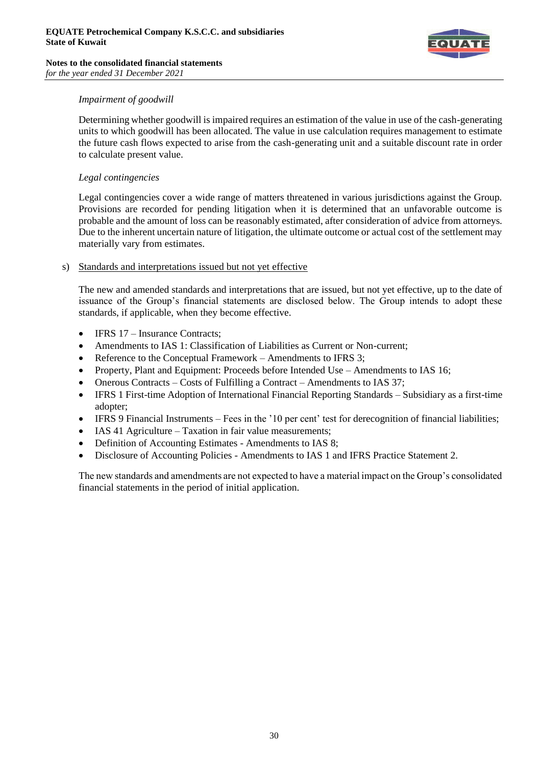*Impairment of goodwill*

Determining whether goodwill is impaired requires an estimation of the value in use of the cash-generating units to which goodwill has been allocated. The value in use calculation requires management to estimate the future cash flows expected to arise from the cash-generating unit and a suitable discount rate in order to calculate present value.

*Legal contingencies*

Legal contingencies cover a wide range of matters threatened in various jurisdictions against the Group. Provisions are recorded for pending litigation when it is determined that an unfavorable outcome is probable and the amount of loss can be reasonably estimated, after consideration of advice from attorneys. Due to the inherent uncertain nature of litigation, the ultimate outcome or actual cost of the settlement may materially vary from estimates.

s) Standards and interpretations issued but not yet effective

The new and amended standards and interpretations that are issued, but not yet effective, up to the date of issuance of the Group's financial statements are disclosed below. The Group intends to adopt these standards, if applicable, when they become effective.

- IFRS 17 – Insurance Contracts;
- Amendments to IAS 1: Classification of Liabilities as Current or Non-current;
- Reference to the Conceptual Framework – Amendments to IFRS 3;
- Property, Plant and Equipment: Proceeds before Intended Use – Amendments to IAS 16;
- Onerous Contracts – Costs of Fulfilling a Contract – Amendments to IAS 37;
- IFRS 1 First-time Adoption of International Financial Reporting Standards – Subsidiary as a first-time adopter;
- IFRS 9 Financial Instruments – Fees in the '10 per cent' test for derecognition of financial liabilities;
- IAS 41 Agriculture – Taxation in fair value measurements;
- Definition of Accounting Estimates - Amendments to IAS 8;
- Disclosure of Accounting Policies - Amendments to IAS 1 and IFRS Practice Statement 2.

The new standards and amendments are not expected to have a material impact on the Group's consolidated financial statements in the period of initial application.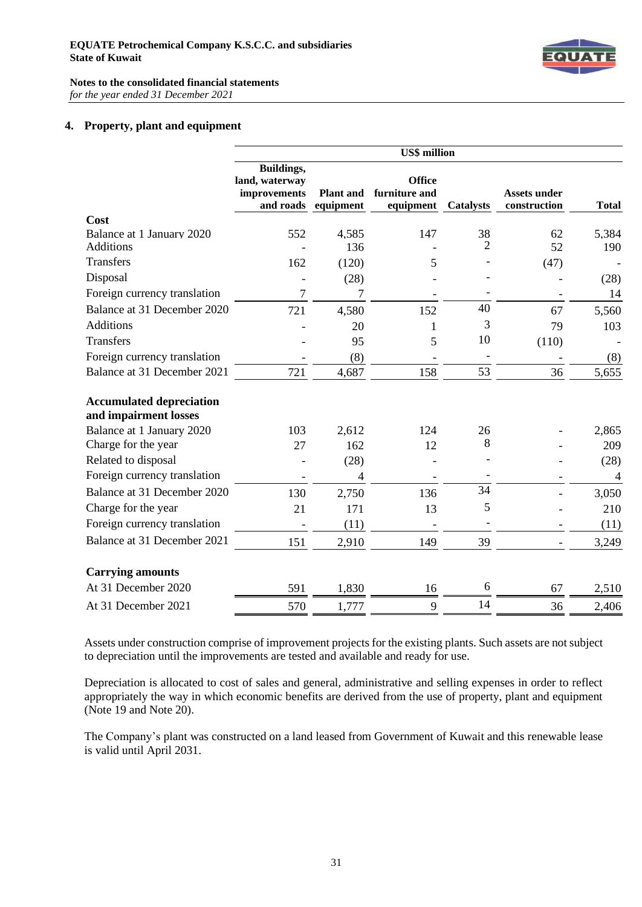## 4. Property, plant and equipment

| | US$ million | | | | | |
|---|---|---|---|---|---|---|
| | Buildings, land, waterway improvements and roads | Plant and equipment | Office furniture and equipment | Catalysts | Assets under construction | Total |
| **Cost** | | | | | | |
| Balance at 1 January 2020 | 552 | 4,585 | 147 | 38 | 62 | 5,384 |
| Additions | - | 136 | - | 2 | 52 | 190 |
| Transfers | 162 | (120) | 5 | - | (47) | - |
| Disposal | - | (28) | - | - | - | (28) |
| Foreign currency translation | 7 | 7 | - | - | - | 14 |
| Balance at 31 December 2020 | 721 | 4,580 | 152 | 40 | 67 | 5,560 |
| Additions | - | 20 | 1 | 3 | 79 | 103 |
| Transfers | - | 95 | 5 | 10 | (110) | - |
| Foreign currency translation | - | (8) | - | - | - | (8) |
| Balance at 31 December 2021 | 721 | 4,687 | 158 | 53 | 36 | 5,655 |
| **Accumulated depreciation and impairment losses** | | | | | | |
| Balance at 1 January 2020 | 103 | 2,612 | 124 | 26 | - | 2,865 |
| Charge for the year | 27 | 162 | 12 | 8 | - | 209 |
| Related to disposal | - | (28) | - | - | - | (28) |
| Foreign currency translation | - | 4 | - | - | - | 4 |
| Balance at 31 December 2020 | 130 | 2,750 | 136 | 34 | - | 3,050 |
| Charge for the year | 21 | 171 | 13 | 5 | - | 210 |
| Foreign currency translation | - | (11) | - | - | - | (11) |
| Balance at 31 December 2021 | 151 | 2,910 | 149 | 39 | - | 3,249 |
| **Carrying amounts** | | | | | | |
| At 31 December 2020 | 591 | 1,830 | 16 | 6 | 67 | 2,510 |
| At 31 December 2021 | 570 | 1,777 | 9 | 14 | 36 | 2,406 |

Assets under construction comprise of improvement projects for the existing plants. Such assets are not subject to depreciation until the improvements are tested and available and ready for use.

Depreciation is allocated to cost of sales and general, administrative and selling expenses in order to reflect appropriately the way in which economic benefits are derived from the use of property, plant and equipment (Note 19 and Note 20).

The Company's plant was constructed on a land leased from Government of Kuwait and this renewable lease is valid until April 2031.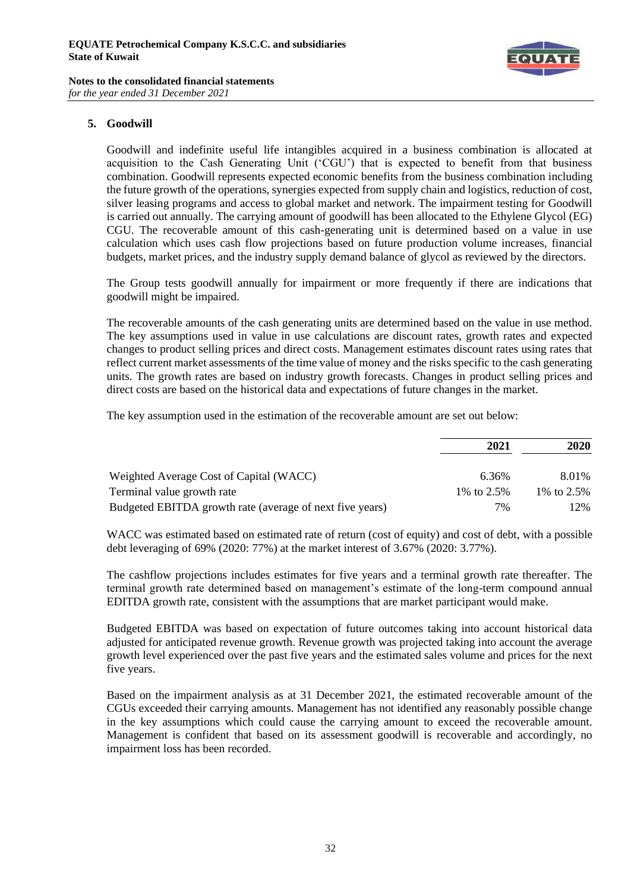## 5. Goodwill

Goodwill and indefinite useful life intangibles acquired in a business combination is allocated at acquisition to the Cash Generating Unit ('CGU') that is expected to benefit from that business combination. Goodwill represents expected economic benefits from the business combination including the future growth of the operations, synergies expected from supply chain and logistics, reduction of cost, silver leasing programs and access to global market and network. The impairment testing for Goodwill is carried out annually. The carrying amount of goodwill has been allocated to the Ethylene Glycol (EG) CGU. The recoverable amount of this cash-generating unit is determined based on a value in use calculation which uses cash flow projections based on future production volume increases, financial budgets, market prices, and the industry supply demand balance of glycol as reviewed by the directors.

The Group tests goodwill annually for impairment or more frequently if there are indications that goodwill might be impaired.

The recoverable amounts of the cash generating units are determined based on the value in use method. The key assumptions used in value in use calculations are discount rates, growth rates and expected changes to product selling prices and direct costs. Management estimates discount rates using rates that reflect current market assessments of the time value of money and the risks specific to the cash generating units. The growth rates are based on industry growth forecasts. Changes in product selling prices and direct costs are based on the historical data and expectations of future changes in the market.

The key assumption used in the estimation of the recoverable amount are set out below:

| | 2021 | 2020 |
|---|---|---|
| Weighted Average Cost of Capital (WACC) | 6.36% | 8.01% |
| Terminal value growth rate | 1% to 2.5% | 1% to 2.5% |
| Budgeted EBITDA growth rate (average of next five years) | 7% | 12% |

WACC was estimated based on estimated rate of return (cost of equity) and cost of debt, with a possible debt leveraging of 69% (2020: 77%) at the market interest of 3.67% (2020: 3.77%).

The cashflow projections includes estimates for five years and a terminal growth rate thereafter. The terminal growth rate determined based on management's estimate of the long-term compound annual EDITDA growth rate, consistent with the assumptions that are market participant would make.

Budgeted EBITDA was based on expectation of future outcomes taking into account historical data adjusted for anticipated revenue growth. Revenue growth was projected taking into account the average growth level experienced over the past five years and the estimated sales volume and prices for the next five years.

Based on the impairment analysis as at 31 December 2021, the estimated recoverable amount of the CGUs exceeded their carrying amounts. Management has not identified any reasonably possible change in the key assumptions which could cause the carrying amount to exceed the recoverable amount. Management is confident that based on its assessment goodwill is recoverable and accordingly, no impairment loss has been recorded.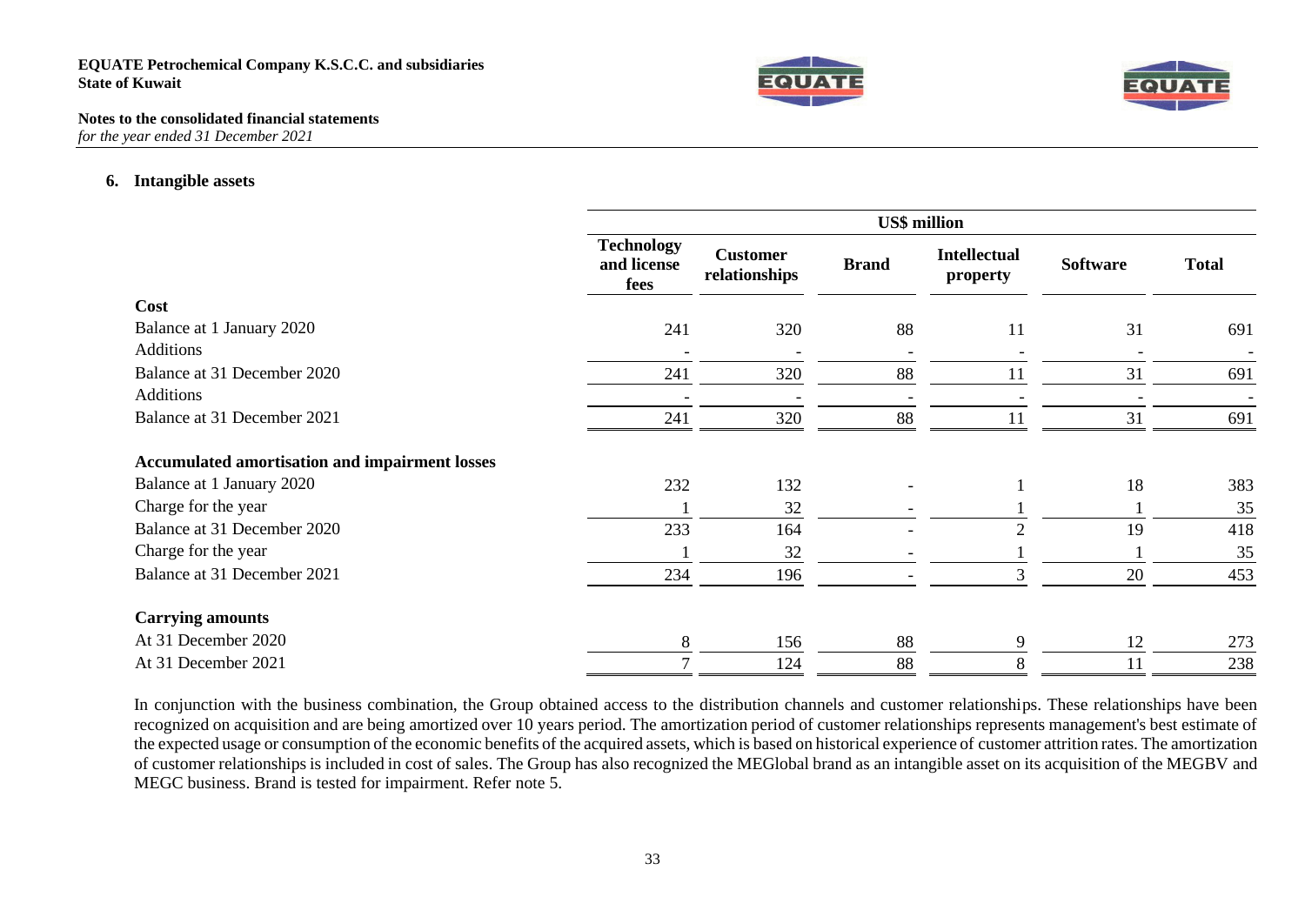## 6. Intangible assets

| | US$ million | | | | | |
|---|---|---|---|---|---|---|
| | Technology and license fees | Customer relationships | Brand | Intellectual property | Software | Total |
| **Cost** | | | | | | |
| Balance at 1 January 2020 | 241 | 320 | 88 | 11 | 31 | 691 |
| Additions | - | - | - | - | - | - |
| Balance at 31 December 2020 | 241 | 320 | 88 | 11 | 31 | 691 |
| Additions | - | - | - | - | - | - |
| Balance at 31 December 2021 | 241 | 320 | 88 | 11 | 31 | 691 |
| **Accumulated amortisation and impairment losses** | | | | | | |
| Balance at 1 January 2020 | 232 | 132 | - | 1 | 18 | 383 |
| Charge for the year | 1 | 32 | - | 1 | 1 | 35 |
| Balance at 31 December 2020 | 233 | 164 | - | 2 | 19 | 418 |
| Charge for the year | 1 | 32 | - | 1 | 1 | 35 |
| Balance at 31 December 2021 | 234 | 196 | - | 3 | 20 | 453 |
| **Carrying amounts** | | | | | | |
| At 31 December 2020 | 8 | 156 | 88 | 9 | 12 | 273 |
| At 31 December 2021 | 7 | 124 | 88 | 8 | 11 | 238 |

In conjunction with the business combination, the Group obtained access to the distribution channels and customer relationships. These relationships have been recognized on acquisition and are being amortized over 10 years period. The amortization period of customer relationships represents management's best estimate of the expected usage or consumption of the economic benefits of the acquired assets, which is based on historical experience of customer attrition rates. The amortization of customer relationships is included in cost of sales. The Group has also recognized the MEGlobal brand as an intangible asset on its acquisition of the MEGBV and MEGC business. Brand is tested for impairment. Refer note 5.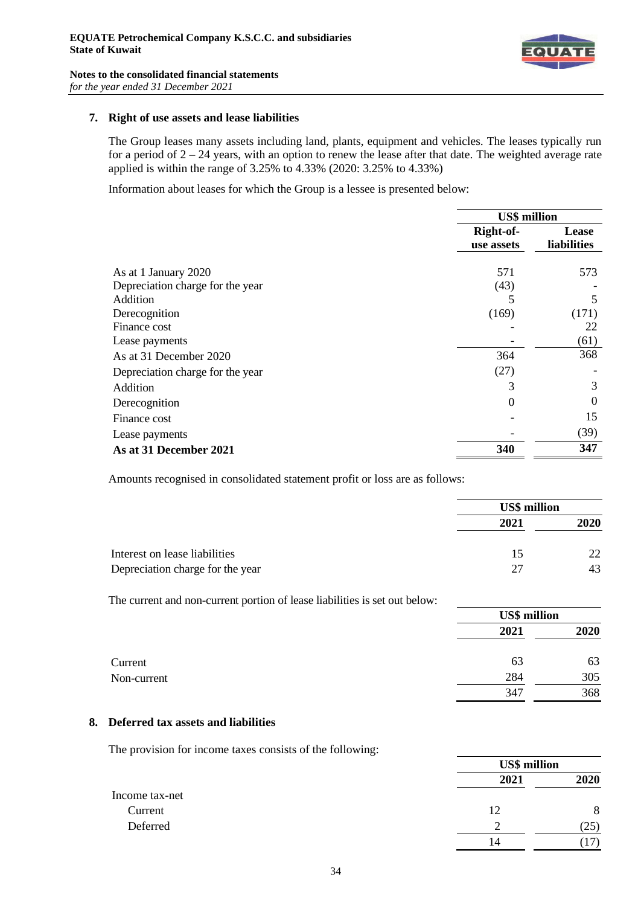## 7. Right of use assets and lease liabilities

The Group leases many assets including land, plants, equipment and vehicles. The leases typically run for a period of 2 – 24 years, with an option to renew the lease after that date. The weighted average rate applied is within the range of 3.25% to 4.33% (2020: 3.25% to 4.33%)

Information about leases for which the Group is a lessee is presented below:

| | US$ million | |
|---|---|---|
| | Right-of-use assets | Lease liabilities |
| As at 1 January 2020 | 571 | 573 |
| Depreciation charge for the year | (43) | - |
| Addition | 5 | 5 |
| Derecognition | (169) | (171) |
| Finance cost | - | 22 |
| Lease payments | - | (61) |
| As at 31 December 2020 | 364 | 368 |
| Depreciation charge for the year | (27) | - |
| Addition | 3 | 3 |
| Derecognition | 0 | 0 |
| Finance cost | - | 15 |
| Lease payments | - | (39) |
| **As at 31 December 2021** | **340** | **347** |

Amounts recognised in consolidated statement profit or loss are as follows:

| | US$ million | |
|---|---|---|
| | 2021 | 2020 |
| Interest on lease liabilities | 15 | 22 |
| Depreciation charge for the year | 27 | 43 |

The current and non-current portion of lease liabilities is set out below:

| | US$ million | |
|---|---|---|
| | 2021 | 2020 |
| Current | 63 | 63 |
| Non-current | 284 | 305 |
| | 347 | 368 |

## 8. Deferred tax assets and liabilities

The provision for income taxes consists of the following:

| | US$ million | |
|---|---|---|
| | 2021 | 2020 |
| Income tax-net | | |
| Current | 12 | 8 |
| Deferred | 2 | (25) |
| | 14 | (17) |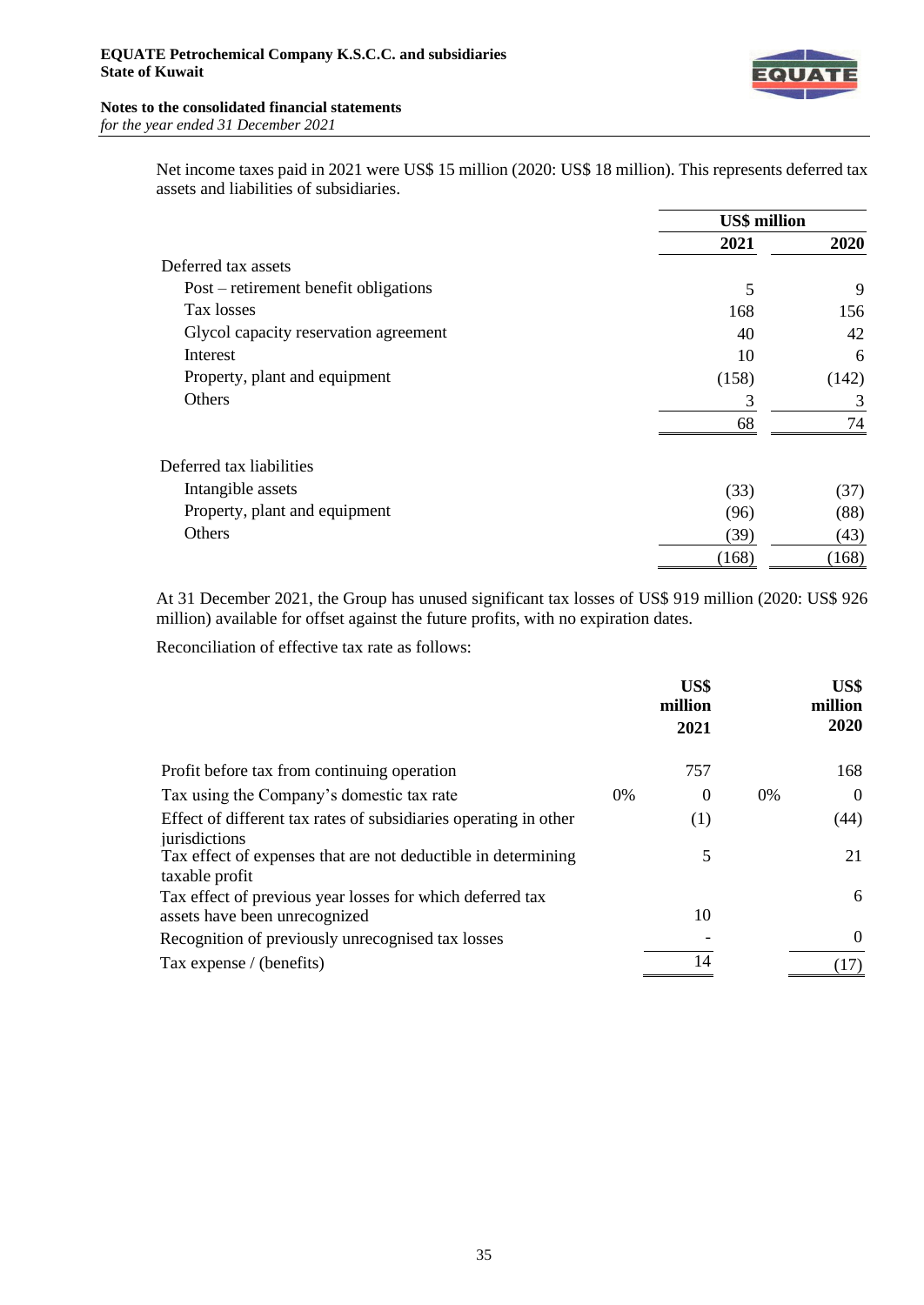Net income taxes paid in 2021 were US$ 15 million (2020: US$ 18 million). This represents deferred tax assets and liabilities of subsidiaries.

| | US$ million | |
|---|---|---|
| | **2021** | **2020** |
| Deferred tax assets | | |
| Post – retirement benefit obligations | 5 | 9 |
| Tax losses | 168 | 156 |
| Glycol capacity reservation agreement | 40 | 42 |
| Interest | 10 | 6 |
| Property, plant and equipment | (158) | (142) |
| Others | 3 | 3 |
| | 68 | 74 |
| | | |
| Deferred tax liabilities | | |
| Intangible assets | (33) | (37) |
| Property, plant and equipment | (96) | (88) |
| Others | (39) | (43) |
| | (168) | (168) |

At 31 December 2021, the Group has unused significant tax losses of US$ 919 million (2020: US$ 926 million) available for offset against the future profits, with no expiration dates.

Reconciliation of effective tax rate as follows:

| | | US$ million 2021 | | US$ million 2020 |
|---|---|---|---|---|
| Profit before tax from continuing operation | | 757 | | 168 |
| Tax using the Company's domestic tax rate | 0% | 0 | 0% | 0 |
| Effect of different tax rates of subsidiaries operating in other jurisdictions | | (1) | | (44) |
| Tax effect of expenses that are not deductible in determining taxable profit | | 5 | | 21 |
| Tax effect of previous year losses for which deferred tax assets have been unrecognized | | 10 | | 6 |
| Recognition of previously unrecognised tax losses | | - | | 0 |
| Tax expense / (benefits) | | 14 | | (17) |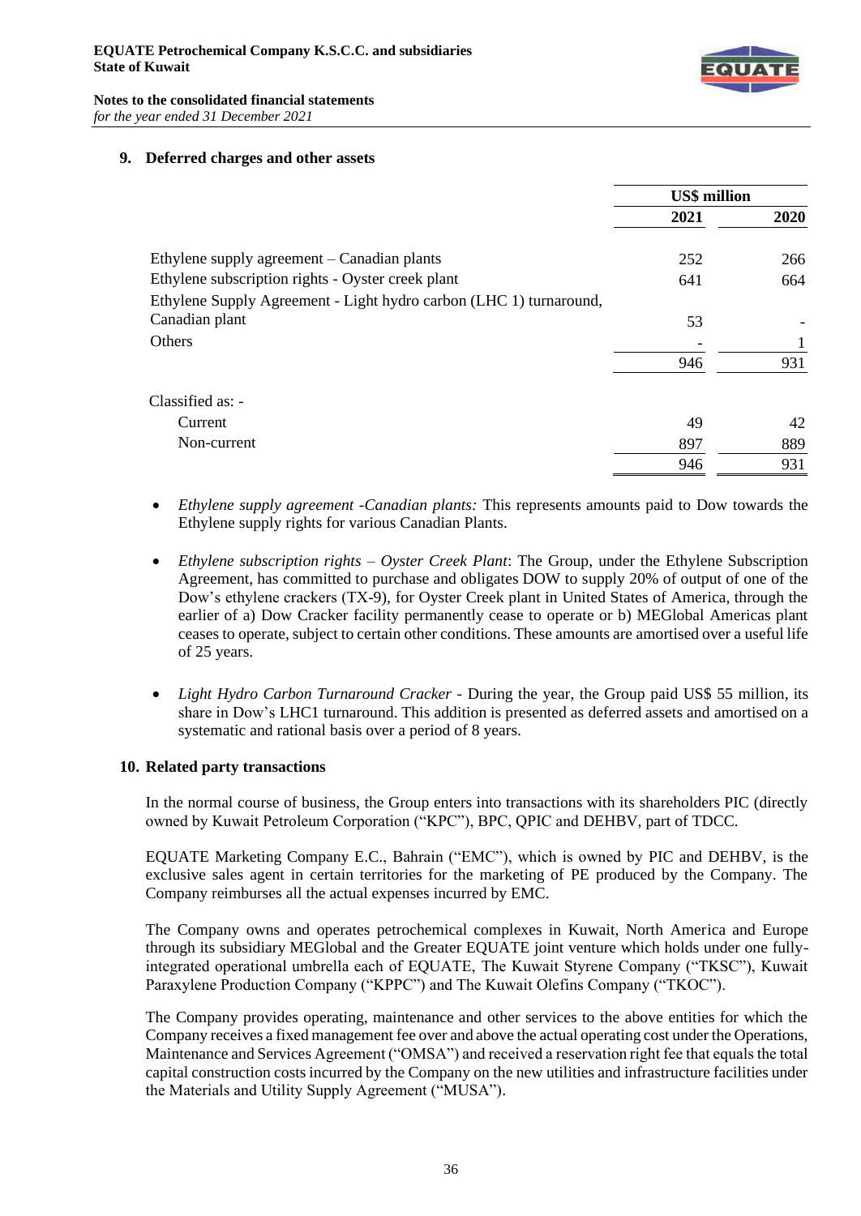## 9. Deferred charges and other assets

| | US$ million | |
|---|---|---|
| | 2021 | 2020 |
| Ethylene supply agreement – Canadian plants | 252 | 266 |
| Ethylene subscription rights - Oyster creek plant | 641 | 664 |
| Ethylene Supply Agreement - Light hydro carbon (LHC 1) turnaround, Canadian plant | 53 | - |
| Others | - | 1 |
| | 946 | 931 |
| Classified as: - | | |
| Current | 49 | 42 |
| Non-current | 897 | 889 |
| | 946 | 931 |

- *Ethylene supply agreement -Canadian plants:* This represents amounts paid to Dow towards the Ethylene supply rights for various Canadian Plants.

- *Ethylene subscription rights – Oyster Creek Plant*: The Group, under the Ethylene Subscription Agreement, has committed to purchase and obligates DOW to supply 20% of output of one of the Dow's ethylene crackers (TX-9), for Oyster Creek plant in United States of America, through the earlier of a) Dow Cracker facility permanently cease to operate or b) MEGlobal Americas plant ceases to operate, subject to certain other conditions. These amounts are amortised over a useful life of 25 years.

- *Light Hydro Carbon Turnaround Cracker* - During the year, the Group paid US$ 55 million, its share in Dow's LHC1 turnaround. This addition is presented as deferred assets and amortised on a systematic and rational basis over a period of 8 years.

## 10. Related party transactions

In the normal course of business, the Group enters into transactions with its shareholders PIC (directly owned by Kuwait Petroleum Corporation ("KPC"), BPC, QPIC and DEHBV, part of TDCC.

EQUATE Marketing Company E.C., Bahrain ("EMC"), which is owned by PIC and DEHBV, is the exclusive sales agent in certain territories for the marketing of PE produced by the Company. The Company reimburses all the actual expenses incurred by EMC.

The Company owns and operates petrochemical complexes in Kuwait, North America and Europe through its subsidiary MEGlobal and the Greater EQUATE joint venture which holds under one fully-integrated operational umbrella each of EQUATE, The Kuwait Styrene Company ("TKSC"), Kuwait Paraxylene Production Company ("KPPC") and The Kuwait Olefins Company ("TKOC").

The Company provides operating, maintenance and other services to the above entities for which the Company receives a fixed management fee over and above the actual operating cost under the Operations, Maintenance and Services Agreement ("OMSA") and received a reservation right fee that equals the total capital construction costs incurred by the Company on the new utilities and infrastructure facilities under the Materials and Utility Supply Agreement ("MUSA").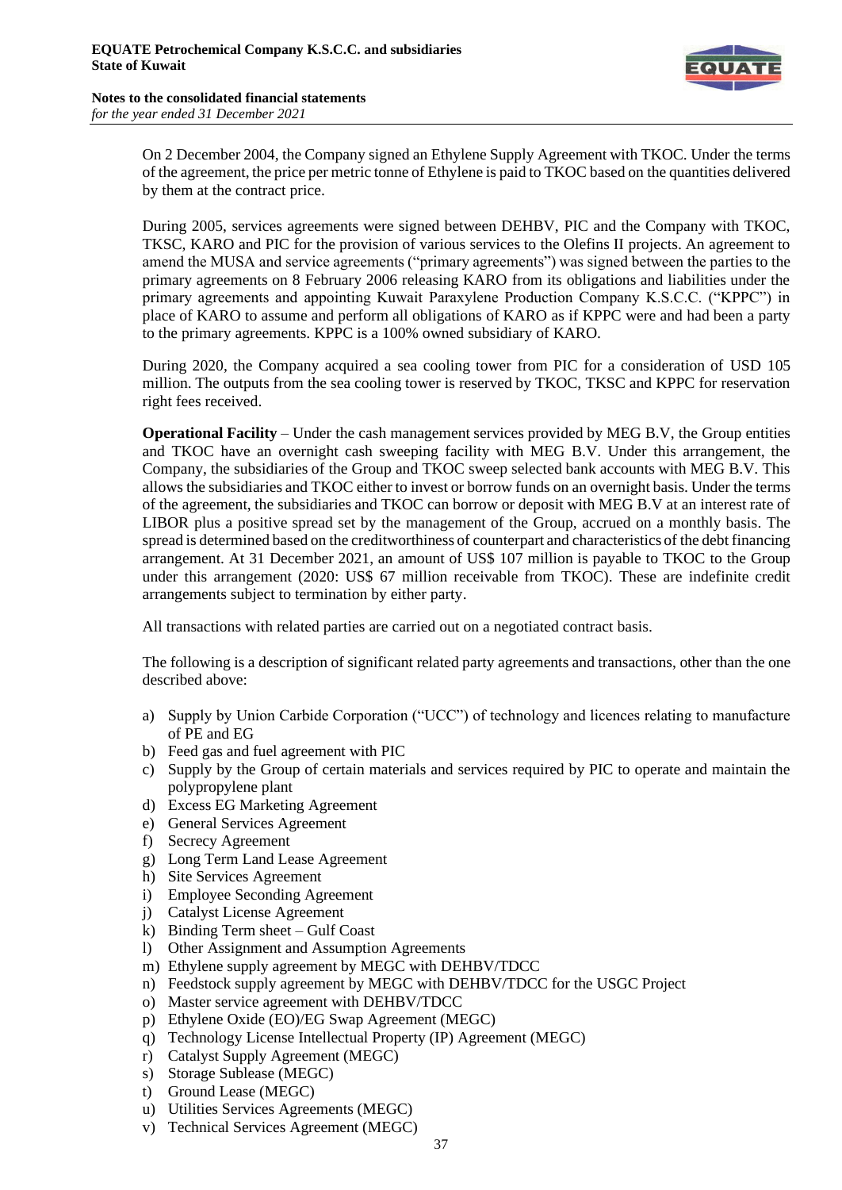On 2 December 2004, the Company signed an Ethylene Supply Agreement with TKOC. Under the terms of the agreement, the price per metric tonne of Ethylene is paid to TKOC based on the quantities delivered by them at the contract price.

During 2005, services agreements were signed between DEHBV, PIC and the Company with TKOC, TKSC, KARO and PIC for the provision of various services to the Olefins II projects. An agreement to amend the MUSA and service agreements ("primary agreements") was signed between the parties to the primary agreements on 8 February 2006 releasing KARO from its obligations and liabilities under the primary agreements and appointing Kuwait Paraxylene Production Company K.S.C.C. ("KPPC") in place of KARO to assume and perform all obligations of KARO as if KPPC were and had been a party to the primary agreements. KPPC is a 100% owned subsidiary of KARO.

During 2020, the Company acquired a sea cooling tower from PIC for a consideration of USD 105 million. The outputs from the sea cooling tower is reserved by TKOC, TKSC and KPPC for reservation right fees received.

**Operational Facility** – Under the cash management services provided by MEG B.V, the Group entities and TKOC have an overnight cash sweeping facility with MEG B.V. Under this arrangement, the Company, the subsidiaries of the Group and TKOC sweep selected bank accounts with MEG B.V. This allows the subsidiaries and TKOC either to invest or borrow funds on an overnight basis. Under the terms of the agreement, the subsidiaries and TKOC can borrow or deposit with MEG B.V at an interest rate of LIBOR plus a positive spread set by the management of the Group, accrued on a monthly basis. The spread is determined based on the creditworthiness of counterpart and characteristics of the debt financing arrangement. At 31 December 2021, an amount of US$ 107 million is payable to TKOC to the Group under this arrangement (2020: US$ 67 million receivable from TKOC). These are indefinite credit arrangements subject to termination by either party.

All transactions with related parties are carried out on a negotiated contract basis.

The following is a description of significant related party agreements and transactions, other than the one described above:

a) Supply by Union Carbide Corporation ("UCC") of technology and licences relating to manufacture of PE and EG
b) Feed gas and fuel agreement with PIC
c) Supply by the Group of certain materials and services required by PIC to operate and maintain the polypropylene plant
d) Excess EG Marketing Agreement
e) General Services Agreement
f) Secrecy Agreement
g) Long Term Land Lease Agreement
h) Site Services Agreement
i) Employee Seconding Agreement
j) Catalyst License Agreement
k) Binding Term sheet – Gulf Coast
l) Other Assignment and Assumption Agreements
m) Ethylene supply agreement by MEGC with DEHBV/TDCC
n) Feedstock supply agreement by MEGC with DEHBV/TDCC for the USGC Project
o) Master service agreement with DEHBV/TDCC
p) Ethylene Oxide (EO)/EG Swap Agreement (MEGC)
q) Technology License Intellectual Property (IP) Agreement (MEGC)
r) Catalyst Supply Agreement (MEGC)
s) Storage Sublease (MEGC)
t) Ground Lease (MEGC)
u) Utilities Services Agreements (MEGC)
v) Technical Services Agreement (MEGC)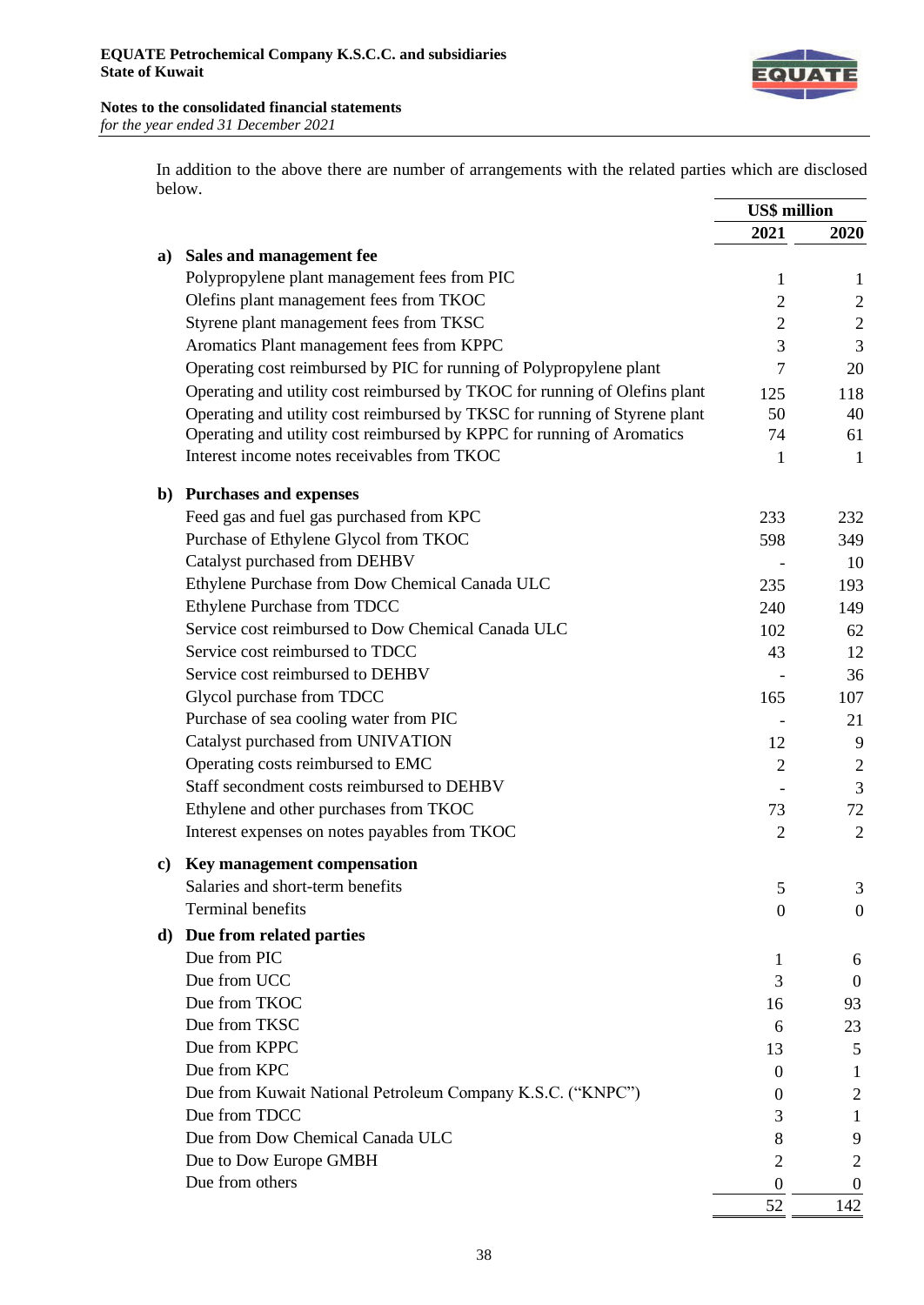In addition to the above there are number of arrangements with the related parties which are disclosed below.

| | | US$ million | |
|---|---|---|---|
| | | **2021** | **2020** |
| **a)** | **Sales and management fee** | | |
| | Polypropylene plant management fees from PIC | 1 | 1 |
| | Olefins plant management fees from TKOC | 2 | 2 |
| | Styrene plant management fees from TKSC | 2 | 2 |
| | Aromatics Plant management fees from KPPC | 3 | 3 |
| | Operating cost reimbursed by PIC for running of Polypropylene plant | 7 | 20 |
| | Operating and utility cost reimbursed by TKOC for running of Olefins plant | 125 | 118 |
| | Operating and utility cost reimbursed by TKSC for running of Styrene plant | 50 | 40 |
| | Operating and utility cost reimbursed by KPPC for running of Aromatics | 74 | 61 |
| | Interest income notes receivables from TKOC | 1 | 1 |
| **b)** | **Purchases and expenses** | | |
| | Feed gas and fuel gas purchased from KPC | 233 | 232 |
| | Purchase of Ethylene Glycol from TKOC | 598 | 349 |
| | Catalyst purchased from DEHBV | - | 10 |
| | Ethylene Purchase from Dow Chemical Canada ULC | 235 | 193 |
| | Ethylene Purchase from TDCC | 240 | 149 |
| | Service cost reimbursed to Dow Chemical Canada ULC | 102 | 62 |
| | Service cost reimbursed to TDCC | 43 | 12 |
| | Service cost reimbursed to DEHBV | - | 36 |
| | Glycol purchase from TDCC | 165 | 107 |
| | Purchase of sea cooling water from PIC | - | 21 |
| | Catalyst purchased from UNIVATION | 12 | 9 |
| | Operating costs reimbursed to EMC | 2 | 2 |
| | Staff secondment costs reimbursed to DEHBV | - | 3 |
| | Ethylene and other purchases from TKOC | 73 | 72 |
| | Interest expenses on notes payables from TKOC | 2 | 2 |
| **c)** | **Key management compensation** | | |
| | Salaries and short-term benefits | 5 | 3 |
| | Terminal benefits | 0 | 0 |
| **d)** | **Due from related parties** | | |
| | Due from PIC | 1 | 6 |
| | Due from UCC | 3 | 0 |
| | Due from TKOC | 16 | 93 |
| | Due from TKSC | 6 | 23 |
| | Due from KPPC | 13 | 5 |
| | Due from KPC | 0 | 1 |
| | Due from Kuwait National Petroleum Company K.S.C. ("KNPC") | 0 | 2 |
| | Due from TDCC | 3 | 1 |
| | Due from Dow Chemical Canada ULC | 8 | 9 |
| | Due to Dow Europe GMBH | 2 | 2 |
| | Due from others | 0 | 0 |
| | | 52 | 142 |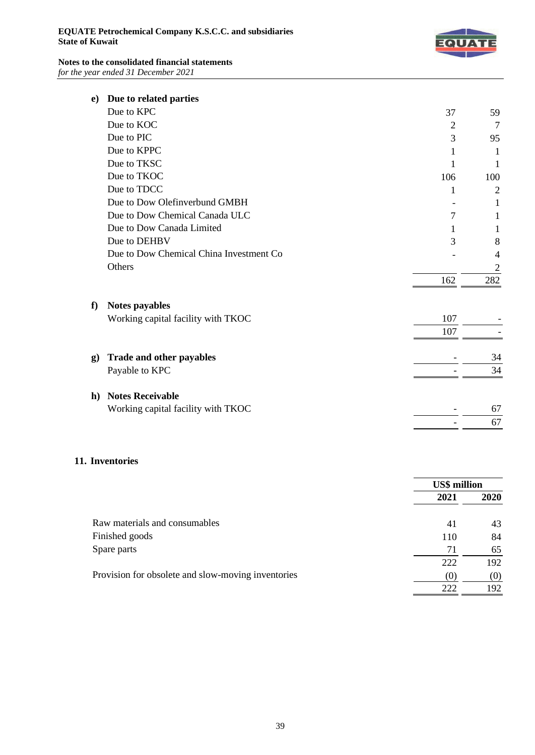| | | |
|---|---|---|
| **e) Due to related parties** | | |
| Due to KPC | 37 | 59 |
| Due to KOC | 2 | 7 |
| Due to PIC | 3 | 95 |
| Due to KPPC | 1 | 1 |
| Due to TKSC | 1 | 1 |
| Due to TKOC | 106 | 100 |
| Due to TDCC | 1 | 2 |
| Due to Dow Olefinverbund GMBH | - | 1 |
| Due to Dow Chemical Canada ULC | 7 | 1 |
| Due to Dow Canada Limited | 1 | 1 |
| Due to DEHBV | 3 | 8 |
| Due to Dow Chemical China Investment Co | - | 4 |
| Others | | 2 |
| | 162 | 282 |

| | | |
|---|---|---|
| **f) Notes payables** | | |
| Working capital facility with TKOC | 107 | - |
| | 107 | - |

| | | |
|---|---|---|
| **g) Trade and other payables** | - | 34 |
| Payable to KPC | - | 34 |

| | | |
|---|---|---|
| **h) Notes Receivable** | | |
| Working capital facility with TKOC | - | 67 |
| | - | 67 |

## 11. Inventories

| | US$ million | |
|---|---|---|
| | **2021** | **2020** |
| Raw materials and consumables | 41 | 43 |
| Finished goods | 110 | 84 |
| Spare parts | 71 | 65 |
| | 222 | 192 |
| Provision for obsolete and slow-moving inventories | (0) | (0) |
| | 222 | 192 |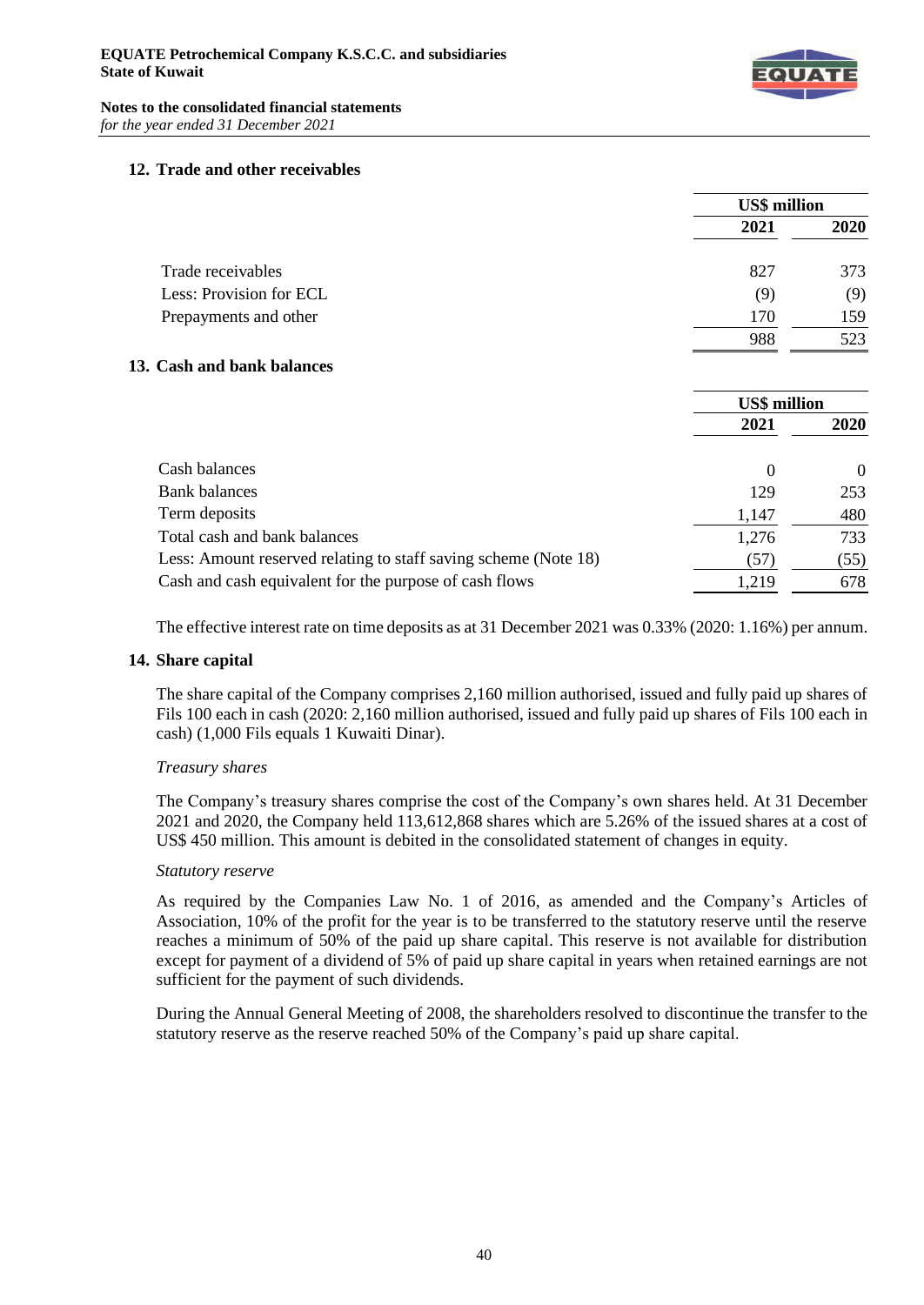## 12. Trade and other receivables

| | US$ million | |
|---|---|---|
| | 2021 | 2020 |
| Trade receivables | 827 | 373 |
| Less: Provision for ECL | (9) | (9) |
| Prepayments and other | 170 | 159 |
| | 988 | 523 |

## 13. Cash and bank balances

| | US$ million | |
|---|---|---|
| | 2021 | 2020 |
| Cash balances | 0 | 0 |
| Bank balances | 129 | 253 |
| Term deposits | 1,147 | 480 |
| Total cash and bank balances | 1,276 | 733 |
| Less: Amount reserved relating to staff saving scheme (Note 18) | (57) | (55) |
| Cash and cash equivalent for the purpose of cash flows | 1,219 | 678 |

The effective interest rate on time deposits as at 31 December 2021 was 0.33% (2020: 1.16%) per annum.

## 14. Share capital

The share capital of the Company comprises 2,160 million authorised, issued and fully paid up shares of Fils 100 each in cash (2020: 2,160 million authorised, issued and fully paid up shares of Fils 100 each in cash) (1,000 Fils equals 1 Kuwaiti Dinar).

*Treasury shares*

The Company's treasury shares comprise the cost of the Company's own shares held. At 31 December 2021 and 2020, the Company held 113,612,868 shares which are 5.26% of the issued shares at a cost of US$ 450 million. This amount is debited in the consolidated statement of changes in equity.

*Statutory reserve*

As required by the Companies Law No. 1 of 2016, as amended and the Company's Articles of Association, 10% of the profit for the year is to be transferred to the statutory reserve until the reserve reaches a minimum of 50% of the paid up share capital. This reserve is not available for distribution except for payment of a dividend of 5% of paid up share capital in years when retained earnings are not sufficient for the payment of such dividends.

During the Annual General Meeting of 2008, the shareholders resolved to discontinue the transfer to the statutory reserve as the reserve reached 50% of the Company's paid up share capital.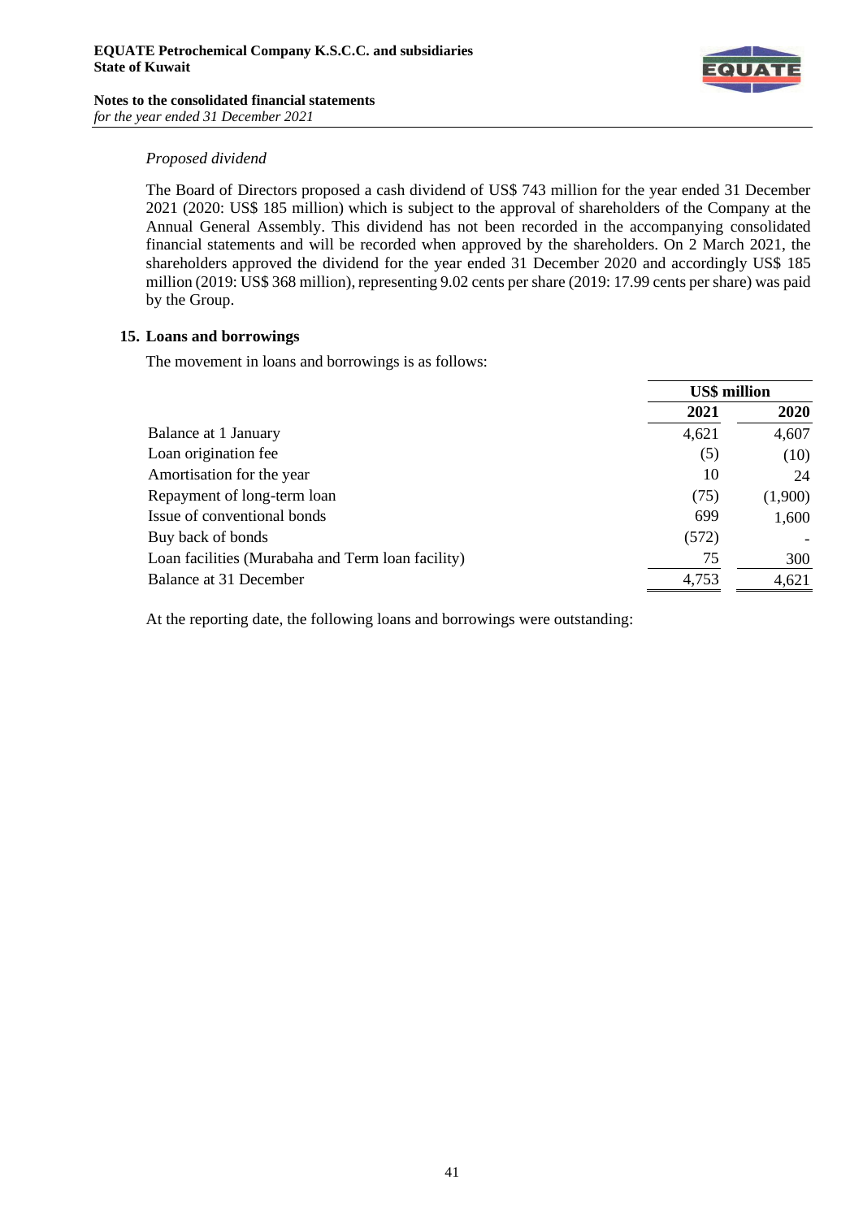*Proposed dividend*

The Board of Directors proposed a cash dividend of US$ 743 million for the year ended 31 December 2021 (2020: US$ 185 million) which is subject to the approval of shareholders of the Company at the Annual General Assembly. This dividend has not been recorded in the accompanying consolidated financial statements and will be recorded when approved by the shareholders. On 2 March 2021, the shareholders approved the dividend for the year ended 31 December 2020 and accordingly US$ 185 million (2019: US$ 368 million), representing 9.02 cents per share (2019: 17.99 cents per share) was paid by the Group.

## 15. Loans and borrowings

The movement in loans and borrowings is as follows:

| | US$ million | |
|---|---|---|
| | **2021** | **2020** |
| Balance at 1 January | 4,621 | 4,607 |
| Loan origination fee | (5) | (10) |
| Amortisation for the year | 10 | 24 |
| Repayment of long-term loan | (75) | (1,900) |
| Issue of conventional bonds | 699 | 1,600 |
| Buy back of bonds | (572) | - |
| Loan facilities (Murabaha and Term loan facility) | 75 | 300 |
| Balance at 31 December | 4,753 | 4,621 |

At the reporting date, the following loans and borrowings were outstanding: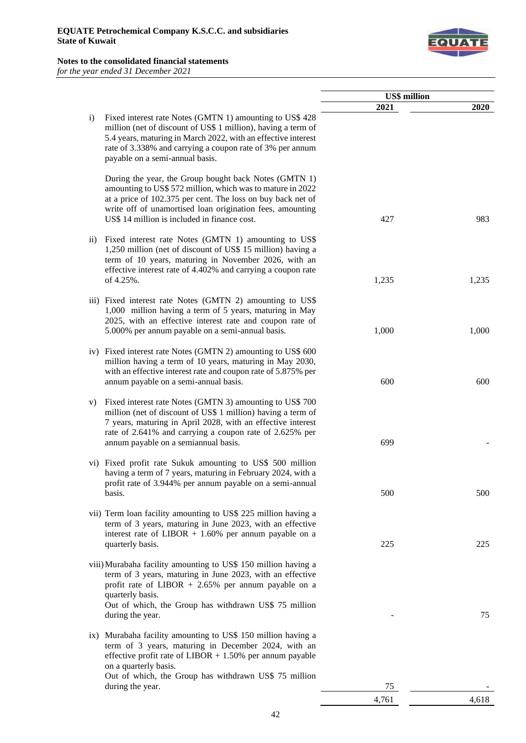| | US$ million | |
|---|---|---|
| | 2021 | 2020 |
| i) Fixed interest rate Notes (GMTN 1) amounting to US$ 428 million (net of discount of US$ 1 million), having a term of 5.4 years, maturing in March 2022, with an effective interest rate of 3.338% and carrying a coupon rate of 3% per annum payable on a semi-annual basis.<br><br>During the year, the Group bought back Notes (GMTN 1) amounting to US$ 572 million, which was to mature in 2022 at a price of 102.375 per cent. The loss on buy back net of write off of unamortised loan origination fees, amounting US$ 14 million is included in finance cost. | 427 | 983 |
| ii) Fixed interest rate Notes (GMTN 1) amounting to US$ 1,250 million (net of discount of US$ 15 million) having a term of 10 years, maturing in November 2026, with an effective interest rate of 4.402% and carrying a coupon rate of 4.25%. | 1,235 | 1,235 |
| iii) Fixed interest rate Notes (GMTN 2) amounting to US$ 1,000 million having a term of 5 years, maturing in May 2025, with an effective interest rate and coupon rate of 5.000% per annum payable on a semi-annual basis. | 1,000 | 1,000 |
| iv) Fixed interest rate Notes (GMTN 2) amounting to US$ 600 million having a term of 10 years, maturing in May 2030, with an effective interest rate and coupon rate of 5.875% per annum payable on a semi-annual basis. | 600 | 600 |
| v) Fixed interest rate Notes (GMTN 3) amounting to US$ 700 million (net of discount of US$ 1 million) having a term of 7 years, maturing in April 2028, with an effective interest rate of 2.641% and carrying a coupon rate of 2.625% per annum payable on a semiannual basis. | 699 | - |
| vi) Fixed profit rate Sukuk amounting to US$ 500 million having a term of 7 years, maturing in February 2024, with a profit rate of 3.944% per annum payable on a semi-annual basis. | 500 | 500 |
| vii) Term loan facility amounting to US$ 225 million having a term of 3 years, maturing in June 2023, with an effective interest rate of LIBOR + 1.60% per annum payable on a quarterly basis. | 225 | 225 |
| viii) Murabaha facility amounting to US$ 150 million having a term of 3 years, maturing in June 2023, with an effective profit rate of LIBOR + 2.65% per annum payable on a quarterly basis.<br>Out of which, the Group has withdrawn US$ 75 million during the year. | - | 75 |
| ix) Murabaha facility amounting to US$ 150 million having a term of 3 years, maturing in December 2024, with an effective profit rate of LIBOR + 1.50% per annum payable on a quarterly basis.<br>Out of which, the Group has withdrawn US$ 75 million during the year. | 75 | - |
| | 4,761 | 4,618 |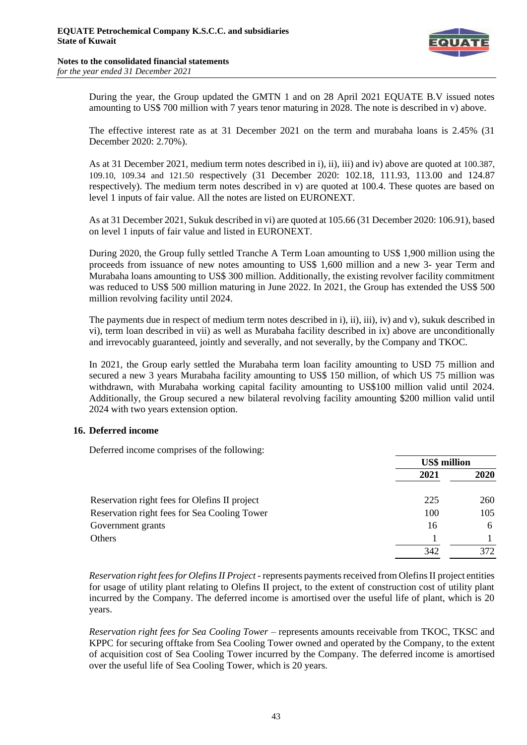During the year, the Group updated the GMTN 1 and on 28 April 2021 EQUATE B.V issued notes amounting to US$ 700 million with 7 years tenor maturing in 2028. The note is described in v) above.

The effective interest rate as at 31 December 2021 on the term and murabaha loans is 2.45% (31 December 2020: 2.70%).

As at 31 December 2021, medium term notes described in i), ii), iii) and iv) above are quoted at 100.387, 109.10, 109.34 and 121.50 respectively (31 December 2020: 102.18, 111.93, 113.00 and 124.87 respectively). The medium term notes described in v) are quoted at 100.4. These quotes are based on level 1 inputs of fair value. All the notes are listed on EURONEXT.

As at 31 December 2021, Sukuk described in vi) are quoted at 105.66 (31 December 2020: 106.91), based on level 1 inputs of fair value and listed in EURONEXT.

During 2020, the Group fully settled Tranche A Term Loan amounting to US$ 1,900 million using the proceeds from issuance of new notes amounting to US$ 1,600 million and a new 3- year Term and Murabaha loans amounting to US$ 300 million. Additionally, the existing revolver facility commitment was reduced to US$ 500 million maturing in June 2022. In 2021, the Group has extended the US$ 500 million revolving facility until 2024.

The payments due in respect of medium term notes described in i), ii), iii), iv) and v), sukuk described in vi), term loan described in vii) as well as Murabaha facility described in ix) above are unconditionally and irrevocably guaranteed, jointly and severally, and not severally, by the Company and TKOC.

In 2021, the Group early settled the Murabaha term loan facility amounting to USD 75 million and secured a new 3 years Murabaha facility amounting to US$ 150 million, of which US 75 million was withdrawn, with Murabaha working capital facility amounting to US$100 million valid until 2024. Additionally, the Group secured a new bilateral revolving facility amounting $200 million valid until 2024 with two years extension option.

## 16. Deferred income

Deferred income comprises of the following:

| | US$ million | |
|---|---|---|
| | 2021 | 2020 |
| Reservation right fees for Olefins II project | 225 | 260 |
| Reservation right fees for Sea Cooling Tower | 100 | 105 |
| Government grants | 16 | 6 |
| Others | 1 | 1 |
| | 342 | 372 |

*Reservation right fees for Olefins II Project* - represents payments received from Olefins II project entities for usage of utility plant relating to Olefins II project, to the extent of construction cost of utility plant incurred by the Company. The deferred income is amortised over the useful life of plant, which is 20 years.

*Reservation right fees for Sea Cooling Tower* – represents amounts receivable from TKOC, TKSC and KPPC for securing offtake from Sea Cooling Tower owned and operated by the Company, to the extent of acquisition cost of Sea Cooling Tower incurred by the Company. The deferred income is amortised over the useful life of Sea Cooling Tower, which is 20 years.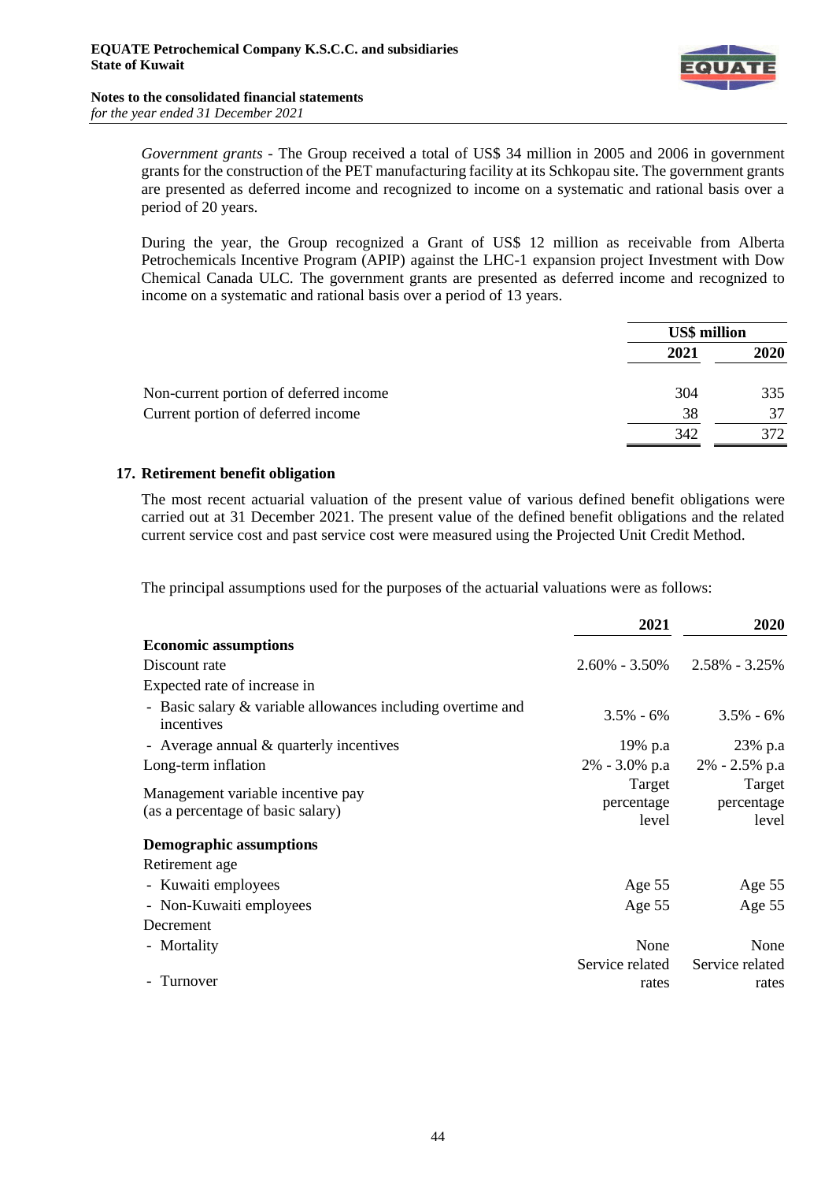*Government grants* - The Group received a total of US$ 34 million in 2005 and 2006 in government grants for the construction of the PET manufacturing facility at its Schkopau site. The government grants are presented as deferred income and recognized to income on a systematic and rational basis over a period of 20 years.

During the year, the Group recognized a Grant of US$ 12 million as receivable from Alberta Petrochemicals Incentive Program (APIP) against the LHC-1 expansion project Investment with Dow Chemical Canada ULC. The government grants are presented as deferred income and recognized to income on a systematic and rational basis over a period of 13 years.

| | US$ million | |
|---|---|---|
| | **2021** | **2020** |
| Non-current portion of deferred income | 304 | 335 |
| Current portion of deferred income | 38 | 37 |
| | 342 | 372 |

## 17. Retirement benefit obligation

The most recent actuarial valuation of the present value of various defined benefit obligations were carried out at 31 December 2021. The present value of the defined benefit obligations and the related current service cost and past service cost were measured using the Projected Unit Credit Method.

The principal assumptions used for the purposes of the actuarial valuations were as follows:

| | **2021** | **2020** |
|---|---|---|
| **Economic assumptions** | | |
| Discount rate | 2.60% - 3.50% | 2.58% - 3.25% |
| Expected rate of increase in | | |
| - Basic salary & variable allowances including overtime and incentives | 3.5% - 6% | 3.5% - 6% |
| - Average annual & quarterly incentives | 19% p.a | 23% p.a |
| Long-term inflation | 2% - 3.0% p.a | 2% - 2.5% p.a |
| Management variable incentive pay (as a percentage of basic salary) | Target percentage level | Target percentage level |
| **Demographic assumptions** | | |
| Retirement age | | |
| - Kuwaiti employees | Age 55 | Age 55 |
| - Non-Kuwaiti employees | Age 55 | Age 55 |
| Decrement | | |
| - Mortality | None | None |
| - Turnover | Service related rates | Service related rates |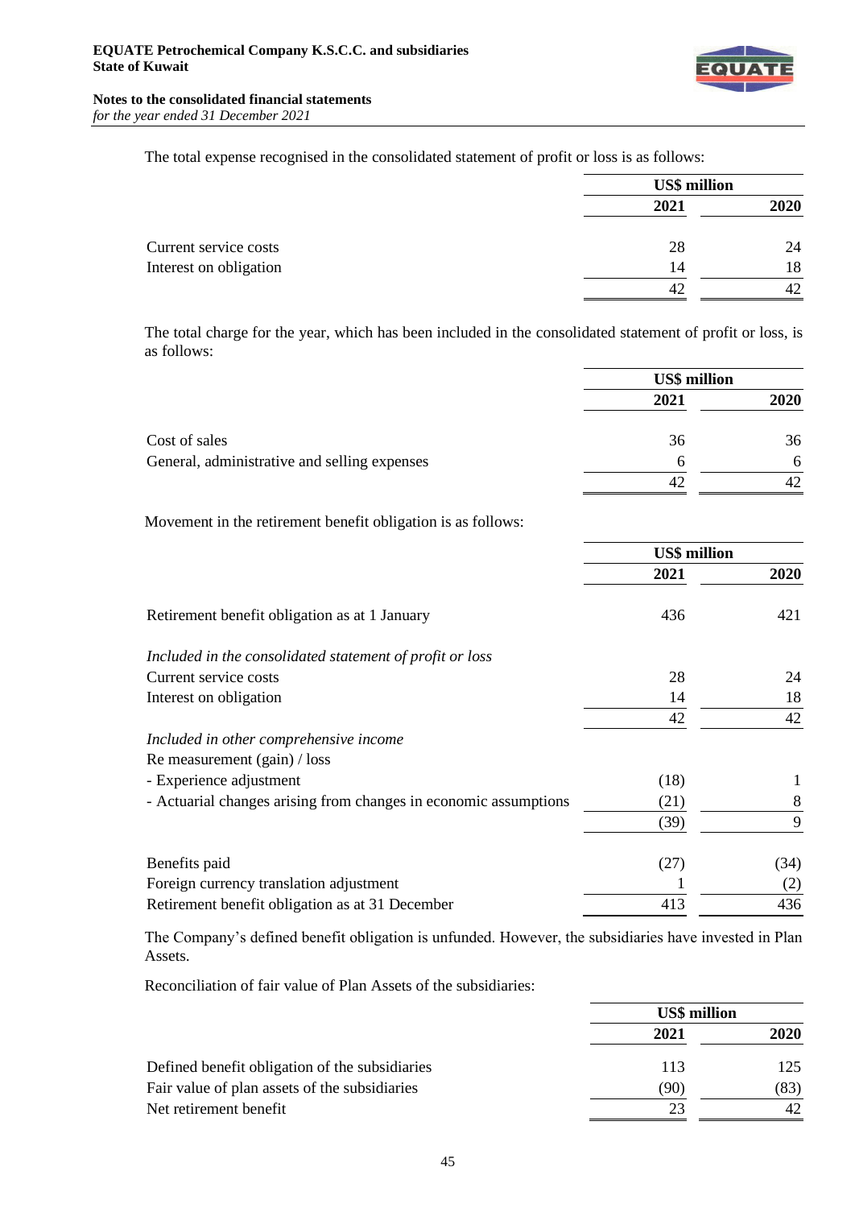The total expense recognised in the consolidated statement of profit or loss is as follows:

| | US$ million | |
|---|---|---|
| | **2021** | **2020** |
| Current service costs | 28 | 24 |
| Interest on obligation | 14 | 18 |
| | 42 | 42 |

The total charge for the year, which has been included in the consolidated statement of profit or loss, is as follows:

| | US$ million | |
|---|---|---|
| | **2021** | **2020** |
| Cost of sales | 36 | 36 |
| General, administrative and selling expenses | 6 | 6 |
| | 42 | 42 |

Movement in the retirement benefit obligation is as follows:

| | US$ million | |
|---|---|---|
| | **2021** | **2020** |
| Retirement benefit obligation as at 1 January | 436 | 421 |
| *Included in the consolidated statement of profit or loss* | | |
| Current service costs | 28 | 24 |
| Interest on obligation | 14 | 18 |
| | 42 | 42 |
| *Included in other comprehensive income* | | |
| Re measurement (gain) / loss | | |
| - Experience adjustment | (18) | 1 |
| - Actuarial changes arising from changes in economic assumptions | (21) | 8 |
| | (39) | 9 |
| Benefits paid | (27) | (34) |
| Foreign currency translation adjustment | 1 | (2) |
| Retirement benefit obligation as at 31 December | 413 | 436 |

The Company's defined benefit obligation is unfunded. However, the subsidiaries have invested in Plan Assets.

Reconciliation of fair value of Plan Assets of the subsidiaries:

| | US$ million | |
|---|---|---|
| | **2021** | **2020** |
| Defined benefit obligation of the subsidiaries | 113 | 125 |
| Fair value of plan assets of the subsidiaries | (90) | (83) |
| Net retirement benefit | 23 | 42 |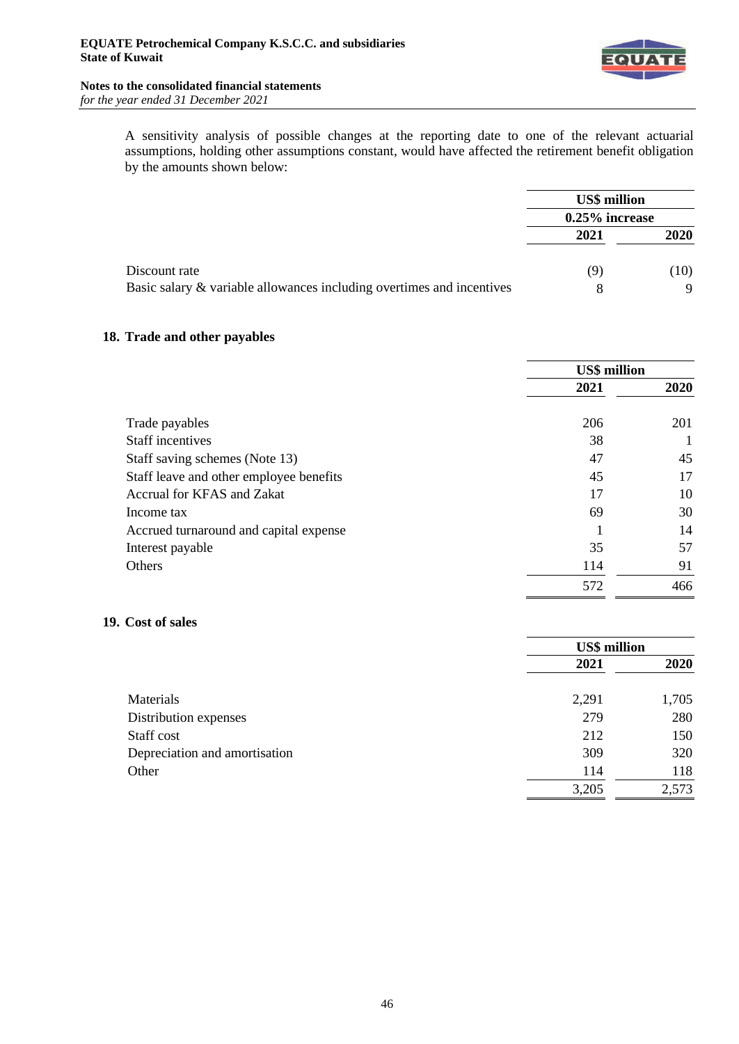A sensitivity analysis of possible changes at the reporting date to one of the relevant actuarial assumptions, holding other assumptions constant, would have affected the retirement benefit obligation by the amounts shown below:

| | US$ million | |
|---|---|---|
| | 0.25% increase | |
| | 2021 | 2020 |
| Discount rate | (9) | (10) |
| Basic salary & variable allowances including overtimes and incentives | 8 | 9 |

## 18. Trade and other payables

| | US$ million | |
|---|---|---|
| | 2021 | 2020 |
| Trade payables | 206 | 201 |
| Staff incentives | 38 | 1 |
| Staff saving schemes (Note 13) | 47 | 45 |
| Staff leave and other employee benefits | 45 | 17 |
| Accrual for KFAS and Zakat | 17 | 10 |
| Income tax | 69 | 30 |
| Accrued turnaround and capital expense | 1 | 14 |
| Interest payable | 35 | 57 |
| Others | 114 | 91 |
| | 572 | 466 |

## 19. Cost of sales

| | US$ million | |
|---|---|---|
| | 2021 | 2020 |
| Materials | 2,291 | 1,705 |
| Distribution expenses | 279 | 280 |
| Staff cost | 212 | 150 |
| Depreciation and amortisation | 309 | 320 |
| Other | 114 | 118 |
| | 3,205 | 2,573 |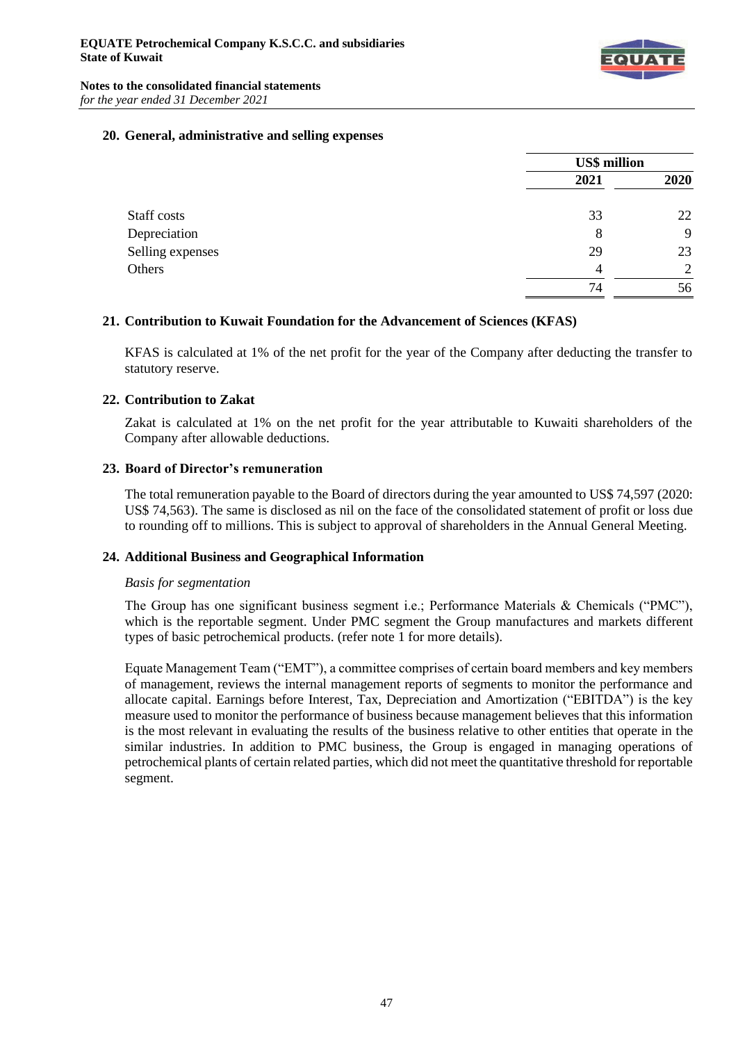## 20. General, administrative and selling expenses

| | US$ million | |
|---|---|---|
| | 2021 | 2020 |
| Staff costs | 33 | 22 |
| Depreciation | 8 | 9 |
| Selling expenses | 29 | 23 |
| Others | 4 | 2 |
| | 74 | 56 |

## 21. Contribution to Kuwait Foundation for the Advancement of Sciences (KFAS)

KFAS is calculated at 1% of the net profit for the year of the Company after deducting the transfer to statutory reserve.

## 22. Contribution to Zakat

Zakat is calculated at 1% on the net profit for the year attributable to Kuwaiti shareholders of the Company after allowable deductions.

## 23. Board of Director's remuneration

The total remuneration payable to the Board of directors during the year amounted to US$ 74,597 (2020: US$ 74,563). The same is disclosed as nil on the face of the consolidated statement of profit or loss due to rounding off to millions. This is subject to approval of shareholders in the Annual General Meeting.

## 24. Additional Business and Geographical Information

*Basis for segmentation*

The Group has one significant business segment i.e.; Performance Materials & Chemicals ("PMC"), which is the reportable segment. Under PMC segment the Group manufactures and markets different types of basic petrochemical products. (refer note 1 for more details).

Equate Management Team ("EMT"), a committee comprises of certain board members and key members of management, reviews the internal management reports of segments to monitor the performance and allocate capital. Earnings before Interest, Tax, Depreciation and Amortization ("EBITDA") is the key measure used to monitor the performance of business because management believes that this information is the most relevant in evaluating the results of the business relative to other entities that operate in the similar industries. In addition to PMC business, the Group is engaged in managing operations of petrochemical plants of certain related parties, which did not meet the quantitative threshold for reportable segment.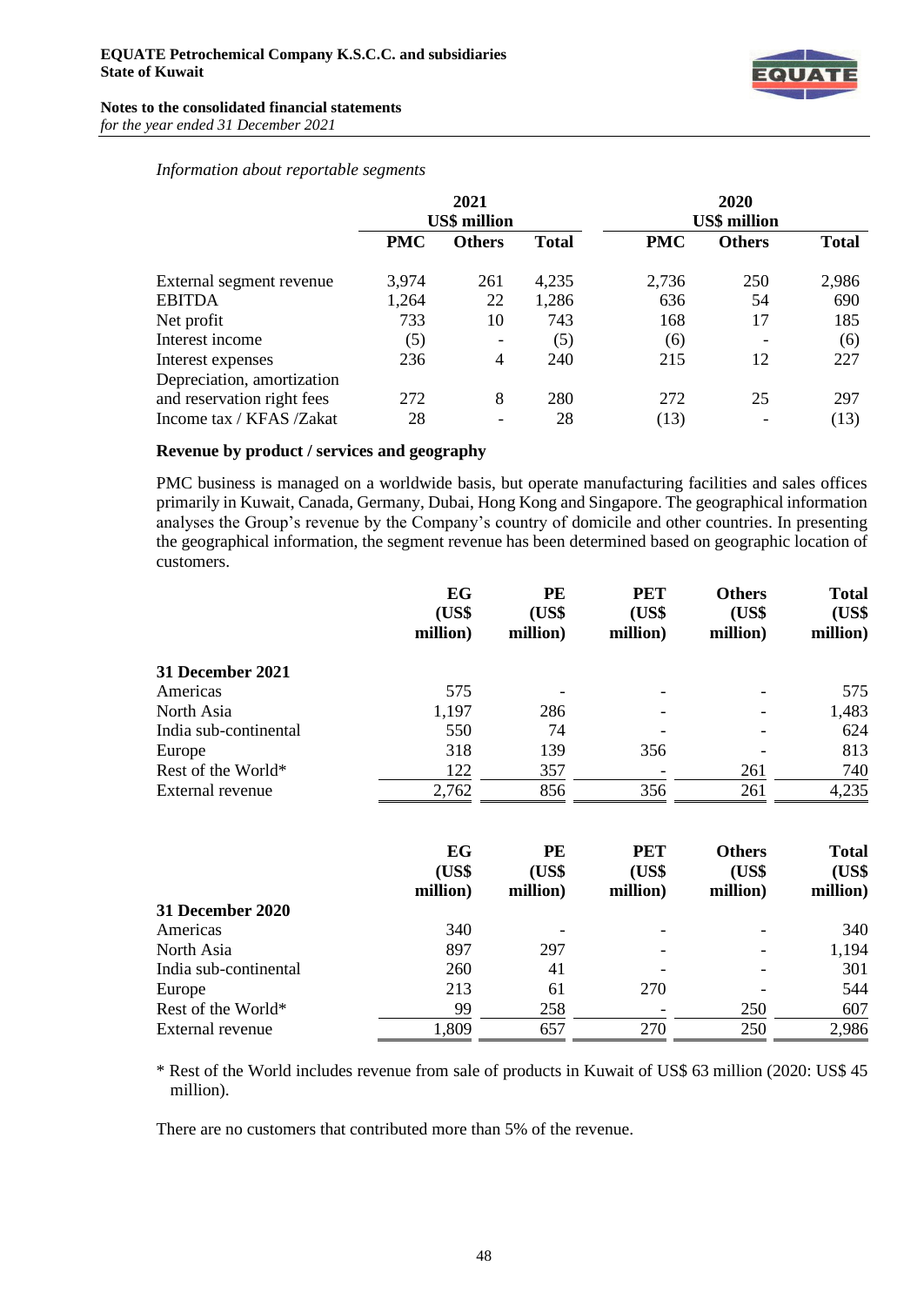*Information about reportable segments*

| | 2021 US$ million | | | 2020 US$ million | | |
|---|---|---|---|---|---|---|
| | **PMC** | **Others** | **Total** | **PMC** | **Others** | **Total** |
| External segment revenue | 3,974 | 261 | 4,235 | 2,736 | 250 | 2,986 |
| EBITDA | 1,264 | 22 | 1,286 | 636 | 54 | 690 |
| Net profit | 733 | 10 | 743 | 168 | 17 | 185 |
| Interest income | (5) | - | (5) | (6) | - | (6) |
| Interest expenses | 236 | 4 | 240 | 215 | 12 | 227 |
| Depreciation, amortization and reservation right fees | 272 | 8 | 280 | 272 | 25 | 297 |
| Income tax / KFAS /Zakat | 28 | - | 28 | (13) | - | (13) |

**Revenue by product / services and geography**

PMC business is managed on a worldwide basis, but operate manufacturing facilities and sales offices primarily in Kuwait, Canada, Germany, Dubai, Hong Kong and Singapore. The geographical information analyses the Group's revenue by the Company's country of domicile and other countries. In presenting the geographical information, the segment revenue has been determined based on geographic location of customers.

| | **EG (US$ million)** | **PE (US$ million)** | **PET (US$ million)** | **Others (US$ million)** | **Total (US$ million)** |
|---|---|---|---|---|---|
| **31 December 2021** | | | | | |
| Americas | 575 | - | - | - | 575 |
| North Asia | 1,197 | 286 | - | - | 1,483 |
| India sub-continental | 550 | 74 | - | - | 624 |
| Europe | 318 | 139 | 356 | - | 813 |
| Rest of the World* | 122 | 357 | - | 261 | 740 |
| External revenue | 2,762 | 856 | 356 | 261 | 4,235 |

| | **EG (US$ million)** | **PE (US$ million)** | **PET (US$ million)** | **Others (US$ million)** | **Total (US$ million)** |
|---|---|---|---|---|---|
| **31 December 2020** | | | | | |
| Americas | 340 | - | - | - | 340 |
| North Asia | 897 | 297 | - | - | 1,194 |
| India sub-continental | 260 | 41 | - | - | 301 |
| Europe | 213 | 61 | 270 | - | 544 |
| Rest of the World* | 99 | 258 | - | 250 | 607 |
| External revenue | 1,809 | 657 | 270 | 250 | 2,986 |

\* Rest of the World includes revenue from sale of products in Kuwait of US$ 63 million (2020: US$ 45 million).

There are no customers that contributed more than 5% of the revenue.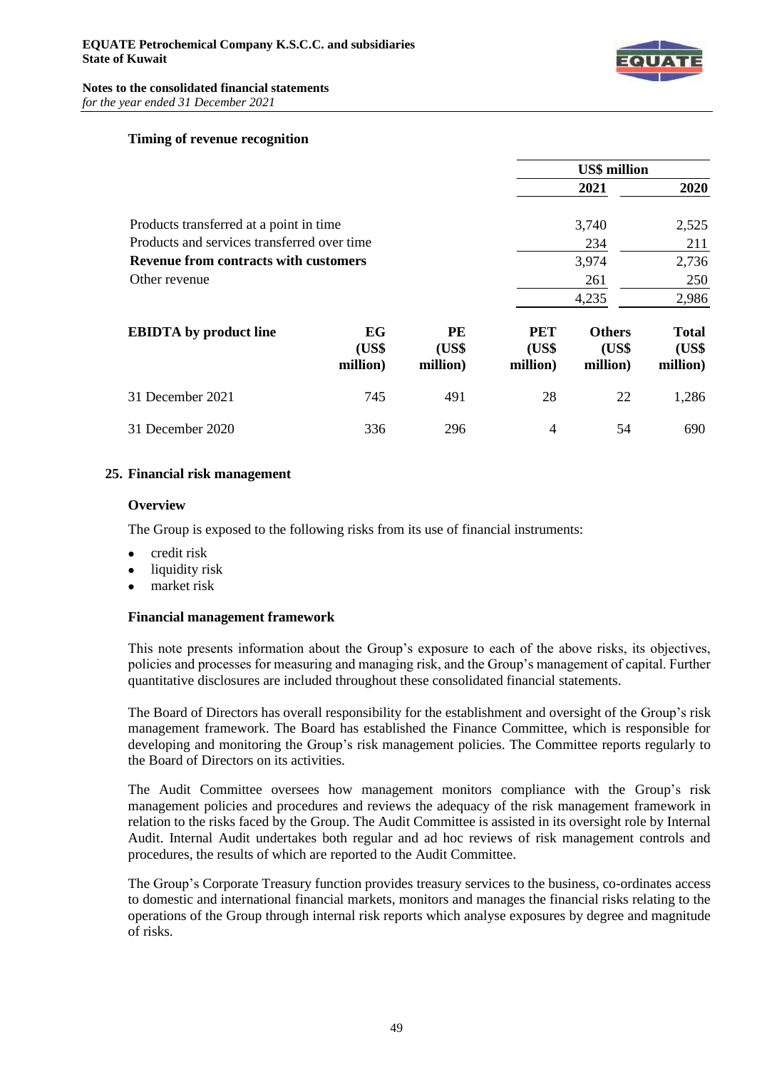### Timing of revenue recognition

| | US$ million | |
|---|---|---|
| | 2021 | 2020 |
| Products transferred at a point in time | 3,740 | 2,525 |
| Products and services transferred over time | 234 | 211 |
| **Revenue from contracts with customers** | 3,974 | 2,736 |
| Other revenue | 261 | 250 |
| | 4,235 | 2,986 |

| EBIDTA by product line | EG (US$ million) | PE (US$ million) | PET (US$ million) | Others (US$ million) | Total (US$ million) |
|---|---|---|---|---|---|
| 31 December 2021 | 745 | 491 | 28 | 22 | 1,286 |
| 31 December 2020 | 336 | 296 | 4 | 54 | 690 |

## 25. Financial risk management

### Overview

The Group is exposed to the following risks from its use of financial instruments:

- credit risk
- liquidity risk
- market risk

### Financial management framework

This note presents information about the Group's exposure to each of the above risks, its objectives, policies and processes for measuring and managing risk, and the Group's management of capital. Further quantitative disclosures are included throughout these consolidated financial statements.

The Board of Directors has overall responsibility for the establishment and oversight of the Group's risk management framework. The Board has established the Finance Committee, which is responsible for developing and monitoring the Group's risk management policies. The Committee reports regularly to the Board of Directors on its activities.

The Audit Committee oversees how management monitors compliance with the Group's risk management policies and procedures and reviews the adequacy of the risk management framework in relation to the risks faced by the Group. The Audit Committee is assisted in its oversight role by Internal Audit. Internal Audit undertakes both regular and ad hoc reviews of risk management controls and procedures, the results of which are reported to the Audit Committee.

The Group's Corporate Treasury function provides treasury services to the business, co-ordinates access to domestic and international financial markets, monitors and manages the financial risks relating to the operations of the Group through internal risk reports which analyse exposures by degree and magnitude of risks.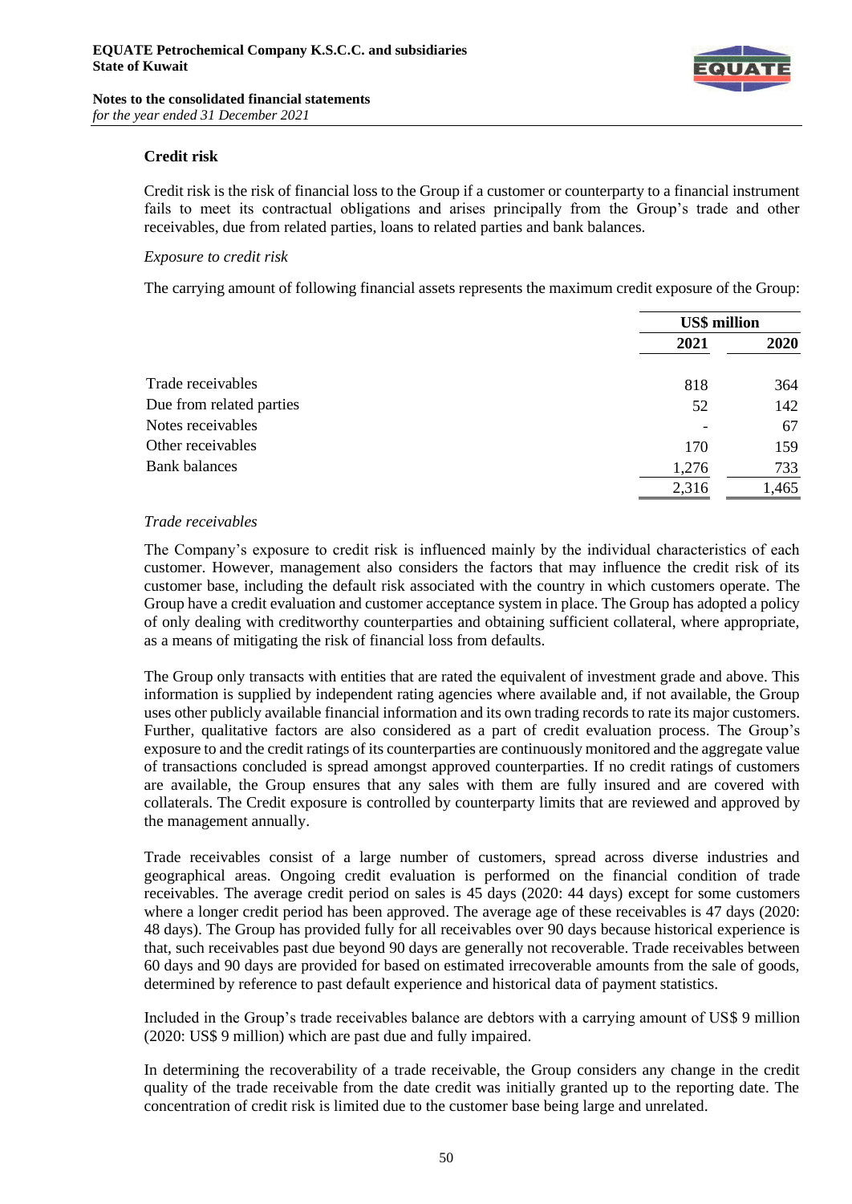### Credit risk

Credit risk is the risk of financial loss to the Group if a customer or counterparty to a financial instrument fails to meet its contractual obligations and arises principally from the Group's trade and other receivables, due from related parties, loans to related parties and bank balances.

*Exposure to credit risk*

The carrying amount of following financial assets represents the maximum credit exposure of the Group:

| | US$ million | |
|---|---|---|
| | **2021** | **2020** |
| Trade receivables | 818 | 364 |
| Due from related parties | 52 | 142 |
| Notes receivables | - | 67 |
| Other receivables | 170 | 159 |
| Bank balances | 1,276 | 733 |
| | 2,316 | 1,465 |

*Trade receivables*

The Company's exposure to credit risk is influenced mainly by the individual characteristics of each customer. However, management also considers the factors that may influence the credit risk of its customer base, including the default risk associated with the country in which customers operate. The Group have a credit evaluation and customer acceptance system in place. The Group has adopted a policy of only dealing with creditworthy counterparties and obtaining sufficient collateral, where appropriate, as a means of mitigating the risk of financial loss from defaults.

The Group only transacts with entities that are rated the equivalent of investment grade and above. This information is supplied by independent rating agencies where available and, if not available, the Group uses other publicly available financial information and its own trading records to rate its major customers. Further, qualitative factors are also considered as a part of credit evaluation process. The Group's exposure to and the credit ratings of its counterparties are continuously monitored and the aggregate value of transactions concluded is spread amongst approved counterparties. If no credit ratings of customers are available, the Group ensures that any sales with them are fully insured and are covered with collaterals. The Credit exposure is controlled by counterparty limits that are reviewed and approved by the management annually.

Trade receivables consist of a large number of customers, spread across diverse industries and geographical areas. Ongoing credit evaluation is performed on the financial condition of trade receivables. The average credit period on sales is 45 days (2020: 44 days) except for some customers where a longer credit period has been approved. The average age of these receivables is 47 days (2020: 48 days). The Group has provided fully for all receivables over 90 days because historical experience is that, such receivables past due beyond 90 days are generally not recoverable. Trade receivables between 60 days and 90 days are provided for based on estimated irrecoverable amounts from the sale of goods, determined by reference to past default experience and historical data of payment statistics.

Included in the Group's trade receivables balance are debtors with a carrying amount of US$ 9 million (2020: US$ 9 million) which are past due and fully impaired.

In determining the recoverability of a trade receivable, the Group considers any change in the credit quality of the trade receivable from the date credit was initially granted up to the reporting date. The concentration of credit risk is limited due to the customer base being large and unrelated.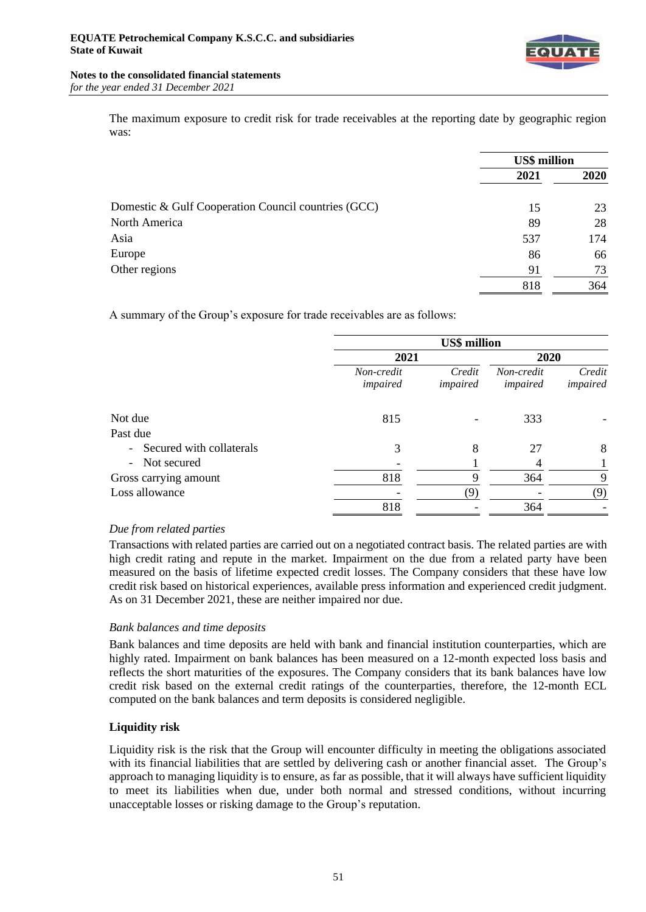The maximum exposure to credit risk for trade receivables at the reporting date by geographic region was:

| | US$ million | |
|---|---|---|
| | **2021** | **2020** |
| Domestic & Gulf Cooperation Council countries (GCC) | 15 | 23 |
| North America | 89 | 28 |
| Asia | 537 | 174 |
| Europe | 86 | 66 |
| Other regions | 91 | 73 |
| | 818 | 364 |

A summary of the Group's exposure for trade receivables are as follows:

| | US$ million | | | |
|---|---|---|---|---|
| | **2021** | | **2020** | |
| | *Non-credit impaired* | *Credit impaired* | *Non-credit impaired* | *Credit impaired* |
| Not due | 815 | - | 333 | - |
| Past due | | | | |
| - Secured with collaterals | 3 | 8 | 27 | 8 |
| - Not secured | - | 1 | 4 | 1 |
| Gross carrying amount | 818 | 9 | 364 | 9 |
| Loss allowance | - | (9) | - | (9) |
| | 818 | - | 364 | - |

*Due from related parties*

Transactions with related parties are carried out on a negotiated contract basis. The related parties are with high credit rating and repute in the market. Impairment on the due from a related party have been measured on the basis of lifetime expected credit losses. The Company considers that these have low credit risk based on historical experiences, available press information and experienced credit judgment. As on 31 December 2021, these are neither impaired nor due.

*Bank balances and time deposits*

Bank balances and time deposits are held with bank and financial institution counterparties, which are highly rated. Impairment on bank balances has been measured on a 12-month expected loss basis and reflects the short maturities of the exposures. The Company considers that its bank balances have low credit risk based on the external credit ratings of the counterparties, therefore, the 12-month ECL computed on the bank balances and term deposits is considered negligible.

**Liquidity risk**

Liquidity risk is the risk that the Group will encounter difficulty in meeting the obligations associated with its financial liabilities that are settled by delivering cash or another financial asset. The Group's approach to managing liquidity is to ensure, as far as possible, that it will always have sufficient liquidity to meet its liabilities when due, under both normal and stressed conditions, without incurring unacceptable losses or risking damage to the Group's reputation.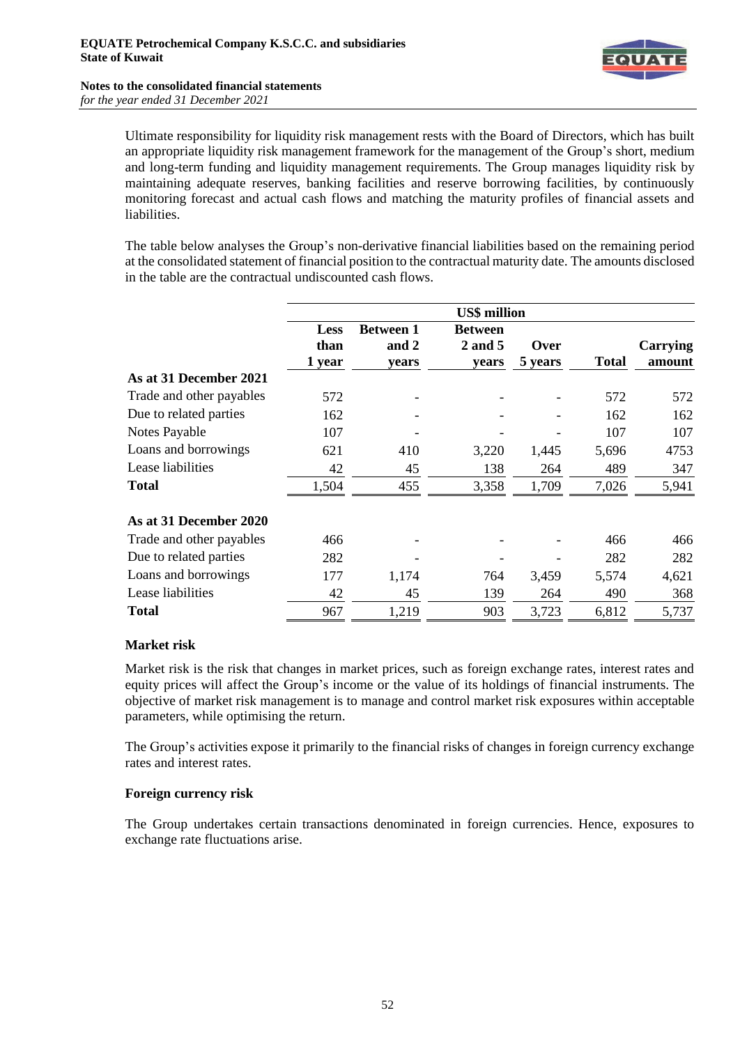Ultimate responsibility for liquidity risk management rests with the Board of Directors, which has built an appropriate liquidity risk management framework for the management of the Group's short, medium and long-term funding and liquidity management requirements. The Group manages liquidity risk by maintaining adequate reserves, banking facilities and reserve borrowing facilities, by continuously monitoring forecast and actual cash flows and matching the maturity profiles of financial assets and liabilities.

The table below analyses the Group's non-derivative financial liabilities based on the remaining period at the consolidated statement of financial position to the contractual maturity date. The amounts disclosed in the table are the contractual undiscounted cash flows.

| | US$ million | | | | | |
|---|---|---|---|---|---|---|
| | **Less than 1 year** | **Between 1 and 2 years** | **Between 2 and 5 years** | **Over 5 years** | **Total** | **Carrying amount** |
| **As at 31 December 2021** | | | | | | |
| Trade and other payables | 572 | - | - | - | 572 | 572 |
| Due to related parties | 162 | - | - | - | 162 | 162 |
| Notes Payable | 107 | - | - | - | 107 | 107 |
| Loans and borrowings | 621 | 410 | 3,220 | 1,445 | 5,696 | 4753 |
| Lease liabilities | 42 | 45 | 138 | 264 | 489 | 347 |
| **Total** | 1,504 | 455 | 3,358 | 1,709 | 7,026 | 5,941 |
| | | | | | | |
| **As at 31 December 2020** | | | | | | |
| Trade and other payables | 466 | - | - | - | 466 | 466 |
| Due to related parties | 282 | - | - | - | 282 | 282 |
| Loans and borrowings | 177 | 1,174 | 764 | 3,459 | 5,574 | 4,621 |
| Lease liabilities | 42 | 45 | 139 | 264 | 490 | 368 |
| **Total** | 967 | 1,219 | 903 | 3,723 | 6,812 | 5,737 |

**Market risk**

Market risk is the risk that changes in market prices, such as foreign exchange rates, interest rates and equity prices will affect the Group's income or the value of its holdings of financial instruments. The objective of market risk management is to manage and control market risk exposures within acceptable parameters, while optimising the return.

The Group's activities expose it primarily to the financial risks of changes in foreign currency exchange rates and interest rates.

**Foreign currency risk**

The Group undertakes certain transactions denominated in foreign currencies. Hence, exposures to exchange rate fluctuations arise.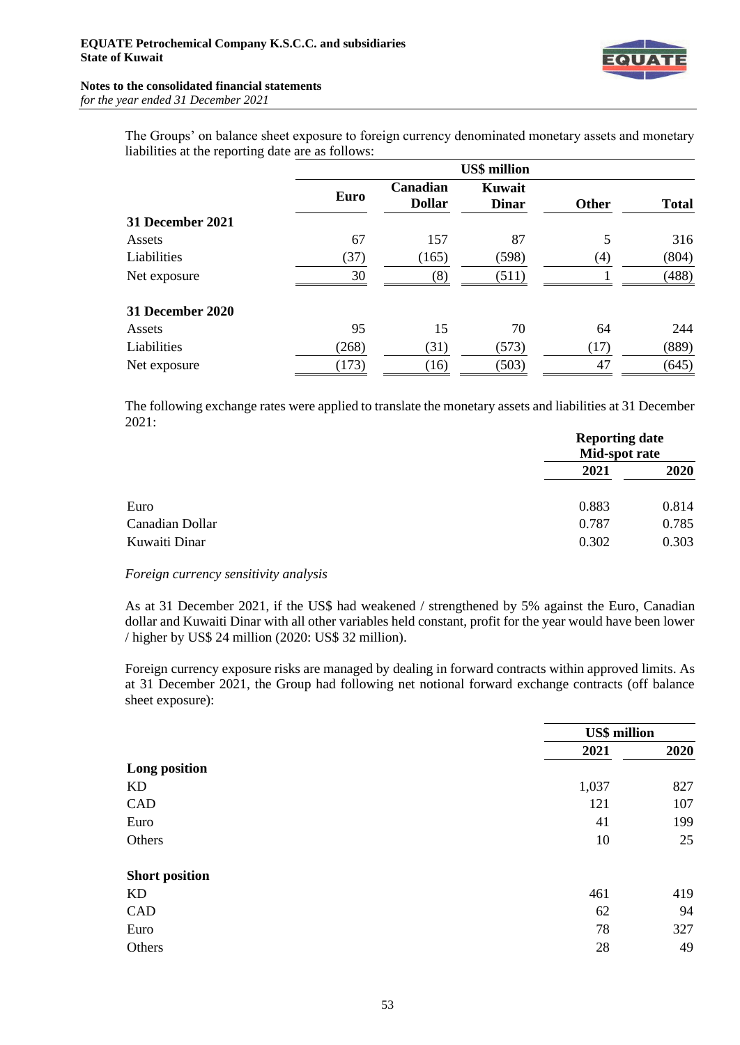The Groups' on balance sheet exposure to foreign currency denominated monetary assets and monetary liabilities at the reporting date are as follows:

| | US$ million | | | | |
|---|---|---|---|---|---|
| | Euro | Canadian Dollar | Kuwait Dinar | Other | Total |
| **31 December 2021** | | | | | |
| Assets | 67 | 157 | 87 | 5 | 316 |
| Liabilities | (37) | (165) | (598) | (4) | (804) |
| Net exposure | 30 | (8) | (511) | 1 | (488) |
| **31 December 2020** | | | | | |
| Assets | 95 | 15 | 70 | 64 | 244 |
| Liabilities | (268) | (31) | (573) | (17) | (889) |
| Net exposure | (173) | (16) | (503) | 47 | (645) |

The following exchange rates were applied to translate the monetary assets and liabilities at 31 December 2021:

| | Reporting date Mid-spot rate | |
|---|---|---|
| | 2021 | 2020 |
| Euro | 0.883 | 0.814 |
| Canadian Dollar | 0.787 | 0.785 |
| Kuwaiti Dinar | 0.302 | 0.303 |

*Foreign currency sensitivity analysis*

As at 31 December 2021, if the US$ had weakened / strengthened by 5% against the Euro, Canadian dollar and Kuwaiti Dinar with all other variables held constant, profit for the year would have been lower / higher by US$ 24 million (2020: US$ 32 million).

Foreign currency exposure risks are managed by dealing in forward contracts within approved limits. As at 31 December 2021, the Group had following net notional forward exchange contracts (off balance sheet exposure):

| | US$ million | |
|---|---|---|
| | 2021 | 2020 |
| **Long position** | | |
| KD | 1,037 | 827 |
| CAD | 121 | 107 |
| Euro | 41 | 199 |
| Others | 10 | 25 |
| **Short position** | | |
| KD | 461 | 419 |
| CAD | 62 | 94 |
| Euro | 78 | 327 |
| Others | 28 | 49 |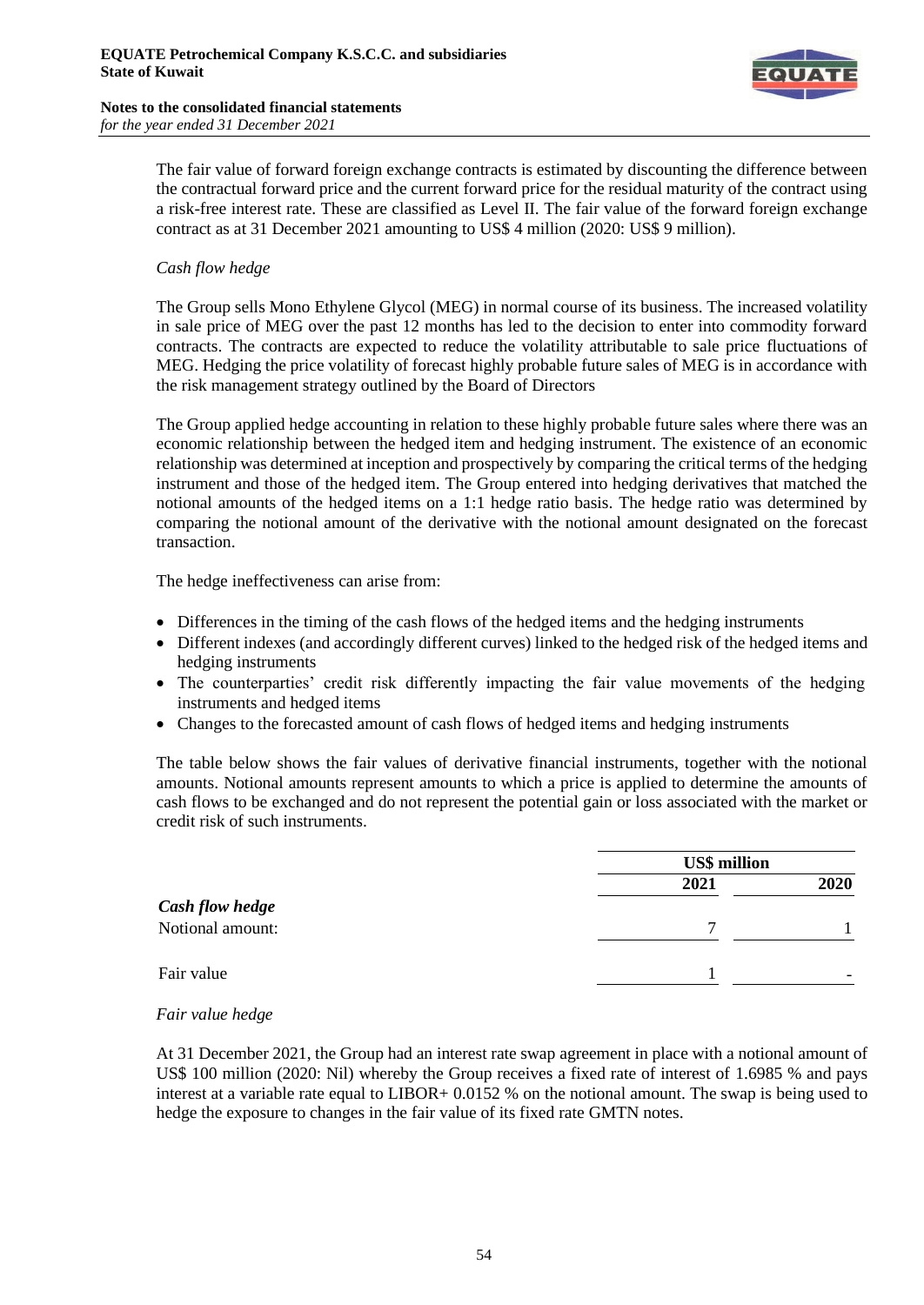The fair value of forward foreign exchange contracts is estimated by discounting the difference between the contractual forward price and the current forward price for the residual maturity of the contract using a risk-free interest rate. These are classified as Level II. The fair value of the forward foreign exchange contract as at 31 December 2021 amounting to US$ 4 million (2020: US$ 9 million).

*Cash flow hedge*

The Group sells Mono Ethylene Glycol (MEG) in normal course of its business. The increased volatility in sale price of MEG over the past 12 months has led to the decision to enter into commodity forward contracts. The contracts are expected to reduce the volatility attributable to sale price fluctuations of MEG. Hedging the price volatility of forecast highly probable future sales of MEG is in accordance with the risk management strategy outlined by the Board of Directors

The Group applied hedge accounting in relation to these highly probable future sales where there was an economic relationship between the hedged item and hedging instrument. The existence of an economic relationship was determined at inception and prospectively by comparing the critical terms of the hedging instrument and those of the hedged item. The Group entered into hedging derivatives that matched the notional amounts of the hedged items on a 1:1 hedge ratio basis. The hedge ratio was determined by comparing the notional amount of the derivative with the notional amount designated on the forecast transaction.

The hedge ineffectiveness can arise from:

- Differences in the timing of the cash flows of the hedged items and the hedging instruments
- Different indexes (and accordingly different curves) linked to the hedged risk of the hedged items and hedging instruments
- The counterparties' credit risk differently impacting the fair value movements of the hedging instruments and hedged items
- Changes to the forecasted amount of cash flows of hedged items and hedging instruments

The table below shows the fair values of derivative financial instruments, together with the notional amounts. Notional amounts represent amounts to which a price is applied to determine the amounts of cash flows to be exchanged and do not represent the potential gain or loss associated with the market or credit risk of such instruments.

| | US$ million | |
|---|---|---|
| | **2021** | **2020** |
| ***Cash flow hedge*** | | |
| Notional amount: | 7 | 1 |
| Fair value | 1 | - |

*Fair value hedge*

At 31 December 2021, the Group had an interest rate swap agreement in place with a notional amount of US$ 100 million (2020: Nil) whereby the Group receives a fixed rate of interest of 1.6985 % and pays interest at a variable rate equal to LIBOR+ 0.0152 % on the notional amount. The swap is being used to hedge the exposure to changes in the fair value of its fixed rate GMTN notes.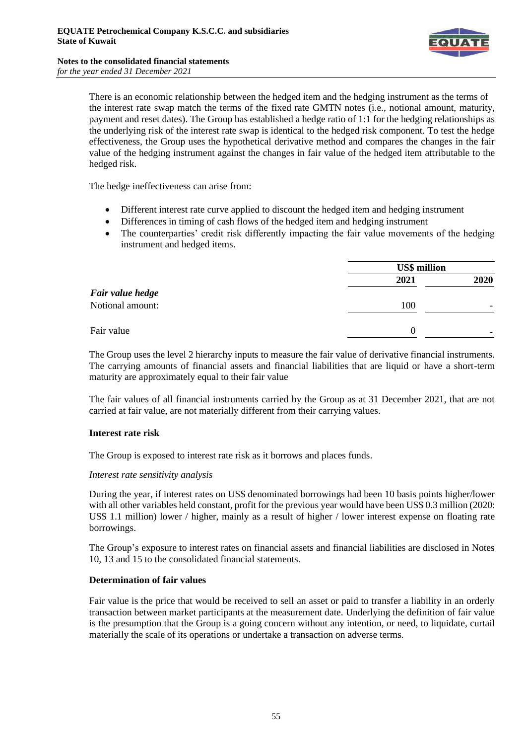There is an economic relationship between the hedged item and the hedging instrument as the terms of the interest rate swap match the terms of the fixed rate GMTN notes (i.e., notional amount, maturity, payment and reset dates). The Group has established a hedge ratio of 1:1 for the hedging relationships as the underlying risk of the interest rate swap is identical to the hedged risk component. To test the hedge effectiveness, the Group uses the hypothetical derivative method and compares the changes in the fair value of the hedging instrument against the changes in fair value of the hedged item attributable to the hedged risk.

The hedge ineffectiveness can arise from:

- Different interest rate curve applied to discount the hedged item and hedging instrument
- Differences in timing of cash flows of the hedged item and hedging instrument
- The counterparties' credit risk differently impacting the fair value movements of the hedging instrument and hedged items.

| | US$ million | |
|---|---|---|
| | **2021** | **2020** |
| ***Fair value hedge*** | | |
| Notional amount: | 100 | - |
| Fair value | 0 | - |

The Group uses the level 2 hierarchy inputs to measure the fair value of derivative financial instruments. The carrying amounts of financial assets and financial liabilities that are liquid or have a short-term maturity are approximately equal to their fair value

The fair values of all financial instruments carried by the Group as at 31 December 2021, that are not carried at fair value, are not materially different from their carrying values.

**Interest rate risk**

The Group is exposed to interest rate risk as it borrows and places funds.

*Interest rate sensitivity analysis*

During the year, if interest rates on US$ denominated borrowings had been 10 basis points higher/lower with all other variables held constant, profit for the previous year would have been US$ 0.3 million (2020: US$ 1.1 million) lower / higher, mainly as a result of higher / lower interest expense on floating rate borrowings.

The Group's exposure to interest rates on financial assets and financial liabilities are disclosed in Notes 10, 13 and 15 to the consolidated financial statements.

**Determination of fair values**

Fair value is the price that would be received to sell an asset or paid to transfer a liability in an orderly transaction between market participants at the measurement date. Underlying the definition of fair value is the presumption that the Group is a going concern without any intention, or need, to liquidate, curtail materially the scale of its operations or undertake a transaction on adverse terms.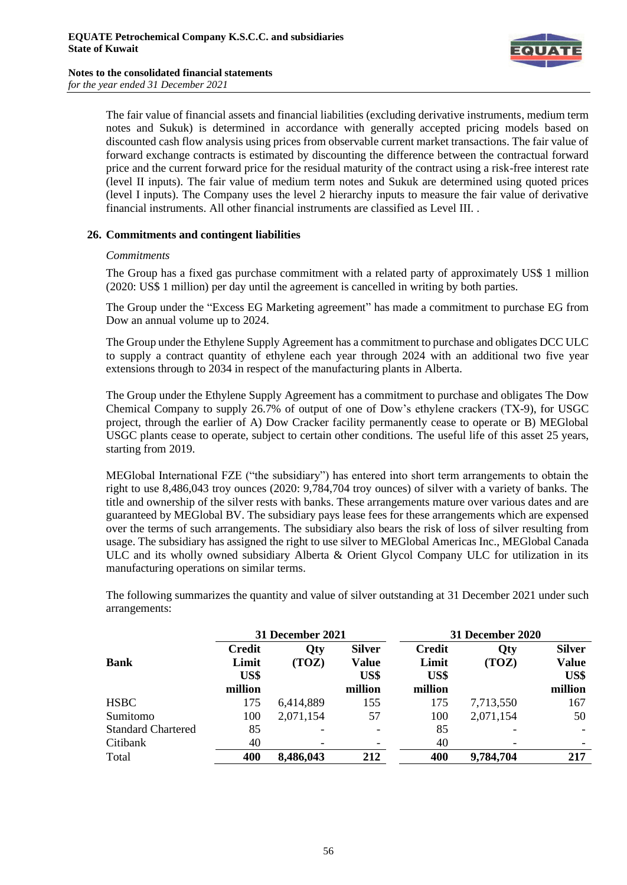The fair value of financial assets and financial liabilities (excluding derivative instruments, medium term notes and Sukuk) is determined in accordance with generally accepted pricing models based on discounted cash flow analysis using prices from observable current market transactions. The fair value of forward exchange contracts is estimated by discounting the difference between the contractual forward price and the current forward price for the residual maturity of the contract using a risk-free interest rate (level II inputs). The fair value of medium term notes and Sukuk are determined using quoted prices (level I inputs). The Company uses the level 2 hierarchy inputs to measure the fair value of derivative financial instruments. All other financial instruments are classified as Level III. .

## 26. Commitments and contingent liabilities

*Commitments*

The Group has a fixed gas purchase commitment with a related party of approximately US$ 1 million (2020: US$ 1 million) per day until the agreement is cancelled in writing by both parties.

The Group under the "Excess EG Marketing agreement" has made a commitment to purchase EG from Dow an annual volume up to 2024.

The Group under the Ethylene Supply Agreement has a commitment to purchase and obligates DCC ULC to supply a contract quantity of ethylene each year through 2024 with an additional two five year extensions through to 2034 in respect of the manufacturing plants in Alberta.

The Group under the Ethylene Supply Agreement has a commitment to purchase and obligates The Dow Chemical Company to supply 26.7% of output of one of Dow's ethylene crackers (TX-9), for USGC project, through the earlier of A) Dow Cracker facility permanently cease to operate or B) MEGlobal USGC plants cease to operate, subject to certain other conditions. The useful life of this asset 25 years, starting from 2019.

MEGlobal International FZE ("the subsidiary") has entered into short term arrangements to obtain the right to use 8,486,043 troy ounces (2020: 9,784,704 troy ounces) of silver with a variety of banks. The title and ownership of the silver rests with banks. These arrangements mature over various dates and are guaranteed by MEGlobal BV. The subsidiary pays lease fees for these arrangements which are expensed over the terms of such arrangements. The subsidiary also bears the risk of loss of silver resulting from usage. The subsidiary has assigned the right to use silver to MEGlobal Americas Inc., MEGlobal Canada ULC and its wholly owned subsidiary Alberta & Orient Glycol Company ULC for utilization in its manufacturing operations on similar terms.

The following summarizes the quantity and value of silver outstanding at 31 December 2021 under such arrangements:

| | 31 December 2021 | | | 31 December 2020 | | |
|---|---|---|---|---|---|---|
| **Bank** | **Credit Limit US$ million** | **Qty (TOZ)** | **Silver Value US$ million** | **Credit Limit US$ million** | **Qty (TOZ)** | **Silver Value US$ million** |
| HSBC | 175 | 6,414,889 | 155 | 175 | 7,713,550 | 167 |
| Sumitomo | 100 | 2,071,154 | 57 | 100 | 2,071,154 | 50 |
| Standard Chartered | 85 | - | - | 85 | - | - |
| Citibank | 40 | - | - | 40 | - | - |
| Total | **400** | **8,486,043** | **212** | **400** | **9,784,704** | **217** |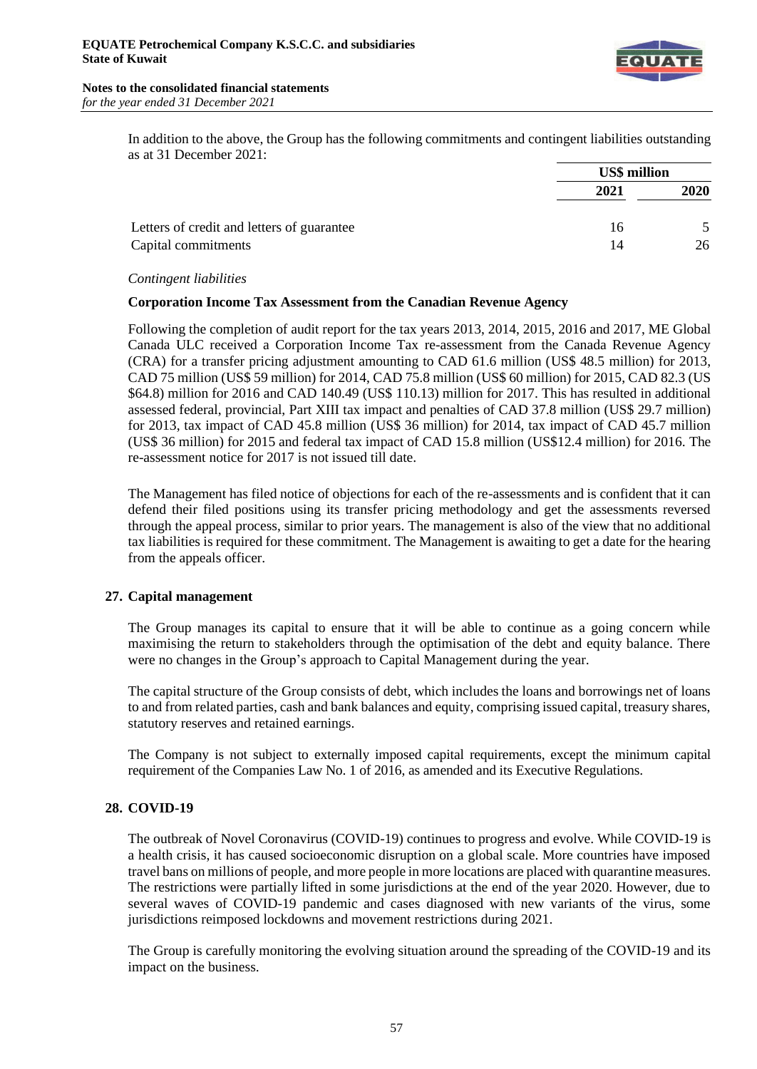In addition to the above, the Group has the following commitments and contingent liabilities outstanding as at 31 December 2021:

| | US$ million | |
|---|---|---|
| | **2021** | **2020** |
| Letters of credit and letters of guarantee | 16 | 5 |
| Capital commitments | 14 | 26 |

*Contingent liabilities*

**Corporation Income Tax Assessment from the Canadian Revenue Agency**

Following the completion of audit report for the tax years 2013, 2014, 2015, 2016 and 2017, ME Global Canada ULC received a Corporation Income Tax re-assessment from the Canada Revenue Agency (CRA) for a transfer pricing adjustment amounting to CAD 61.6 million (US$ 48.5 million) for 2013, CAD 75 million (US$ 59 million) for 2014, CAD 75.8 million (US$ 60 million) for 2015, CAD 82.3 (US $64.8) million for 2016 and CAD 140.49 (US$ 110.13) million for 2017. This has resulted in additional assessed federal, provincial, Part XIII tax impact and penalties of CAD 37.8 million (US$ 29.7 million) for 2013, tax impact of CAD 45.8 million (US$ 36 million) for 2014, tax impact of CAD 45.7 million (US$ 36 million) for 2015 and federal tax impact of CAD 15.8 million (US$12.4 million) for 2016. The re-assessment notice for 2017 is not issued till date.

The Management has filed notice of objections for each of the re-assessments and is confident that it can defend their filed positions using its transfer pricing methodology and get the assessments reversed through the appeal process, similar to prior years. The management is also of the view that no additional tax liabilities is required for these commitment. The Management is awaiting to get a date for the hearing from the appeals officer.

## 27. Capital management

The Group manages its capital to ensure that it will be able to continue as a going concern while maximising the return to stakeholders through the optimisation of the debt and equity balance. There were no changes in the Group's approach to Capital Management during the year.

The capital structure of the Group consists of debt, which includes the loans and borrowings net of loans to and from related parties, cash and bank balances and equity, comprising issued capital, treasury shares, statutory reserves and retained earnings.

The Company is not subject to externally imposed capital requirements, except the minimum capital requirement of the Companies Law No. 1 of 2016, as amended and its Executive Regulations.

## 28. COVID-19

The outbreak of Novel Coronavirus (COVID-19) continues to progress and evolve. While COVID-19 is a health crisis, it has caused socioeconomic disruption on a global scale. More countries have imposed travel bans on millions of people, and more people in more locations are placed with quarantine measures. The restrictions were partially lifted in some jurisdictions at the end of the year 2020. However, due to several waves of COVID-19 pandemic and cases diagnosed with new variants of the virus, some jurisdictions reimposed lockdowns and movement restrictions during 2021.

The Group is carefully monitoring the evolving situation around the spreading of the COVID-19 and its impact on the business.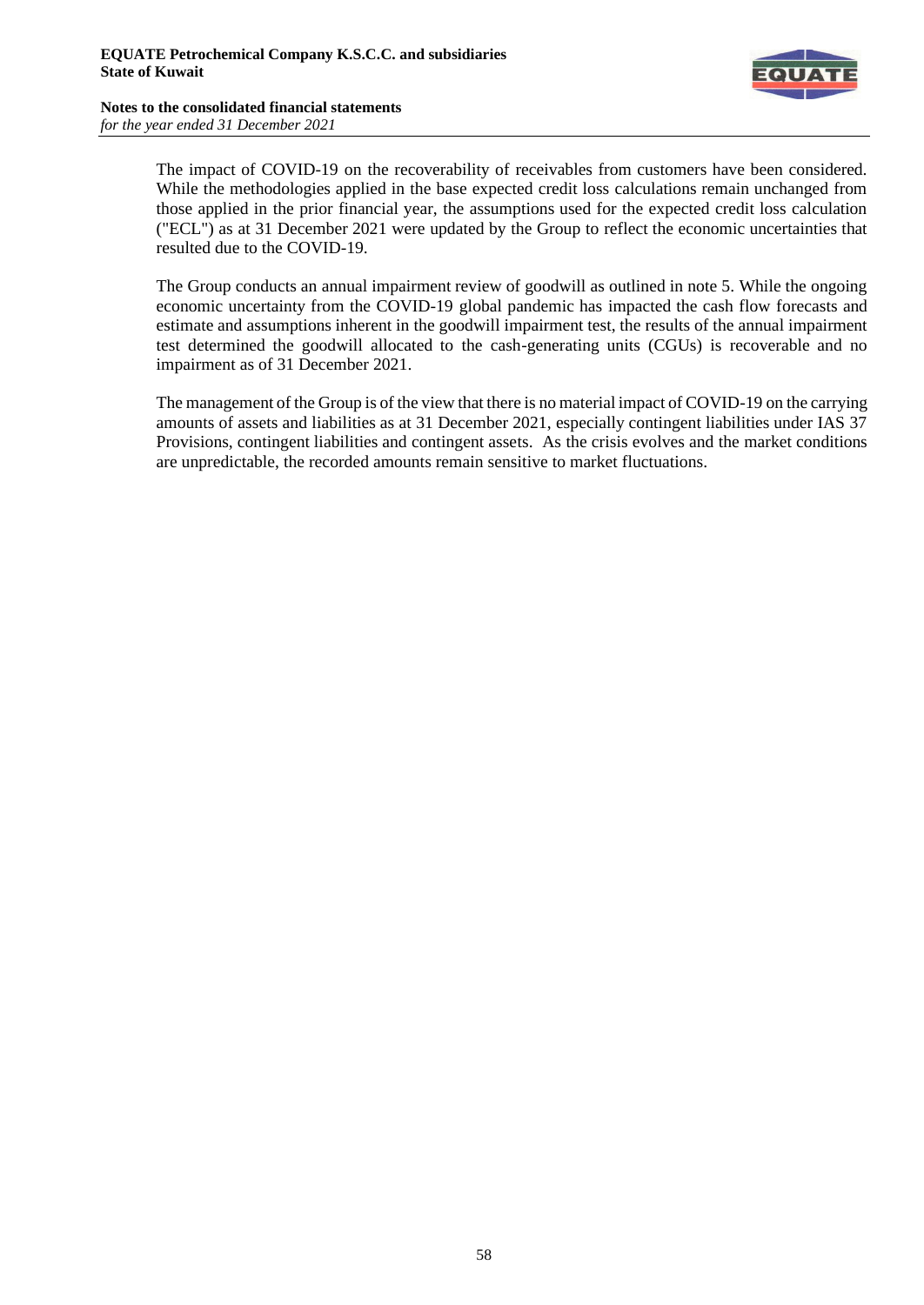The impact of COVID-19 on the recoverability of receivables from customers have been considered. While the methodologies applied in the base expected credit loss calculations remain unchanged from those applied in the prior financial year, the assumptions used for the expected credit loss calculation ("ECL") as at 31 December 2021 were updated by the Group to reflect the economic uncertainties that resulted due to the COVID-19.

The Group conducts an annual impairment review of goodwill as outlined in note 5. While the ongoing economic uncertainty from the COVID-19 global pandemic has impacted the cash flow forecasts and estimate and assumptions inherent in the goodwill impairment test, the results of the annual impairment test determined the goodwill allocated to the cash-generating units (CGUs) is recoverable and no impairment as of 31 December 2021.

The management of the Group is of the view that there is no material impact of COVID-19 on the carrying amounts of assets and liabilities as at 31 December 2021, especially contingent liabilities under IAS 37 Provisions, contingent liabilities and contingent assets. As the crisis evolves and the market conditions are unpredictable, the recorded amounts remain sensitive to market fluctuations.